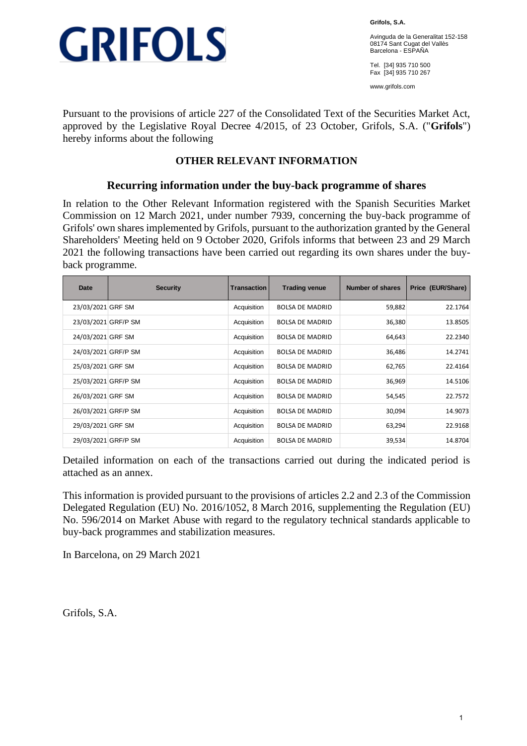**GRIFOLS**

**Grifols, S.A.**

Avinguda de la Generalitat 152-158
08174 Sant Cugat del Vallès
Barcelona - ESPAÑA

Tel. [34] 935 710 500
Fax [34] 935 710 267

www.grifols.com

Pursuant to the provisions of article 227 of the Consolidated Text of the Securities Market Act, approved by the Legislative Royal Decree 4/2015, of 23 October, Grifols, S.A. ("**Grifols**") hereby informs about the following

## OTHER RELEVANT INFORMATION

### Recurring information under the buy-back programme of shares

In relation to the Other Relevant Information registered with the Spanish Securities Market Commission on 12 March 2021, under number 7939, concerning the buy-back programme of Grifols' own shares implemented by Grifols, pursuant to the authorization granted by the General Shareholders' Meeting held on 9 October 2020, Grifols informs that between 23 and 29 March 2021 the following transactions have been carried out regarding its own shares under the buy-back programme.

| Date | Security | Transaction | Trading venue | Number of shares | Price (EUR/Share) |
|---|---|---|---|---|---|
| 23/03/2021 | GRF SM | Acquisition | BOLSA DE MADRID | 59,882 | 22.1764 |
| 23/03/2021 | GRF/P SM | Acquisition | BOLSA DE MADRID | 36,380 | 13.8505 |
| 24/03/2021 | GRF SM | Acquisition | BOLSA DE MADRID | 64,643 | 22.2340 |
| 24/03/2021 | GRF/P SM | Acquisition | BOLSA DE MADRID | 36,486 | 14.2741 |
| 25/03/2021 | GRF SM | Acquisition | BOLSA DE MADRID | 62,765 | 22.4164 |
| 25/03/2021 | GRF/P SM | Acquisition | BOLSA DE MADRID | 36,969 | 14.5106 |
| 26/03/2021 | GRF SM | Acquisition | BOLSA DE MADRID | 54,545 | 22.7572 |
| 26/03/2021 | GRF/P SM | Acquisition | BOLSA DE MADRID | 30,094 | 14.9073 |
| 29/03/2021 | GRF SM | Acquisition | BOLSA DE MADRID | 63,294 | 22.9168 |
| 29/03/2021 | GRF/P SM | Acquisition | BOLSA DE MADRID | 39,534 | 14.8704 |

Detailed information on each of the transactions carried out during the indicated period is attached as an annex.

This information is provided pursuant to the provisions of articles 2.2 and 2.3 of the Commission Delegated Regulation (EU) No. 2016/1052, 8 March 2016, supplementing the Regulation (EU) No. 596/2014 on Market Abuse with regard to the regulatory technical standards applicable to buy-back programmes and stabilization measures.

In Barcelona, on 29 March 2021

Grifols, S.A.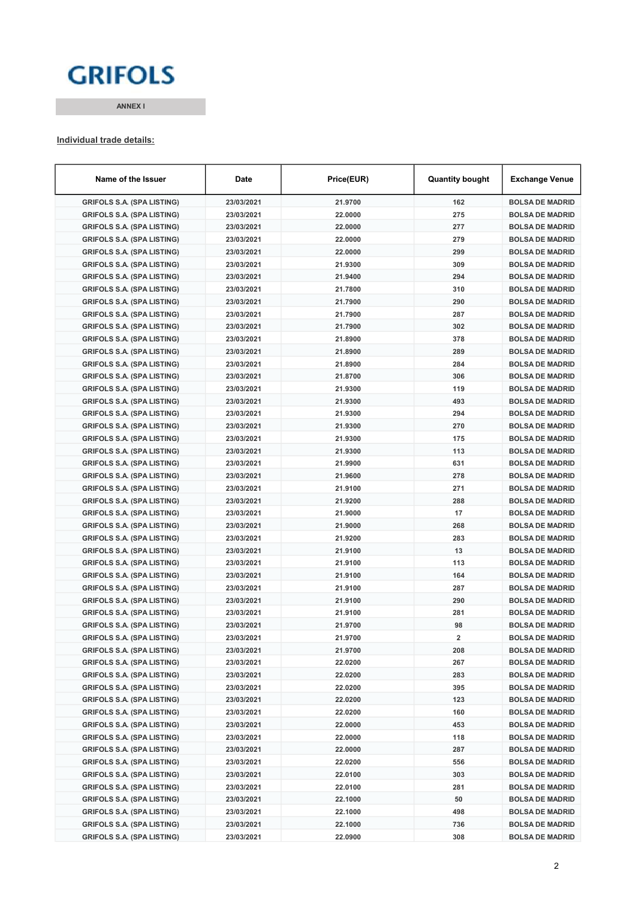GRIFOLS

ANNEX I

**Individual trade details:**

| Name of the Issuer | Date | Price(EUR) | Quantity bought | Exchange Venue |
|---|---|---|---|---|
| GRIFOLS S.A. (SPA LISTING) | 23/03/2021 | 21.9700 | 162 | BOLSA DE MADRID |
| GRIFOLS S.A. (SPA LISTING) | 23/03/2021 | 22.0000 | 275 | BOLSA DE MADRID |
| GRIFOLS S.A. (SPA LISTING) | 23/03/2021 | 22.0000 | 277 | BOLSA DE MADRID |
| GRIFOLS S.A. (SPA LISTING) | 23/03/2021 | 22.0000 | 279 | BOLSA DE MADRID |
| GRIFOLS S.A. (SPA LISTING) | 23/03/2021 | 22.0000 | 299 | BOLSA DE MADRID |
| GRIFOLS S.A. (SPA LISTING) | 23/03/2021 | 21.9300 | 309 | BOLSA DE MADRID |
| GRIFOLS S.A. (SPA LISTING) | 23/03/2021 | 21.9400 | 294 | BOLSA DE MADRID |
| GRIFOLS S.A. (SPA LISTING) | 23/03/2021 | 21.7800 | 310 | BOLSA DE MADRID |
| GRIFOLS S.A. (SPA LISTING) | 23/03/2021 | 21.7900 | 290 | BOLSA DE MADRID |
| GRIFOLS S.A. (SPA LISTING) | 23/03/2021 | 21.7900 | 287 | BOLSA DE MADRID |
| GRIFOLS S.A. (SPA LISTING) | 23/03/2021 | 21.7900 | 302 | BOLSA DE MADRID |
| GRIFOLS S.A. (SPA LISTING) | 23/03/2021 | 21.8900 | 378 | BOLSA DE MADRID |
| GRIFOLS S.A. (SPA LISTING) | 23/03/2021 | 21.8900 | 289 | BOLSA DE MADRID |
| GRIFOLS S.A. (SPA LISTING) | 23/03/2021 | 21.8900 | 284 | BOLSA DE MADRID |
| GRIFOLS S.A. (SPA LISTING) | 23/03/2021 | 21.8700 | 306 | BOLSA DE MADRID |
| GRIFOLS S.A. (SPA LISTING) | 23/03/2021 | 21.9300 | 119 | BOLSA DE MADRID |
| GRIFOLS S.A. (SPA LISTING) | 23/03/2021 | 21.9300 | 493 | BOLSA DE MADRID |
| GRIFOLS S.A. (SPA LISTING) | 23/03/2021 | 21.9300 | 294 | BOLSA DE MADRID |
| GRIFOLS S.A. (SPA LISTING) | 23/03/2021 | 21.9300 | 270 | BOLSA DE MADRID |
| GRIFOLS S.A. (SPA LISTING) | 23/03/2021 | 21.9300 | 175 | BOLSA DE MADRID |
| GRIFOLS S.A. (SPA LISTING) | 23/03/2021 | 21.9300 | 113 | BOLSA DE MADRID |
| GRIFOLS S.A. (SPA LISTING) | 23/03/2021 | 21.9900 | 631 | BOLSA DE MADRID |
| GRIFOLS S.A. (SPA LISTING) | 23/03/2021 | 21.9600 | 278 | BOLSA DE MADRID |
| GRIFOLS S.A. (SPA LISTING) | 23/03/2021 | 21.9100 | 271 | BOLSA DE MADRID |
| GRIFOLS S.A. (SPA LISTING) | 23/03/2021 | 21.9200 | 288 | BOLSA DE MADRID |
| GRIFOLS S.A. (SPA LISTING) | 23/03/2021 | 21.9000 | 17 | BOLSA DE MADRID |
| GRIFOLS S.A. (SPA LISTING) | 23/03/2021 | 21.9000 | 268 | BOLSA DE MADRID |
| GRIFOLS S.A. (SPA LISTING) | 23/03/2021 | 21.9200 | 283 | BOLSA DE MADRID |
| GRIFOLS S.A. (SPA LISTING) | 23/03/2021 | 21.9100 | 13 | BOLSA DE MADRID |
| GRIFOLS S.A. (SPA LISTING) | 23/03/2021 | 21.9100 | 113 | BOLSA DE MADRID |
| GRIFOLS S.A. (SPA LISTING) | 23/03/2021 | 21.9100 | 164 | BOLSA DE MADRID |
| GRIFOLS S.A. (SPA LISTING) | 23/03/2021 | 21.9100 | 287 | BOLSA DE MADRID |
| GRIFOLS S.A. (SPA LISTING) | 23/03/2021 | 21.9100 | 290 | BOLSA DE MADRID |
| GRIFOLS S.A. (SPA LISTING) | 23/03/2021 | 21.9100 | 281 | BOLSA DE MADRID |
| GRIFOLS S.A. (SPA LISTING) | 23/03/2021 | 21.9700 | 98 | BOLSA DE MADRID |
| GRIFOLS S.A. (SPA LISTING) | 23/03/2021 | 21.9700 | 2 | BOLSA DE MADRID |
| GRIFOLS S.A. (SPA LISTING) | 23/03/2021 | 21.9700 | 208 | BOLSA DE MADRID |
| GRIFOLS S.A. (SPA LISTING) | 23/03/2021 | 22.0200 | 267 | BOLSA DE MADRID |
| GRIFOLS S.A. (SPA LISTING) | 23/03/2021 | 22.0200 | 283 | BOLSA DE MADRID |
| GRIFOLS S.A. (SPA LISTING) | 23/03/2021 | 22.0200 | 395 | BOLSA DE MADRID |
| GRIFOLS S.A. (SPA LISTING) | 23/03/2021 | 22.0200 | 123 | BOLSA DE MADRID |
| GRIFOLS S.A. (SPA LISTING) | 23/03/2021 | 22.0200 | 160 | BOLSA DE MADRID |
| GRIFOLS S.A. (SPA LISTING) | 23/03/2021 | 22.0000 | 453 | BOLSA DE MADRID |
| GRIFOLS S.A. (SPA LISTING) | 23/03/2021 | 22.0000 | 118 | BOLSA DE MADRID |
| GRIFOLS S.A. (SPA LISTING) | 23/03/2021 | 22.0000 | 287 | BOLSA DE MADRID |
| GRIFOLS S.A. (SPA LISTING) | 23/03/2021 | 22.0200 | 556 | BOLSA DE MADRID |
| GRIFOLS S.A. (SPA LISTING) | 23/03/2021 | 22.0100 | 303 | BOLSA DE MADRID |
| GRIFOLS S.A. (SPA LISTING) | 23/03/2021 | 22.0100 | 281 | BOLSA DE MADRID |
| GRIFOLS S.A. (SPA LISTING) | 23/03/2021 | 22.1000 | 50 | BOLSA DE MADRID |
| GRIFOLS S.A. (SPA LISTING) | 23/03/2021 | 22.1000 | 498 | BOLSA DE MADRID |
| GRIFOLS S.A. (SPA LISTING) | 23/03/2021 | 22.1000 | 736 | BOLSA DE MADRID |
| GRIFOLS S.A. (SPA LISTING) | 23/03/2021 | 22.0900 | 308 | BOLSA DE MADRID |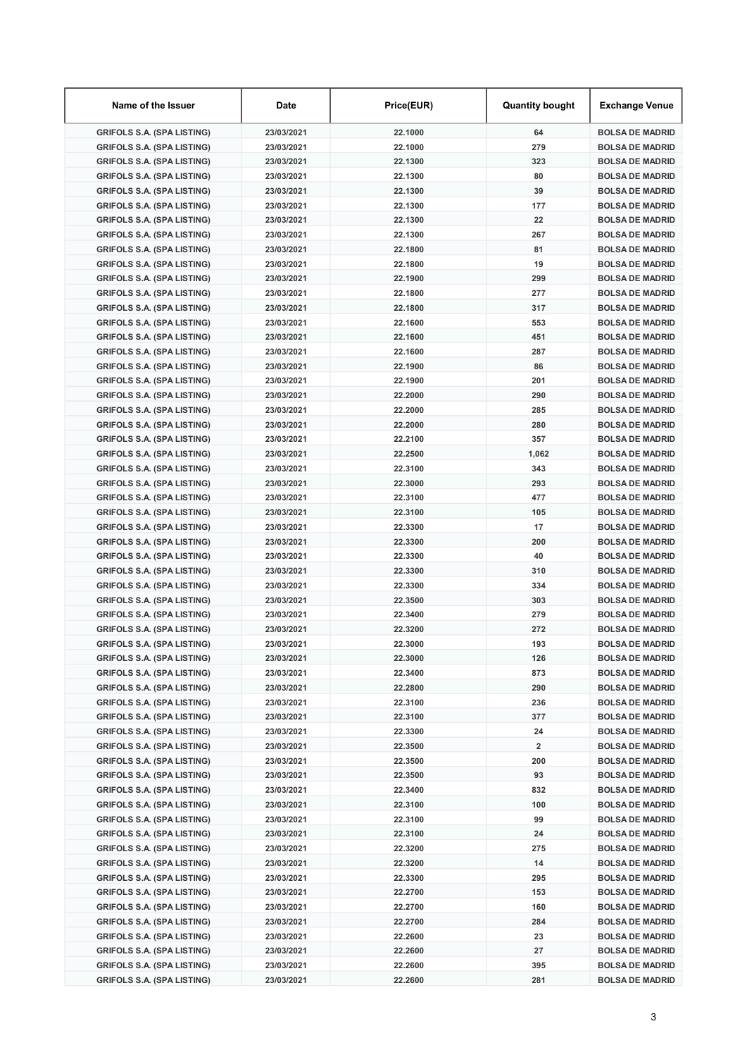| Name of the Issuer | Date | Price(EUR) | Quantity bought | Exchange Venue |
|---|---|---|---|---|
| GRIFOLS S.A. (SPA LISTING) | 23/03/2021 | 22.1000 | 64 | BOLSA DE MADRID |
| GRIFOLS S.A. (SPA LISTING) | 23/03/2021 | 22.1000 | 279 | BOLSA DE MADRID |
| GRIFOLS S.A. (SPA LISTING) | 23/03/2021 | 22.1300 | 323 | BOLSA DE MADRID |
| GRIFOLS S.A. (SPA LISTING) | 23/03/2021 | 22.1300 | 80 | BOLSA DE MADRID |
| GRIFOLS S.A. (SPA LISTING) | 23/03/2021 | 22.1300 | 39 | BOLSA DE MADRID |
| GRIFOLS S.A. (SPA LISTING) | 23/03/2021 | 22.1300 | 177 | BOLSA DE MADRID |
| GRIFOLS S.A. (SPA LISTING) | 23/03/2021 | 22.1300 | 22 | BOLSA DE MADRID |
| GRIFOLS S.A. (SPA LISTING) | 23/03/2021 | 22.1300 | 267 | BOLSA DE MADRID |
| GRIFOLS S.A. (SPA LISTING) | 23/03/2021 | 22.1800 | 81 | BOLSA DE MADRID |
| GRIFOLS S.A. (SPA LISTING) | 23/03/2021 | 22.1800 | 19 | BOLSA DE MADRID |
| GRIFOLS S.A. (SPA LISTING) | 23/03/2021 | 22.1900 | 299 | BOLSA DE MADRID |
| GRIFOLS S.A. (SPA LISTING) | 23/03/2021 | 22.1800 | 277 | BOLSA DE MADRID |
| GRIFOLS S.A. (SPA LISTING) | 23/03/2021 | 22.1800 | 317 | BOLSA DE MADRID |
| GRIFOLS S.A. (SPA LISTING) | 23/03/2021 | 22.1600 | 553 | BOLSA DE MADRID |
| GRIFOLS S.A. (SPA LISTING) | 23/03/2021 | 22.1600 | 451 | BOLSA DE MADRID |
| GRIFOLS S.A. (SPA LISTING) | 23/03/2021 | 22.1600 | 287 | BOLSA DE MADRID |
| GRIFOLS S.A. (SPA LISTING) | 23/03/2021 | 22.1900 | 86 | BOLSA DE MADRID |
| GRIFOLS S.A. (SPA LISTING) | 23/03/2021 | 22.1900 | 201 | BOLSA DE MADRID |
| GRIFOLS S.A. (SPA LISTING) | 23/03/2021 | 22.2000 | 290 | BOLSA DE MADRID |
| GRIFOLS S.A. (SPA LISTING) | 23/03/2021 | 22.2000 | 285 | BOLSA DE MADRID |
| GRIFOLS S.A. (SPA LISTING) | 23/03/2021 | 22.2000 | 280 | BOLSA DE MADRID |
| GRIFOLS S.A. (SPA LISTING) | 23/03/2021 | 22.2100 | 357 | BOLSA DE MADRID |
| GRIFOLS S.A. (SPA LISTING) | 23/03/2021 | 22.2500 | 1,062 | BOLSA DE MADRID |
| GRIFOLS S.A. (SPA LISTING) | 23/03/2021 | 22.3100 | 343 | BOLSA DE MADRID |
| GRIFOLS S.A. (SPA LISTING) | 23/03/2021 | 22.3000 | 293 | BOLSA DE MADRID |
| GRIFOLS S.A. (SPA LISTING) | 23/03/2021 | 22.3100 | 477 | BOLSA DE MADRID |
| GRIFOLS S.A. (SPA LISTING) | 23/03/2021 | 22.3100 | 105 | BOLSA DE MADRID |
| GRIFOLS S.A. (SPA LISTING) | 23/03/2021 | 22.3300 | 17 | BOLSA DE MADRID |
| GRIFOLS S.A. (SPA LISTING) | 23/03/2021 | 22.3300 | 200 | BOLSA DE MADRID |
| GRIFOLS S.A. (SPA LISTING) | 23/03/2021 | 22.3300 | 40 | BOLSA DE MADRID |
| GRIFOLS S.A. (SPA LISTING) | 23/03/2021 | 22.3300 | 310 | BOLSA DE MADRID |
| GRIFOLS S.A. (SPA LISTING) | 23/03/2021 | 22.3300 | 334 | BOLSA DE MADRID |
| GRIFOLS S.A. (SPA LISTING) | 23/03/2021 | 22.3500 | 303 | BOLSA DE MADRID |
| GRIFOLS S.A. (SPA LISTING) | 23/03/2021 | 22.3400 | 279 | BOLSA DE MADRID |
| GRIFOLS S.A. (SPA LISTING) | 23/03/2021 | 22.3200 | 272 | BOLSA DE MADRID |
| GRIFOLS S.A. (SPA LISTING) | 23/03/2021 | 22.3000 | 193 | BOLSA DE MADRID |
| GRIFOLS S.A. (SPA LISTING) | 23/03/2021 | 22.3000 | 126 | BOLSA DE MADRID |
| GRIFOLS S.A. (SPA LISTING) | 23/03/2021 | 22.3400 | 873 | BOLSA DE MADRID |
| GRIFOLS S.A. (SPA LISTING) | 23/03/2021 | 22.2800 | 290 | BOLSA DE MADRID |
| GRIFOLS S.A. (SPA LISTING) | 23/03/2021 | 22.3100 | 236 | BOLSA DE MADRID |
| GRIFOLS S.A. (SPA LISTING) | 23/03/2021 | 22.3100 | 377 | BOLSA DE MADRID |
| GRIFOLS S.A. (SPA LISTING) | 23/03/2021 | 22.3300 | 24 | BOLSA DE MADRID |
| GRIFOLS S.A. (SPA LISTING) | 23/03/2021 | 22.3500 | 2 | BOLSA DE MADRID |
| GRIFOLS S.A. (SPA LISTING) | 23/03/2021 | 22.3500 | 200 | BOLSA DE MADRID |
| GRIFOLS S.A. (SPA LISTING) | 23/03/2021 | 22.3500 | 93 | BOLSA DE MADRID |
| GRIFOLS S.A. (SPA LISTING) | 23/03/2021 | 22.3400 | 832 | BOLSA DE MADRID |
| GRIFOLS S.A. (SPA LISTING) | 23/03/2021 | 22.3100 | 100 | BOLSA DE MADRID |
| GRIFOLS S.A. (SPA LISTING) | 23/03/2021 | 22.3100 | 99 | BOLSA DE MADRID |
| GRIFOLS S.A. (SPA LISTING) | 23/03/2021 | 22.3100 | 24 | BOLSA DE MADRID |
| GRIFOLS S.A. (SPA LISTING) | 23/03/2021 | 22.3200 | 275 | BOLSA DE MADRID |
| GRIFOLS S.A. (SPA LISTING) | 23/03/2021 | 22.3200 | 14 | BOLSA DE MADRID |
| GRIFOLS S.A. (SPA LISTING) | 23/03/2021 | 22.3300 | 295 | BOLSA DE MADRID |
| GRIFOLS S.A. (SPA LISTING) | 23/03/2021 | 22.2700 | 153 | BOLSA DE MADRID |
| GRIFOLS S.A. (SPA LISTING) | 23/03/2021 | 22.2700 | 160 | BOLSA DE MADRID |
| GRIFOLS S.A. (SPA LISTING) | 23/03/2021 | 22.2700 | 284 | BOLSA DE MADRID |
| GRIFOLS S.A. (SPA LISTING) | 23/03/2021 | 22.2600 | 23 | BOLSA DE MADRID |
| GRIFOLS S.A. (SPA LISTING) | 23/03/2021 | 22.2600 | 27 | BOLSA DE MADRID |
| GRIFOLS S.A. (SPA LISTING) | 23/03/2021 | 22.2600 | 395 | BOLSA DE MADRID |
| GRIFOLS S.A. (SPA LISTING) | 23/03/2021 | 22.2600 | 281 | BOLSA DE MADRID |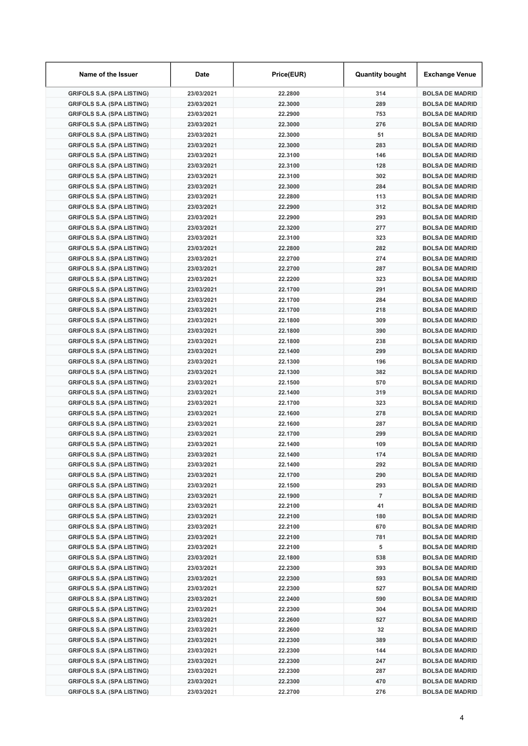| Name of the Issuer | Date | Price(EUR) | Quantity bought | Exchange Venue |
|---|---|---|---|---|
| GRIFOLS S.A. (SPA LISTING) | 23/03/2021 | 22.2800 | 314 | BOLSA DE MADRID |
| GRIFOLS S.A. (SPA LISTING) | 23/03/2021 | 22.3000 | 289 | BOLSA DE MADRID |
| GRIFOLS S.A. (SPA LISTING) | 23/03/2021 | 22.2900 | 753 | BOLSA DE MADRID |
| GRIFOLS S.A. (SPA LISTING) | 23/03/2021 | 22.3000 | 276 | BOLSA DE MADRID |
| GRIFOLS S.A. (SPA LISTING) | 23/03/2021 | 22.3000 | 51 | BOLSA DE MADRID |
| GRIFOLS S.A. (SPA LISTING) | 23/03/2021 | 22.3000 | 283 | BOLSA DE MADRID |
| GRIFOLS S.A. (SPA LISTING) | 23/03/2021 | 22.3100 | 146 | BOLSA DE MADRID |
| GRIFOLS S.A. (SPA LISTING) | 23/03/2021 | 22.3100 | 128 | BOLSA DE MADRID |
| GRIFOLS S.A. (SPA LISTING) | 23/03/2021 | 22.3100 | 302 | BOLSA DE MADRID |
| GRIFOLS S.A. (SPA LISTING) | 23/03/2021 | 22.3000 | 284 | BOLSA DE MADRID |
| GRIFOLS S.A. (SPA LISTING) | 23/03/2021 | 22.2800 | 113 | BOLSA DE MADRID |
| GRIFOLS S.A. (SPA LISTING) | 23/03/2021 | 22.2900 | 312 | BOLSA DE MADRID |
| GRIFOLS S.A. (SPA LISTING) | 23/03/2021 | 22.2900 | 293 | BOLSA DE MADRID |
| GRIFOLS S.A. (SPA LISTING) | 23/03/2021 | 22.3200 | 277 | BOLSA DE MADRID |
| GRIFOLS S.A. (SPA LISTING) | 23/03/2021 | 22.3100 | 323 | BOLSA DE MADRID |
| GRIFOLS S.A. (SPA LISTING) | 23/03/2021 | 22.2800 | 282 | BOLSA DE MADRID |
| GRIFOLS S.A. (SPA LISTING) | 23/03/2021 | 22.2700 | 274 | BOLSA DE MADRID |
| GRIFOLS S.A. (SPA LISTING) | 23/03/2021 | 22.2700 | 287 | BOLSA DE MADRID |
| GRIFOLS S.A. (SPA LISTING) | 23/03/2021 | 22.2200 | 323 | BOLSA DE MADRID |
| GRIFOLS S.A. (SPA LISTING) | 23/03/2021 | 22.1700 | 291 | BOLSA DE MADRID |
| GRIFOLS S.A. (SPA LISTING) | 23/03/2021 | 22.1700 | 284 | BOLSA DE MADRID |
| GRIFOLS S.A. (SPA LISTING) | 23/03/2021 | 22.1700 | 218 | BOLSA DE MADRID |
| GRIFOLS S.A. (SPA LISTING) | 23/03/2021 | 22.1800 | 309 | BOLSA DE MADRID |
| GRIFOLS S.A. (SPA LISTING) | 23/03/2021 | 22.1800 | 390 | BOLSA DE MADRID |
| GRIFOLS S.A. (SPA LISTING) | 23/03/2021 | 22.1800 | 238 | BOLSA DE MADRID |
| GRIFOLS S.A. (SPA LISTING) | 23/03/2021 | 22.1400 | 299 | BOLSA DE MADRID |
| GRIFOLS S.A. (SPA LISTING) | 23/03/2021 | 22.1300 | 196 | BOLSA DE MADRID |
| GRIFOLS S.A. (SPA LISTING) | 23/03/2021 | 22.1300 | 382 | BOLSA DE MADRID |
| GRIFOLS S.A. (SPA LISTING) | 23/03/2021 | 22.1500 | 570 | BOLSA DE MADRID |
| GRIFOLS S.A. (SPA LISTING) | 23/03/2021 | 22.1400 | 319 | BOLSA DE MADRID |
| GRIFOLS S.A. (SPA LISTING) | 23/03/2021 | 22.1700 | 323 | BOLSA DE MADRID |
| GRIFOLS S.A. (SPA LISTING) | 23/03/2021 | 22.1600 | 278 | BOLSA DE MADRID |
| GRIFOLS S.A. (SPA LISTING) | 23/03/2021 | 22.1600 | 287 | BOLSA DE MADRID |
| GRIFOLS S.A. (SPA LISTING) | 23/03/2021 | 22.1700 | 299 | BOLSA DE MADRID |
| GRIFOLS S.A. (SPA LISTING) | 23/03/2021 | 22.1400 | 109 | BOLSA DE MADRID |
| GRIFOLS S.A. (SPA LISTING) | 23/03/2021 | 22.1400 | 174 | BOLSA DE MADRID |
| GRIFOLS S.A. (SPA LISTING) | 23/03/2021 | 22.1400 | 292 | BOLSA DE MADRID |
| GRIFOLS S.A. (SPA LISTING) | 23/03/2021 | 22.1700 | 290 | BOLSA DE MADRID |
| GRIFOLS S.A. (SPA LISTING) | 23/03/2021 | 22.1500 | 293 | BOLSA DE MADRID |
| GRIFOLS S.A. (SPA LISTING) | 23/03/2021 | 22.1900 | 7 | BOLSA DE MADRID |
| GRIFOLS S.A. (SPA LISTING) | 23/03/2021 | 22.2100 | 41 | BOLSA DE MADRID |
| GRIFOLS S.A. (SPA LISTING) | 23/03/2021 | 22.2100 | 180 | BOLSA DE MADRID |
| GRIFOLS S.A. (SPA LISTING) | 23/03/2021 | 22.2100 | 670 | BOLSA DE MADRID |
| GRIFOLS S.A. (SPA LISTING) | 23/03/2021 | 22.2100 | 781 | BOLSA DE MADRID |
| GRIFOLS S.A. (SPA LISTING) | 23/03/2021 | 22.2100 | 5 | BOLSA DE MADRID |
| GRIFOLS S.A. (SPA LISTING) | 23/03/2021 | 22.1800 | 538 | BOLSA DE MADRID |
| GRIFOLS S.A. (SPA LISTING) | 23/03/2021 | 22.2300 | 393 | BOLSA DE MADRID |
| GRIFOLS S.A. (SPA LISTING) | 23/03/2021 | 22.2300 | 593 | BOLSA DE MADRID |
| GRIFOLS S.A. (SPA LISTING) | 23/03/2021 | 22.2300 | 527 | BOLSA DE MADRID |
| GRIFOLS S.A. (SPA LISTING) | 23/03/2021 | 22.2400 | 590 | BOLSA DE MADRID |
| GRIFOLS S.A. (SPA LISTING) | 23/03/2021 | 22.2300 | 304 | BOLSA DE MADRID |
| GRIFOLS S.A. (SPA LISTING) | 23/03/2021 | 22.2600 | 527 | BOLSA DE MADRID |
| GRIFOLS S.A. (SPA LISTING) | 23/03/2021 | 22.2600 | 32 | BOLSA DE MADRID |
| GRIFOLS S.A. (SPA LISTING) | 23/03/2021 | 22.2300 | 389 | BOLSA DE MADRID |
| GRIFOLS S.A. (SPA LISTING) | 23/03/2021 | 22.2300 | 144 | BOLSA DE MADRID |
| GRIFOLS S.A. (SPA LISTING) | 23/03/2021 | 22.2300 | 247 | BOLSA DE MADRID |
| GRIFOLS S.A. (SPA LISTING) | 23/03/2021 | 22.2300 | 287 | BOLSA DE MADRID |
| GRIFOLS S.A. (SPA LISTING) | 23/03/2021 | 22.2300 | 470 | BOLSA DE MADRID |
| GRIFOLS S.A. (SPA LISTING) | 23/03/2021 | 22.2700 | 276 | BOLSA DE MADRID |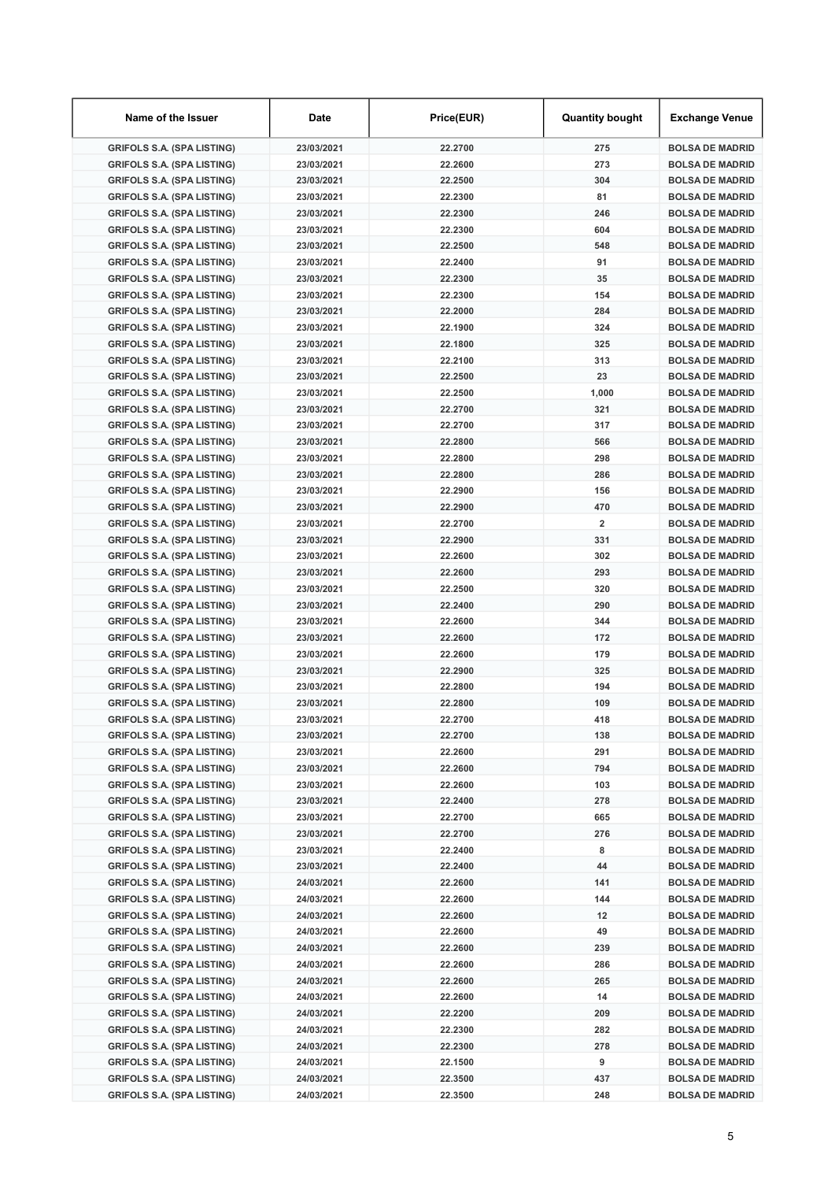| Name of the Issuer | Date | Price(EUR) | Quantity bought | Exchange Venue |
| --- | --- | --- | --- | --- |
| GRIFOLS S.A. (SPA LISTING) | 23/03/2021 | 22.2700 | 275 | BOLSA DE MADRID |
| GRIFOLS S.A. (SPA LISTING) | 23/03/2021 | 22.2600 | 273 | BOLSA DE MADRID |
| GRIFOLS S.A. (SPA LISTING) | 23/03/2021 | 22.2500 | 304 | BOLSA DE MADRID |
| GRIFOLS S.A. (SPA LISTING) | 23/03/2021 | 22.2300 | 81 | BOLSA DE MADRID |
| GRIFOLS S.A. (SPA LISTING) | 23/03/2021 | 22.2300 | 246 | BOLSA DE MADRID |
| GRIFOLS S.A. (SPA LISTING) | 23/03/2021 | 22.2300 | 604 | BOLSA DE MADRID |
| GRIFOLS S.A. (SPA LISTING) | 23/03/2021 | 22.2500 | 548 | BOLSA DE MADRID |
| GRIFOLS S.A. (SPA LISTING) | 23/03/2021 | 22.2400 | 91 | BOLSA DE MADRID |
| GRIFOLS S.A. (SPA LISTING) | 23/03/2021 | 22.2300 | 35 | BOLSA DE MADRID |
| GRIFOLS S.A. (SPA LISTING) | 23/03/2021 | 22.2300 | 154 | BOLSA DE MADRID |
| GRIFOLS S.A. (SPA LISTING) | 23/03/2021 | 22.2000 | 284 | BOLSA DE MADRID |
| GRIFOLS S.A. (SPA LISTING) | 23/03/2021 | 22.1900 | 324 | BOLSA DE MADRID |
| GRIFOLS S.A. (SPA LISTING) | 23/03/2021 | 22.1800 | 325 | BOLSA DE MADRID |
| GRIFOLS S.A. (SPA LISTING) | 23/03/2021 | 22.2100 | 313 | BOLSA DE MADRID |
| GRIFOLS S.A. (SPA LISTING) | 23/03/2021 | 22.2500 | 23 | BOLSA DE MADRID |
| GRIFOLS S.A. (SPA LISTING) | 23/03/2021 | 22.2500 | 1,000 | BOLSA DE MADRID |
| GRIFOLS S.A. (SPA LISTING) | 23/03/2021 | 22.2700 | 321 | BOLSA DE MADRID |
| GRIFOLS S.A. (SPA LISTING) | 23/03/2021 | 22.2700 | 317 | BOLSA DE MADRID |
| GRIFOLS S.A. (SPA LISTING) | 23/03/2021 | 22.2800 | 566 | BOLSA DE MADRID |
| GRIFOLS S.A. (SPA LISTING) | 23/03/2021 | 22.2800 | 298 | BOLSA DE MADRID |
| GRIFOLS S.A. (SPA LISTING) | 23/03/2021 | 22.2800 | 286 | BOLSA DE MADRID |
| GRIFOLS S.A. (SPA LISTING) | 23/03/2021 | 22.2900 | 156 | BOLSA DE MADRID |
| GRIFOLS S.A. (SPA LISTING) | 23/03/2021 | 22.2900 | 470 | BOLSA DE MADRID |
| GRIFOLS S.A. (SPA LISTING) | 23/03/2021 | 22.2700 | 2 | BOLSA DE MADRID |
| GRIFOLS S.A. (SPA LISTING) | 23/03/2021 | 22.2900 | 331 | BOLSA DE MADRID |
| GRIFOLS S.A. (SPA LISTING) | 23/03/2021 | 22.2600 | 302 | BOLSA DE MADRID |
| GRIFOLS S.A. (SPA LISTING) | 23/03/2021 | 22.2600 | 293 | BOLSA DE MADRID |
| GRIFOLS S.A. (SPA LISTING) | 23/03/2021 | 22.2500 | 320 | BOLSA DE MADRID |
| GRIFOLS S.A. (SPA LISTING) | 23/03/2021 | 22.2400 | 290 | BOLSA DE MADRID |
| GRIFOLS S.A. (SPA LISTING) | 23/03/2021 | 22.2600 | 344 | BOLSA DE MADRID |
| GRIFOLS S.A. (SPA LISTING) | 23/03/2021 | 22.2600 | 172 | BOLSA DE MADRID |
| GRIFOLS S.A. (SPA LISTING) | 23/03/2021 | 22.2600 | 179 | BOLSA DE MADRID |
| GRIFOLS S.A. (SPA LISTING) | 23/03/2021 | 22.2900 | 325 | BOLSA DE MADRID |
| GRIFOLS S.A. (SPA LISTING) | 23/03/2021 | 22.2800 | 194 | BOLSA DE MADRID |
| GRIFOLS S.A. (SPA LISTING) | 23/03/2021 | 22.2800 | 109 | BOLSA DE MADRID |
| GRIFOLS S.A. (SPA LISTING) | 23/03/2021 | 22.2700 | 418 | BOLSA DE MADRID |
| GRIFOLS S.A. (SPA LISTING) | 23/03/2021 | 22.2700 | 138 | BOLSA DE MADRID |
| GRIFOLS S.A. (SPA LISTING) | 23/03/2021 | 22.2600 | 291 | BOLSA DE MADRID |
| GRIFOLS S.A. (SPA LISTING) | 23/03/2021 | 22.2600 | 794 | BOLSA DE MADRID |
| GRIFOLS S.A. (SPA LISTING) | 23/03/2021 | 22.2600 | 103 | BOLSA DE MADRID |
| GRIFOLS S.A. (SPA LISTING) | 23/03/2021 | 22.2400 | 278 | BOLSA DE MADRID |
| GRIFOLS S.A. (SPA LISTING) | 23/03/2021 | 22.2700 | 665 | BOLSA DE MADRID |
| GRIFOLS S.A. (SPA LISTING) | 23/03/2021 | 22.2700 | 276 | BOLSA DE MADRID |
| GRIFOLS S.A. (SPA LISTING) | 23/03/2021 | 22.2400 | 8 | BOLSA DE MADRID |
| GRIFOLS S.A. (SPA LISTING) | 23/03/2021 | 22.2400 | 44 | BOLSA DE MADRID |
| GRIFOLS S.A. (SPA LISTING) | 24/03/2021 | 22.2600 | 141 | BOLSA DE MADRID |
| GRIFOLS S.A. (SPA LISTING) | 24/03/2021 | 22.2600 | 144 | BOLSA DE MADRID |
| GRIFOLS S.A. (SPA LISTING) | 24/03/2021 | 22.2600 | 12 | BOLSA DE MADRID |
| GRIFOLS S.A. (SPA LISTING) | 24/03/2021 | 22.2600 | 49 | BOLSA DE MADRID |
| GRIFOLS S.A. (SPA LISTING) | 24/03/2021 | 22.2600 | 239 | BOLSA DE MADRID |
| GRIFOLS S.A. (SPA LISTING) | 24/03/2021 | 22.2600 | 286 | BOLSA DE MADRID |
| GRIFOLS S.A. (SPA LISTING) | 24/03/2021 | 22.2600 | 265 | BOLSA DE MADRID |
| GRIFOLS S.A. (SPA LISTING) | 24/03/2021 | 22.2600 | 14 | BOLSA DE MADRID |
| GRIFOLS S.A. (SPA LISTING) | 24/03/2021 | 22.2200 | 209 | BOLSA DE MADRID |
| GRIFOLS S.A. (SPA LISTING) | 24/03/2021 | 22.2300 | 282 | BOLSA DE MADRID |
| GRIFOLS S.A. (SPA LISTING) | 24/03/2021 | 22.2300 | 278 | BOLSA DE MADRID |
| GRIFOLS S.A. (SPA LISTING) | 24/03/2021 | 22.1500 | 9 | BOLSA DE MADRID |
| GRIFOLS S.A. (SPA LISTING) | 24/03/2021 | 22.3500 | 437 | BOLSA DE MADRID |
| GRIFOLS S.A. (SPA LISTING) | 24/03/2021 | 22.3500 | 248 | BOLSA DE MADRID |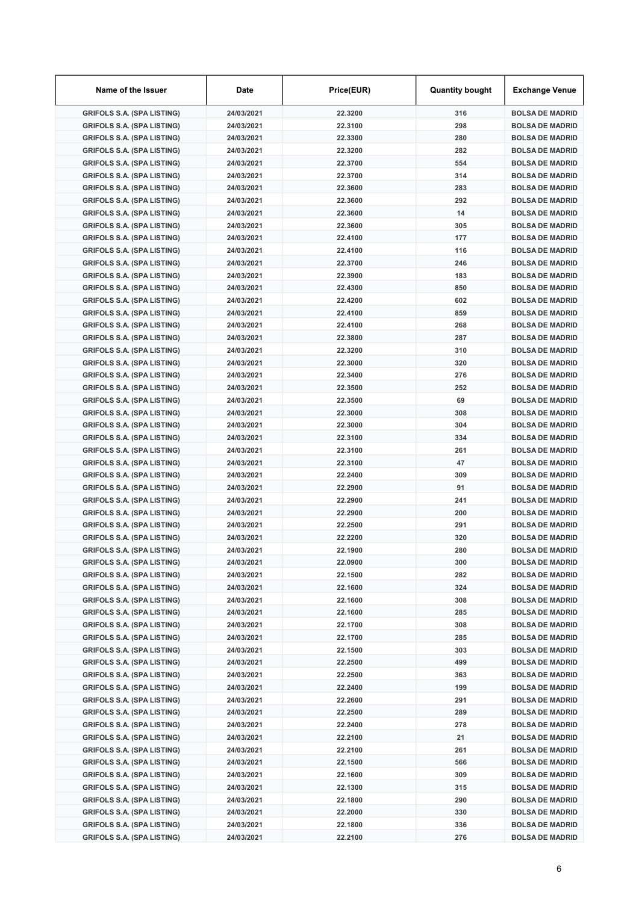| Name of the Issuer | Date | Price(EUR) | Quantity bought | Exchange Venue |
|---|---|---|---|---|
| GRIFOLS S.A. (SPA LISTING) | 24/03/2021 | 22.3200 | 316 | BOLSA DE MADRID |
| GRIFOLS S.A. (SPA LISTING) | 24/03/2021 | 22.3100 | 298 | BOLSA DE MADRID |
| GRIFOLS S.A. (SPA LISTING) | 24/03/2021 | 22.3300 | 280 | BOLSA DE MADRID |
| GRIFOLS S.A. (SPA LISTING) | 24/03/2021 | 22.3200 | 282 | BOLSA DE MADRID |
| GRIFOLS S.A. (SPA LISTING) | 24/03/2021 | 22.3700 | 554 | BOLSA DE MADRID |
| GRIFOLS S.A. (SPA LISTING) | 24/03/2021 | 22.3700 | 314 | BOLSA DE MADRID |
| GRIFOLS S.A. (SPA LISTING) | 24/03/2021 | 22.3600 | 283 | BOLSA DE MADRID |
| GRIFOLS S.A. (SPA LISTING) | 24/03/2021 | 22.3600 | 292 | BOLSA DE MADRID |
| GRIFOLS S.A. (SPA LISTING) | 24/03/2021 | 22.3600 | 14 | BOLSA DE MADRID |
| GRIFOLS S.A. (SPA LISTING) | 24/03/2021 | 22.3600 | 305 | BOLSA DE MADRID |
| GRIFOLS S.A. (SPA LISTING) | 24/03/2021 | 22.4100 | 177 | BOLSA DE MADRID |
| GRIFOLS S.A. (SPA LISTING) | 24/03/2021 | 22.4100 | 116 | BOLSA DE MADRID |
| GRIFOLS S.A. (SPA LISTING) | 24/03/2021 | 22.3700 | 246 | BOLSA DE MADRID |
| GRIFOLS S.A. (SPA LISTING) | 24/03/2021 | 22.3900 | 183 | BOLSA DE MADRID |
| GRIFOLS S.A. (SPA LISTING) | 24/03/2021 | 22.4300 | 850 | BOLSA DE MADRID |
| GRIFOLS S.A. (SPA LISTING) | 24/03/2021 | 22.4200 | 602 | BOLSA DE MADRID |
| GRIFOLS S.A. (SPA LISTING) | 24/03/2021 | 22.4100 | 859 | BOLSA DE MADRID |
| GRIFOLS S.A. (SPA LISTING) | 24/03/2021 | 22.4100 | 268 | BOLSA DE MADRID |
| GRIFOLS S.A. (SPA LISTING) | 24/03/2021 | 22.3800 | 287 | BOLSA DE MADRID |
| GRIFOLS S.A. (SPA LISTING) | 24/03/2021 | 22.3200 | 310 | BOLSA DE MADRID |
| GRIFOLS S.A. (SPA LISTING) | 24/03/2021 | 22.3000 | 320 | BOLSA DE MADRID |
| GRIFOLS S.A. (SPA LISTING) | 24/03/2021 | 22.3400 | 276 | BOLSA DE MADRID |
| GRIFOLS S.A. (SPA LISTING) | 24/03/2021 | 22.3500 | 252 | BOLSA DE MADRID |
| GRIFOLS S.A. (SPA LISTING) | 24/03/2021 | 22.3500 | 69 | BOLSA DE MADRID |
| GRIFOLS S.A. (SPA LISTING) | 24/03/2021 | 22.3000 | 308 | BOLSA DE MADRID |
| GRIFOLS S.A. (SPA LISTING) | 24/03/2021 | 22.3000 | 304 | BOLSA DE MADRID |
| GRIFOLS S.A. (SPA LISTING) | 24/03/2021 | 22.3100 | 334 | BOLSA DE MADRID |
| GRIFOLS S.A. (SPA LISTING) | 24/03/2021 | 22.3100 | 261 | BOLSA DE MADRID |
| GRIFOLS S.A. (SPA LISTING) | 24/03/2021 | 22.3100 | 47 | BOLSA DE MADRID |
| GRIFOLS S.A. (SPA LISTING) | 24/03/2021 | 22.2400 | 309 | BOLSA DE MADRID |
| GRIFOLS S.A. (SPA LISTING) | 24/03/2021 | 22.2900 | 91 | BOLSA DE MADRID |
| GRIFOLS S.A. (SPA LISTING) | 24/03/2021 | 22.2900 | 241 | BOLSA DE MADRID |
| GRIFOLS S.A. (SPA LISTING) | 24/03/2021 | 22.2900 | 200 | BOLSA DE MADRID |
| GRIFOLS S.A. (SPA LISTING) | 24/03/2021 | 22.2500 | 291 | BOLSA DE MADRID |
| GRIFOLS S.A. (SPA LISTING) | 24/03/2021 | 22.2200 | 320 | BOLSA DE MADRID |
| GRIFOLS S.A. (SPA LISTING) | 24/03/2021 | 22.1900 | 280 | BOLSA DE MADRID |
| GRIFOLS S.A. (SPA LISTING) | 24/03/2021 | 22.0900 | 300 | BOLSA DE MADRID |
| GRIFOLS S.A. (SPA LISTING) | 24/03/2021 | 22.1500 | 282 | BOLSA DE MADRID |
| GRIFOLS S.A. (SPA LISTING) | 24/03/2021 | 22.1600 | 324 | BOLSA DE MADRID |
| GRIFOLS S.A. (SPA LISTING) | 24/03/2021 | 22.1600 | 308 | BOLSA DE MADRID |
| GRIFOLS S.A. (SPA LISTING) | 24/03/2021 | 22.1600 | 285 | BOLSA DE MADRID |
| GRIFOLS S.A. (SPA LISTING) | 24/03/2021 | 22.1700 | 308 | BOLSA DE MADRID |
| GRIFOLS S.A. (SPA LISTING) | 24/03/2021 | 22.1700 | 285 | BOLSA DE MADRID |
| GRIFOLS S.A. (SPA LISTING) | 24/03/2021 | 22.1500 | 303 | BOLSA DE MADRID |
| GRIFOLS S.A. (SPA LISTING) | 24/03/2021 | 22.2500 | 499 | BOLSA DE MADRID |
| GRIFOLS S.A. (SPA LISTING) | 24/03/2021 | 22.2500 | 363 | BOLSA DE MADRID |
| GRIFOLS S.A. (SPA LISTING) | 24/03/2021 | 22.2400 | 199 | BOLSA DE MADRID |
| GRIFOLS S.A. (SPA LISTING) | 24/03/2021 | 22.2600 | 291 | BOLSA DE MADRID |
| GRIFOLS S.A. (SPA LISTING) | 24/03/2021 | 22.2500 | 289 | BOLSA DE MADRID |
| GRIFOLS S.A. (SPA LISTING) | 24/03/2021 | 22.2400 | 278 | BOLSA DE MADRID |
| GRIFOLS S.A. (SPA LISTING) | 24/03/2021 | 22.2100 | 21 | BOLSA DE MADRID |
| GRIFOLS S.A. (SPA LISTING) | 24/03/2021 | 22.2100 | 261 | BOLSA DE MADRID |
| GRIFOLS S.A. (SPA LISTING) | 24/03/2021 | 22.1500 | 566 | BOLSA DE MADRID |
| GRIFOLS S.A. (SPA LISTING) | 24/03/2021 | 22.1600 | 309 | BOLSA DE MADRID |
| GRIFOLS S.A. (SPA LISTING) | 24/03/2021 | 22.1300 | 315 | BOLSA DE MADRID |
| GRIFOLS S.A. (SPA LISTING) | 24/03/2021 | 22.1800 | 290 | BOLSA DE MADRID |
| GRIFOLS S.A. (SPA LISTING) | 24/03/2021 | 22.2000 | 330 | BOLSA DE MADRID |
| GRIFOLS S.A. (SPA LISTING) | 24/03/2021 | 22.1800 | 336 | BOLSA DE MADRID |
| GRIFOLS S.A. (SPA LISTING) | 24/03/2021 | 22.2100 | 276 | BOLSA DE MADRID |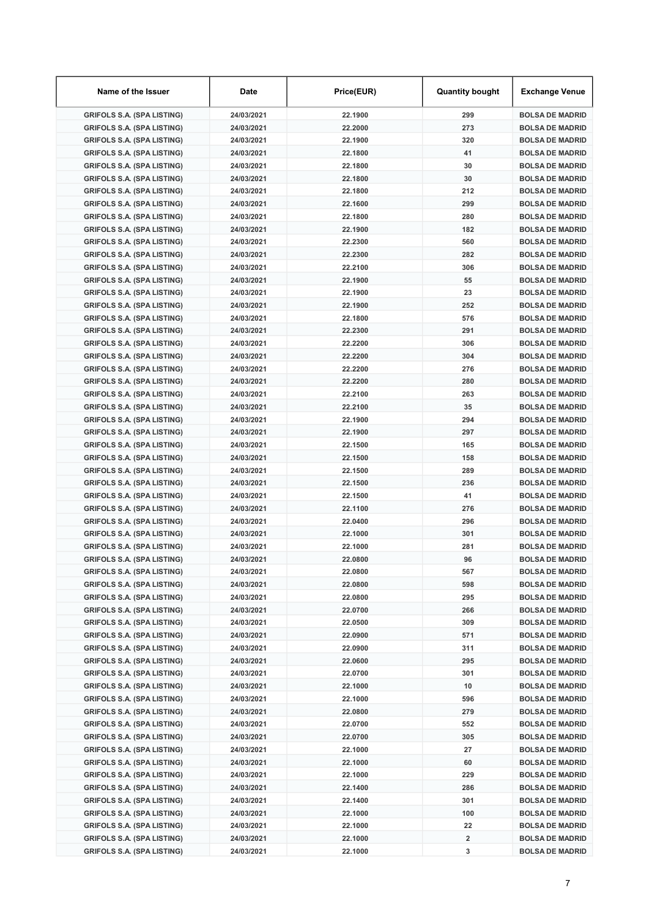| Name of the Issuer | Date | Price(EUR) | Quantity bought | Exchange Venue |
|---|---|---|---|---|
| GRIFOLS S.A. (SPA LISTING) | 24/03/2021 | 22.1900 | 299 | BOLSA DE MADRID |
| GRIFOLS S.A. (SPA LISTING) | 24/03/2021 | 22.2000 | 273 | BOLSA DE MADRID |
| GRIFOLS S.A. (SPA LISTING) | 24/03/2021 | 22.1900 | 320 | BOLSA DE MADRID |
| GRIFOLS S.A. (SPA LISTING) | 24/03/2021 | 22.1800 | 41 | BOLSA DE MADRID |
| GRIFOLS S.A. (SPA LISTING) | 24/03/2021 | 22.1800 | 30 | BOLSA DE MADRID |
| GRIFOLS S.A. (SPA LISTING) | 24/03/2021 | 22.1800 | 30 | BOLSA DE MADRID |
| GRIFOLS S.A. (SPA LISTING) | 24/03/2021 | 22.1800 | 212 | BOLSA DE MADRID |
| GRIFOLS S.A. (SPA LISTING) | 24/03/2021 | 22.1600 | 299 | BOLSA DE MADRID |
| GRIFOLS S.A. (SPA LISTING) | 24/03/2021 | 22.1800 | 280 | BOLSA DE MADRID |
| GRIFOLS S.A. (SPA LISTING) | 24/03/2021 | 22.1900 | 182 | BOLSA DE MADRID |
| GRIFOLS S.A. (SPA LISTING) | 24/03/2021 | 22.2300 | 560 | BOLSA DE MADRID |
| GRIFOLS S.A. (SPA LISTING) | 24/03/2021 | 22.2300 | 282 | BOLSA DE MADRID |
| GRIFOLS S.A. (SPA LISTING) | 24/03/2021 | 22.2100 | 306 | BOLSA DE MADRID |
| GRIFOLS S.A. (SPA LISTING) | 24/03/2021 | 22.1900 | 55 | BOLSA DE MADRID |
| GRIFOLS S.A. (SPA LISTING) | 24/03/2021 | 22.1900 | 23 | BOLSA DE MADRID |
| GRIFOLS S.A. (SPA LISTING) | 24/03/2021 | 22.1900 | 252 | BOLSA DE MADRID |
| GRIFOLS S.A. (SPA LISTING) | 24/03/2021 | 22.1800 | 576 | BOLSA DE MADRID |
| GRIFOLS S.A. (SPA LISTING) | 24/03/2021 | 22.2300 | 291 | BOLSA DE MADRID |
| GRIFOLS S.A. (SPA LISTING) | 24/03/2021 | 22.2200 | 306 | BOLSA DE MADRID |
| GRIFOLS S.A. (SPA LISTING) | 24/03/2021 | 22.2200 | 304 | BOLSA DE MADRID |
| GRIFOLS S.A. (SPA LISTING) | 24/03/2021 | 22.2200 | 276 | BOLSA DE MADRID |
| GRIFOLS S.A. (SPA LISTING) | 24/03/2021 | 22.2200 | 280 | BOLSA DE MADRID |
| GRIFOLS S.A. (SPA LISTING) | 24/03/2021 | 22.2100 | 263 | BOLSA DE MADRID |
| GRIFOLS S.A. (SPA LISTING) | 24/03/2021 | 22.2100 | 35 | BOLSA DE MADRID |
| GRIFOLS S.A. (SPA LISTING) | 24/03/2021 | 22.1900 | 294 | BOLSA DE MADRID |
| GRIFOLS S.A. (SPA LISTING) | 24/03/2021 | 22.1900 | 297 | BOLSA DE MADRID |
| GRIFOLS S.A. (SPA LISTING) | 24/03/2021 | 22.1500 | 165 | BOLSA DE MADRID |
| GRIFOLS S.A. (SPA LISTING) | 24/03/2021 | 22.1500 | 158 | BOLSA DE MADRID |
| GRIFOLS S.A. (SPA LISTING) | 24/03/2021 | 22.1500 | 289 | BOLSA DE MADRID |
| GRIFOLS S.A. (SPA LISTING) | 24/03/2021 | 22.1500 | 236 | BOLSA DE MADRID |
| GRIFOLS S.A. (SPA LISTING) | 24/03/2021 | 22.1500 | 41 | BOLSA DE MADRID |
| GRIFOLS S.A. (SPA LISTING) | 24/03/2021 | 22.1100 | 276 | BOLSA DE MADRID |
| GRIFOLS S.A. (SPA LISTING) | 24/03/2021 | 22.0400 | 296 | BOLSA DE MADRID |
| GRIFOLS S.A. (SPA LISTING) | 24/03/2021 | 22.1000 | 301 | BOLSA DE MADRID |
| GRIFOLS S.A. (SPA LISTING) | 24/03/2021 | 22.1000 | 281 | BOLSA DE MADRID |
| GRIFOLS S.A. (SPA LISTING) | 24/03/2021 | 22.0800 | 96 | BOLSA DE MADRID |
| GRIFOLS S.A. (SPA LISTING) | 24/03/2021 | 22.0800 | 567 | BOLSA DE MADRID |
| GRIFOLS S.A. (SPA LISTING) | 24/03/2021 | 22.0800 | 598 | BOLSA DE MADRID |
| GRIFOLS S.A. (SPA LISTING) | 24/03/2021 | 22.0800 | 295 | BOLSA DE MADRID |
| GRIFOLS S.A. (SPA LISTING) | 24/03/2021 | 22.0700 | 266 | BOLSA DE MADRID |
| GRIFOLS S.A. (SPA LISTING) | 24/03/2021 | 22.0500 | 309 | BOLSA DE MADRID |
| GRIFOLS S.A. (SPA LISTING) | 24/03/2021 | 22.0900 | 571 | BOLSA DE MADRID |
| GRIFOLS S.A. (SPA LISTING) | 24/03/2021 | 22.0900 | 311 | BOLSA DE MADRID |
| GRIFOLS S.A. (SPA LISTING) | 24/03/2021 | 22.0600 | 295 | BOLSA DE MADRID |
| GRIFOLS S.A. (SPA LISTING) | 24/03/2021 | 22.0700 | 301 | BOLSA DE MADRID |
| GRIFOLS S.A. (SPA LISTING) | 24/03/2021 | 22.1000 | 10 | BOLSA DE MADRID |
| GRIFOLS S.A. (SPA LISTING) | 24/03/2021 | 22.1000 | 596 | BOLSA DE MADRID |
| GRIFOLS S.A. (SPA LISTING) | 24/03/2021 | 22.0800 | 279 | BOLSA DE MADRID |
| GRIFOLS S.A. (SPA LISTING) | 24/03/2021 | 22.0700 | 552 | BOLSA DE MADRID |
| GRIFOLS S.A. (SPA LISTING) | 24/03/2021 | 22.0700 | 305 | BOLSA DE MADRID |
| GRIFOLS S.A. (SPA LISTING) | 24/03/2021 | 22.1000 | 27 | BOLSA DE MADRID |
| GRIFOLS S.A. (SPA LISTING) | 24/03/2021 | 22.1000 | 60 | BOLSA DE MADRID |
| GRIFOLS S.A. (SPA LISTING) | 24/03/2021 | 22.1000 | 229 | BOLSA DE MADRID |
| GRIFOLS S.A. (SPA LISTING) | 24/03/2021 | 22.1400 | 286 | BOLSA DE MADRID |
| GRIFOLS S.A. (SPA LISTING) | 24/03/2021 | 22.1400 | 301 | BOLSA DE MADRID |
| GRIFOLS S.A. (SPA LISTING) | 24/03/2021 | 22.1000 | 100 | BOLSA DE MADRID |
| GRIFOLS S.A. (SPA LISTING) | 24/03/2021 | 22.1000 | 22 | BOLSA DE MADRID |
| GRIFOLS S.A. (SPA LISTING) | 24/03/2021 | 22.1000 | 2 | BOLSA DE MADRID |
| GRIFOLS S.A. (SPA LISTING) | 24/03/2021 | 22.1000 | 3 | BOLSA DE MADRID |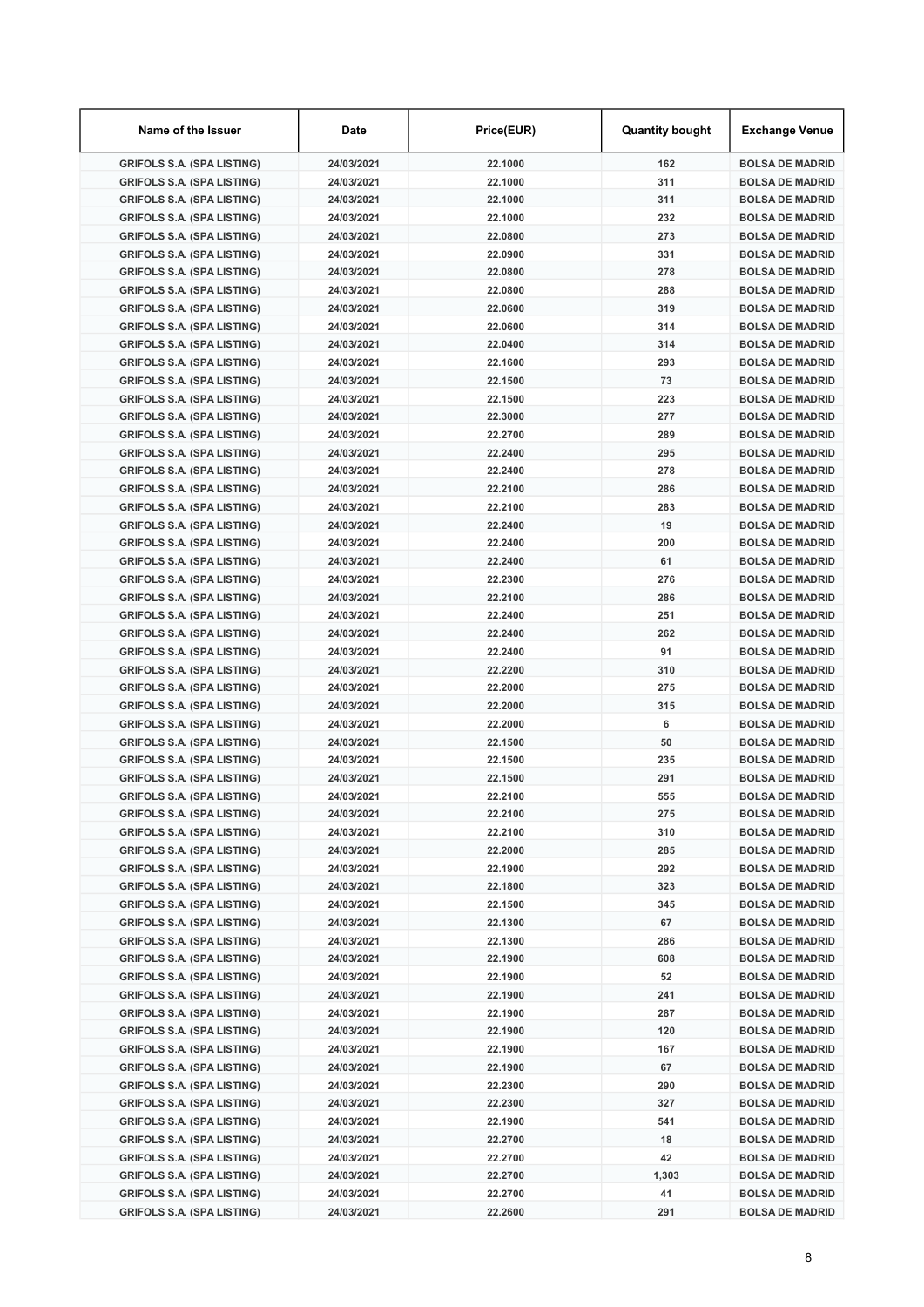| Name of the Issuer | Date | Price(EUR) | Quantity bought | Exchange Venue |
|---|---|---|---|---|
| GRIFOLS S.A. (SPA LISTING) | 24/03/2021 | 22.1000 | 162 | BOLSA DE MADRID |
| GRIFOLS S.A. (SPA LISTING) | 24/03/2021 | 22.1000 | 311 | BOLSA DE MADRID |
| GRIFOLS S.A. (SPA LISTING) | 24/03/2021 | 22.1000 | 311 | BOLSA DE MADRID |
| GRIFOLS S.A. (SPA LISTING) | 24/03/2021 | 22.1000 | 232 | BOLSA DE MADRID |
| GRIFOLS S.A. (SPA LISTING) | 24/03/2021 | 22.0800 | 273 | BOLSA DE MADRID |
| GRIFOLS S.A. (SPA LISTING) | 24/03/2021 | 22.0900 | 331 | BOLSA DE MADRID |
| GRIFOLS S.A. (SPA LISTING) | 24/03/2021 | 22.0800 | 278 | BOLSA DE MADRID |
| GRIFOLS S.A. (SPA LISTING) | 24/03/2021 | 22.0800 | 288 | BOLSA DE MADRID |
| GRIFOLS S.A. (SPA LISTING) | 24/03/2021 | 22.0600 | 319 | BOLSA DE MADRID |
| GRIFOLS S.A. (SPA LISTING) | 24/03/2021 | 22.0600 | 314 | BOLSA DE MADRID |
| GRIFOLS S.A. (SPA LISTING) | 24/03/2021 | 22.0400 | 314 | BOLSA DE MADRID |
| GRIFOLS S.A. (SPA LISTING) | 24/03/2021 | 22.1600 | 293 | BOLSA DE MADRID |
| GRIFOLS S.A. (SPA LISTING) | 24/03/2021 | 22.1500 | 73 | BOLSA DE MADRID |
| GRIFOLS S.A. (SPA LISTING) | 24/03/2021 | 22.1500 | 223 | BOLSA DE MADRID |
| GRIFOLS S.A. (SPA LISTING) | 24/03/2021 | 22.3000 | 277 | BOLSA DE MADRID |
| GRIFOLS S.A. (SPA LISTING) | 24/03/2021 | 22.2700 | 289 | BOLSA DE MADRID |
| GRIFOLS S.A. (SPA LISTING) | 24/03/2021 | 22.2400 | 295 | BOLSA DE MADRID |
| GRIFOLS S.A. (SPA LISTING) | 24/03/2021 | 22.2400 | 278 | BOLSA DE MADRID |
| GRIFOLS S.A. (SPA LISTING) | 24/03/2021 | 22.2100 | 286 | BOLSA DE MADRID |
| GRIFOLS S.A. (SPA LISTING) | 24/03/2021 | 22.2100 | 283 | BOLSA DE MADRID |
| GRIFOLS S.A. (SPA LISTING) | 24/03/2021 | 22.2400 | 19 | BOLSA DE MADRID |
| GRIFOLS S.A. (SPA LISTING) | 24/03/2021 | 22.2400 | 200 | BOLSA DE MADRID |
| GRIFOLS S.A. (SPA LISTING) | 24/03/2021 | 22.2400 | 61 | BOLSA DE MADRID |
| GRIFOLS S.A. (SPA LISTING) | 24/03/2021 | 22.2300 | 276 | BOLSA DE MADRID |
| GRIFOLS S.A. (SPA LISTING) | 24/03/2021 | 22.2100 | 286 | BOLSA DE MADRID |
| GRIFOLS S.A. (SPA LISTING) | 24/03/2021 | 22.2400 | 251 | BOLSA DE MADRID |
| GRIFOLS S.A. (SPA LISTING) | 24/03/2021 | 22.2400 | 262 | BOLSA DE MADRID |
| GRIFOLS S.A. (SPA LISTING) | 24/03/2021 | 22.2400 | 91 | BOLSA DE MADRID |
| GRIFOLS S.A. (SPA LISTING) | 24/03/2021 | 22.2200 | 310 | BOLSA DE MADRID |
| GRIFOLS S.A. (SPA LISTING) | 24/03/2021 | 22.2000 | 275 | BOLSA DE MADRID |
| GRIFOLS S.A. (SPA LISTING) | 24/03/2021 | 22.2000 | 315 | BOLSA DE MADRID |
| GRIFOLS S.A. (SPA LISTING) | 24/03/2021 | 22.2000 | 6 | BOLSA DE MADRID |
| GRIFOLS S.A. (SPA LISTING) | 24/03/2021 | 22.1500 | 50 | BOLSA DE MADRID |
| GRIFOLS S.A. (SPA LISTING) | 24/03/2021 | 22.1500 | 235 | BOLSA DE MADRID |
| GRIFOLS S.A. (SPA LISTING) | 24/03/2021 | 22.1500 | 291 | BOLSA DE MADRID |
| GRIFOLS S.A. (SPA LISTING) | 24/03/2021 | 22.2100 | 555 | BOLSA DE MADRID |
| GRIFOLS S.A. (SPA LISTING) | 24/03/2021 | 22.2100 | 275 | BOLSA DE MADRID |
| GRIFOLS S.A. (SPA LISTING) | 24/03/2021 | 22.2100 | 310 | BOLSA DE MADRID |
| GRIFOLS S.A. (SPA LISTING) | 24/03/2021 | 22.2000 | 285 | BOLSA DE MADRID |
| GRIFOLS S.A. (SPA LISTING) | 24/03/2021 | 22.1900 | 292 | BOLSA DE MADRID |
| GRIFOLS S.A. (SPA LISTING) | 24/03/2021 | 22.1800 | 323 | BOLSA DE MADRID |
| GRIFOLS S.A. (SPA LISTING) | 24/03/2021 | 22.1500 | 345 | BOLSA DE MADRID |
| GRIFOLS S.A. (SPA LISTING) | 24/03/2021 | 22.1300 | 67 | BOLSA DE MADRID |
| GRIFOLS S.A. (SPA LISTING) | 24/03/2021 | 22.1300 | 286 | BOLSA DE MADRID |
| GRIFOLS S.A. (SPA LISTING) | 24/03/2021 | 22.1900 | 608 | BOLSA DE MADRID |
| GRIFOLS S.A. (SPA LISTING) | 24/03/2021 | 22.1900 | 52 | BOLSA DE MADRID |
| GRIFOLS S.A. (SPA LISTING) | 24/03/2021 | 22.1900 | 241 | BOLSA DE MADRID |
| GRIFOLS S.A. (SPA LISTING) | 24/03/2021 | 22.1900 | 287 | BOLSA DE MADRID |
| GRIFOLS S.A. (SPA LISTING) | 24/03/2021 | 22.1900 | 120 | BOLSA DE MADRID |
| GRIFOLS S.A. (SPA LISTING) | 24/03/2021 | 22.1900 | 167 | BOLSA DE MADRID |
| GRIFOLS S.A. (SPA LISTING) | 24/03/2021 | 22.1900 | 67 | BOLSA DE MADRID |
| GRIFOLS S.A. (SPA LISTING) | 24/03/2021 | 22.2300 | 290 | BOLSA DE MADRID |
| GRIFOLS S.A. (SPA LISTING) | 24/03/2021 | 22.2300 | 327 | BOLSA DE MADRID |
| GRIFOLS S.A. (SPA LISTING) | 24/03/2021 | 22.1900 | 541 | BOLSA DE MADRID |
| GRIFOLS S.A. (SPA LISTING) | 24/03/2021 | 22.2700 | 18 | BOLSA DE MADRID |
| GRIFOLS S.A. (SPA LISTING) | 24/03/2021 | 22.2700 | 42 | BOLSA DE MADRID |
| GRIFOLS S.A. (SPA LISTING) | 24/03/2021 | 22.2700 | 1,303 | BOLSA DE MADRID |
| GRIFOLS S.A. (SPA LISTING) | 24/03/2021 | 22.2700 | 41 | BOLSA DE MADRID |
| GRIFOLS S.A. (SPA LISTING) | 24/03/2021 | 22.2600 | 291 | BOLSA DE MADRID |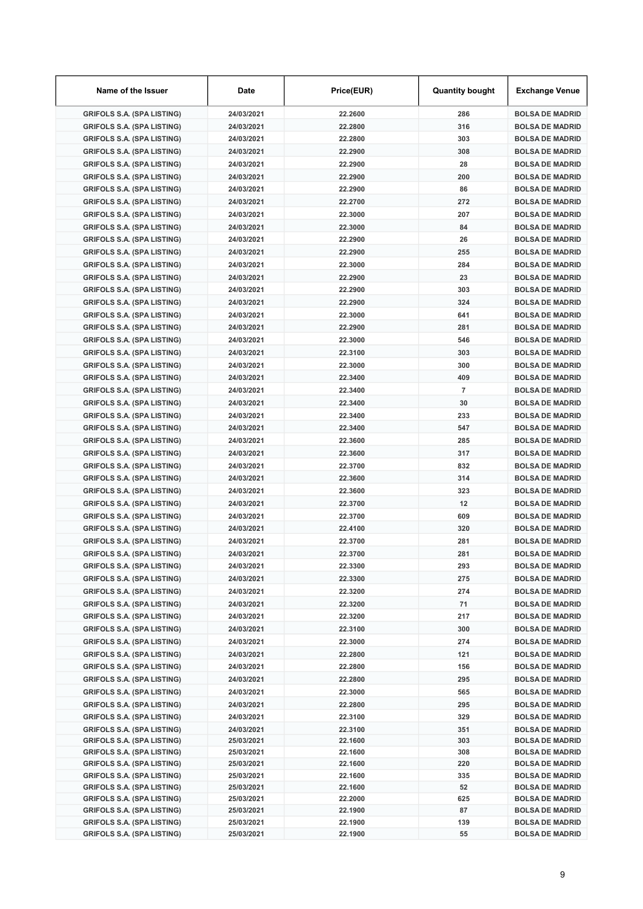| Name of the Issuer | Date | Price(EUR) | Quantity bought | Exchange Venue |
|---|---|---|---|---|
| GRIFOLS S.A. (SPA LISTING) | 24/03/2021 | 22.2600 | 286 | BOLSA DE MADRID |
| GRIFOLS S.A. (SPA LISTING) | 24/03/2021 | 22.2800 | 316 | BOLSA DE MADRID |
| GRIFOLS S.A. (SPA LISTING) | 24/03/2021 | 22.2800 | 303 | BOLSA DE MADRID |
| GRIFOLS S.A. (SPA LISTING) | 24/03/2021 | 22.2900 | 308 | BOLSA DE MADRID |
| GRIFOLS S.A. (SPA LISTING) | 24/03/2021 | 22.2900 | 28 | BOLSA DE MADRID |
| GRIFOLS S.A. (SPA LISTING) | 24/03/2021 | 22.2900 | 200 | BOLSA DE MADRID |
| GRIFOLS S.A. (SPA LISTING) | 24/03/2021 | 22.2900 | 86 | BOLSA DE MADRID |
| GRIFOLS S.A. (SPA LISTING) | 24/03/2021 | 22.2700 | 272 | BOLSA DE MADRID |
| GRIFOLS S.A. (SPA LISTING) | 24/03/2021 | 22.3000 | 207 | BOLSA DE MADRID |
| GRIFOLS S.A. (SPA LISTING) | 24/03/2021 | 22.3000 | 84 | BOLSA DE MADRID |
| GRIFOLS S.A. (SPA LISTING) | 24/03/2021 | 22.2900 | 26 | BOLSA DE MADRID |
| GRIFOLS S.A. (SPA LISTING) | 24/03/2021 | 22.2900 | 255 | BOLSA DE MADRID |
| GRIFOLS S.A. (SPA LISTING) | 24/03/2021 | 22.3000 | 284 | BOLSA DE MADRID |
| GRIFOLS S.A. (SPA LISTING) | 24/03/2021 | 22.2900 | 23 | BOLSA DE MADRID |
| GRIFOLS S.A. (SPA LISTING) | 24/03/2021 | 22.2900 | 303 | BOLSA DE MADRID |
| GRIFOLS S.A. (SPA LISTING) | 24/03/2021 | 22.2900 | 324 | BOLSA DE MADRID |
| GRIFOLS S.A. (SPA LISTING) | 24/03/2021 | 22.3000 | 641 | BOLSA DE MADRID |
| GRIFOLS S.A. (SPA LISTING) | 24/03/2021 | 22.2900 | 281 | BOLSA DE MADRID |
| GRIFOLS S.A. (SPA LISTING) | 24/03/2021 | 22.3000 | 546 | BOLSA DE MADRID |
| GRIFOLS S.A. (SPA LISTING) | 24/03/2021 | 22.3100 | 303 | BOLSA DE MADRID |
| GRIFOLS S.A. (SPA LISTING) | 24/03/2021 | 22.3000 | 300 | BOLSA DE MADRID |
| GRIFOLS S.A. (SPA LISTING) | 24/03/2021 | 22.3400 | 409 | BOLSA DE MADRID |
| GRIFOLS S.A. (SPA LISTING) | 24/03/2021 | 22.3400 | 7 | BOLSA DE MADRID |
| GRIFOLS S.A. (SPA LISTING) | 24/03/2021 | 22.3400 | 30 | BOLSA DE MADRID |
| GRIFOLS S.A. (SPA LISTING) | 24/03/2021 | 22.3400 | 233 | BOLSA DE MADRID |
| GRIFOLS S.A. (SPA LISTING) | 24/03/2021 | 22.3400 | 547 | BOLSA DE MADRID |
| GRIFOLS S.A. (SPA LISTING) | 24/03/2021 | 22.3600 | 285 | BOLSA DE MADRID |
| GRIFOLS S.A. (SPA LISTING) | 24/03/2021 | 22.3600 | 317 | BOLSA DE MADRID |
| GRIFOLS S.A. (SPA LISTING) | 24/03/2021 | 22.3700 | 832 | BOLSA DE MADRID |
| GRIFOLS S.A. (SPA LISTING) | 24/03/2021 | 22.3600 | 314 | BOLSA DE MADRID |
| GRIFOLS S.A. (SPA LISTING) | 24/03/2021 | 22.3600 | 323 | BOLSA DE MADRID |
| GRIFOLS S.A. (SPA LISTING) | 24/03/2021 | 22.3700 | 12 | BOLSA DE MADRID |
| GRIFOLS S.A. (SPA LISTING) | 24/03/2021 | 22.3700 | 609 | BOLSA DE MADRID |
| GRIFOLS S.A. (SPA LISTING) | 24/03/2021 | 22.4100 | 320 | BOLSA DE MADRID |
| GRIFOLS S.A. (SPA LISTING) | 24/03/2021 | 22.3700 | 281 | BOLSA DE MADRID |
| GRIFOLS S.A. (SPA LISTING) | 24/03/2021 | 22.3700 | 281 | BOLSA DE MADRID |
| GRIFOLS S.A. (SPA LISTING) | 24/03/2021 | 22.3300 | 293 | BOLSA DE MADRID |
| GRIFOLS S.A. (SPA LISTING) | 24/03/2021 | 22.3300 | 275 | BOLSA DE MADRID |
| GRIFOLS S.A. (SPA LISTING) | 24/03/2021 | 22.3200 | 274 | BOLSA DE MADRID |
| GRIFOLS S.A. (SPA LISTING) | 24/03/2021 | 22.3200 | 71 | BOLSA DE MADRID |
| GRIFOLS S.A. (SPA LISTING) | 24/03/2021 | 22.3200 | 217 | BOLSA DE MADRID |
| GRIFOLS S.A. (SPA LISTING) | 24/03/2021 | 22.3100 | 300 | BOLSA DE MADRID |
| GRIFOLS S.A. (SPA LISTING) | 24/03/2021 | 22.3000 | 274 | BOLSA DE MADRID |
| GRIFOLS S.A. (SPA LISTING) | 24/03/2021 | 22.2800 | 121 | BOLSA DE MADRID |
| GRIFOLS S.A. (SPA LISTING) | 24/03/2021 | 22.2800 | 156 | BOLSA DE MADRID |
| GRIFOLS S.A. (SPA LISTING) | 24/03/2021 | 22.2800 | 295 | BOLSA DE MADRID |
| GRIFOLS S.A. (SPA LISTING) | 24/03/2021 | 22.3000 | 565 | BOLSA DE MADRID |
| GRIFOLS S.A. (SPA LISTING) | 24/03/2021 | 22.2800 | 295 | BOLSA DE MADRID |
| GRIFOLS S.A. (SPA LISTING) | 24/03/2021 | 22.3100 | 329 | BOLSA DE MADRID |
| GRIFOLS S.A. (SPA LISTING) | 24/03/2021 | 22.3100 | 351 | BOLSA DE MADRID |
| GRIFOLS S.A. (SPA LISTING) | 25/03/2021 | 22.1600 | 303 | BOLSA DE MADRID |
| GRIFOLS S.A. (SPA LISTING) | 25/03/2021 | 22.1600 | 308 | BOLSA DE MADRID |
| GRIFOLS S.A. (SPA LISTING) | 25/03/2021 | 22.1600 | 220 | BOLSA DE MADRID |
| GRIFOLS S.A. (SPA LISTING) | 25/03/2021 | 22.1600 | 335 | BOLSA DE MADRID |
| GRIFOLS S.A. (SPA LISTING) | 25/03/2021 | 22.1600 | 52 | BOLSA DE MADRID |
| GRIFOLS S.A. (SPA LISTING) | 25/03/2021 | 22.2000 | 625 | BOLSA DE MADRID |
| GRIFOLS S.A. (SPA LISTING) | 25/03/2021 | 22.1900 | 87 | BOLSA DE MADRID |
| GRIFOLS S.A. (SPA LISTING) | 25/03/2021 | 22.1900 | 139 | BOLSA DE MADRID |
| GRIFOLS S.A. (SPA LISTING) | 25/03/2021 | 22.1900 | 55 | BOLSA DE MADRID |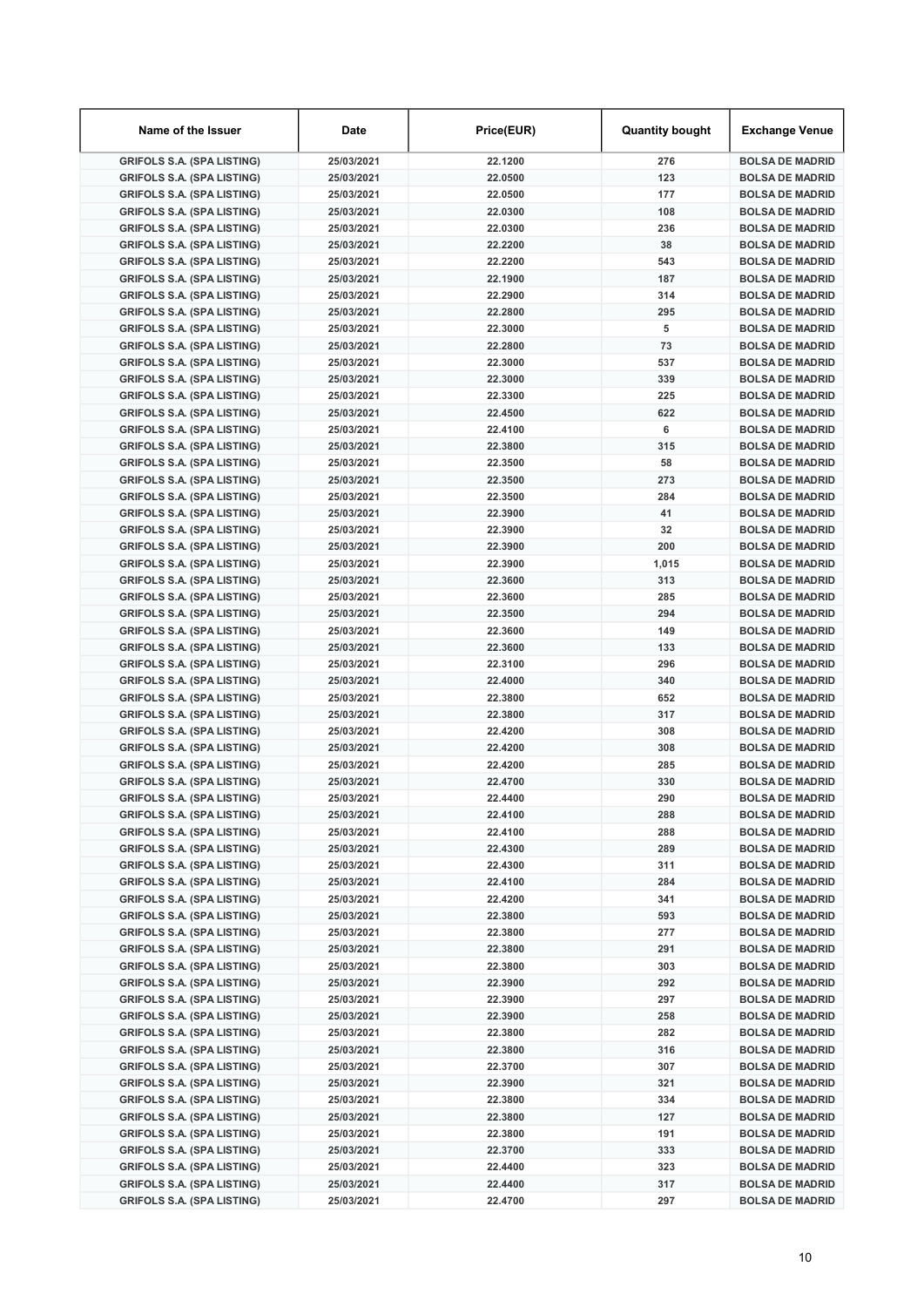| Name of the Issuer | Date | Price(EUR) | Quantity bought | Exchange Venue |
|---|---|---|---|---|
| GRIFOLS S.A. (SPA LISTING) | 25/03/2021 | 22.1200 | 276 | BOLSA DE MADRID |
| GRIFOLS S.A. (SPA LISTING) | 25/03/2021 | 22.0500 | 123 | BOLSA DE MADRID |
| GRIFOLS S.A. (SPA LISTING) | 25/03/2021 | 22.0500 | 177 | BOLSA DE MADRID |
| GRIFOLS S.A. (SPA LISTING) | 25/03/2021 | 22.0300 | 108 | BOLSA DE MADRID |
| GRIFOLS S.A. (SPA LISTING) | 25/03/2021 | 22.0300 | 236 | BOLSA DE MADRID |
| GRIFOLS S.A. (SPA LISTING) | 25/03/2021 | 22.2200 | 38 | BOLSA DE MADRID |
| GRIFOLS S.A. (SPA LISTING) | 25/03/2021 | 22.2200 | 543 | BOLSA DE MADRID |
| GRIFOLS S.A. (SPA LISTING) | 25/03/2021 | 22.1900 | 187 | BOLSA DE MADRID |
| GRIFOLS S.A. (SPA LISTING) | 25/03/2021 | 22.2900 | 314 | BOLSA DE MADRID |
| GRIFOLS S.A. (SPA LISTING) | 25/03/2021 | 22.2800 | 295 | BOLSA DE MADRID |
| GRIFOLS S.A. (SPA LISTING) | 25/03/2021 | 22.3000 | 5 | BOLSA DE MADRID |
| GRIFOLS S.A. (SPA LISTING) | 25/03/2021 | 22.2800 | 73 | BOLSA DE MADRID |
| GRIFOLS S.A. (SPA LISTING) | 25/03/2021 | 22.3000 | 537 | BOLSA DE MADRID |
| GRIFOLS S.A. (SPA LISTING) | 25/03/2021 | 22.3000 | 339 | BOLSA DE MADRID |
| GRIFOLS S.A. (SPA LISTING) | 25/03/2021 | 22.3300 | 225 | BOLSA DE MADRID |
| GRIFOLS S.A. (SPA LISTING) | 25/03/2021 | 22.4500 | 622 | BOLSA DE MADRID |
| GRIFOLS S.A. (SPA LISTING) | 25/03/2021 | 22.4100 | 6 | BOLSA DE MADRID |
| GRIFOLS S.A. (SPA LISTING) | 25/03/2021 | 22.3800 | 315 | BOLSA DE MADRID |
| GRIFOLS S.A. (SPA LISTING) | 25/03/2021 | 22.3500 | 58 | BOLSA DE MADRID |
| GRIFOLS S.A. (SPA LISTING) | 25/03/2021 | 22.3500 | 273 | BOLSA DE MADRID |
| GRIFOLS S.A. (SPA LISTING) | 25/03/2021 | 22.3500 | 284 | BOLSA DE MADRID |
| GRIFOLS S.A. (SPA LISTING) | 25/03/2021 | 22.3900 | 41 | BOLSA DE MADRID |
| GRIFOLS S.A. (SPA LISTING) | 25/03/2021 | 22.3900 | 32 | BOLSA DE MADRID |
| GRIFOLS S.A. (SPA LISTING) | 25/03/2021 | 22.3900 | 200 | BOLSA DE MADRID |
| GRIFOLS S.A. (SPA LISTING) | 25/03/2021 | 22.3900 | 1,015 | BOLSA DE MADRID |
| GRIFOLS S.A. (SPA LISTING) | 25/03/2021 | 22.3600 | 313 | BOLSA DE MADRID |
| GRIFOLS S.A. (SPA LISTING) | 25/03/2021 | 22.3600 | 285 | BOLSA DE MADRID |
| GRIFOLS S.A. (SPA LISTING) | 25/03/2021 | 22.3500 | 294 | BOLSA DE MADRID |
| GRIFOLS S.A. (SPA LISTING) | 25/03/2021 | 22.3600 | 149 | BOLSA DE MADRID |
| GRIFOLS S.A. (SPA LISTING) | 25/03/2021 | 22.3600 | 133 | BOLSA DE MADRID |
| GRIFOLS S.A. (SPA LISTING) | 25/03/2021 | 22.3100 | 296 | BOLSA DE MADRID |
| GRIFOLS S.A. (SPA LISTING) | 25/03/2021 | 22.4000 | 340 | BOLSA DE MADRID |
| GRIFOLS S.A. (SPA LISTING) | 25/03/2021 | 22.3800 | 652 | BOLSA DE MADRID |
| GRIFOLS S.A. (SPA LISTING) | 25/03/2021 | 22.3800 | 317 | BOLSA DE MADRID |
| GRIFOLS S.A. (SPA LISTING) | 25/03/2021 | 22.4200 | 308 | BOLSA DE MADRID |
| GRIFOLS S.A. (SPA LISTING) | 25/03/2021 | 22.4200 | 308 | BOLSA DE MADRID |
| GRIFOLS S.A. (SPA LISTING) | 25/03/2021 | 22.4200 | 285 | BOLSA DE MADRID |
| GRIFOLS S.A. (SPA LISTING) | 25/03/2021 | 22.4700 | 330 | BOLSA DE MADRID |
| GRIFOLS S.A. (SPA LISTING) | 25/03/2021 | 22.4400 | 290 | BOLSA DE MADRID |
| GRIFOLS S.A. (SPA LISTING) | 25/03/2021 | 22.4100 | 288 | BOLSA DE MADRID |
| GRIFOLS S.A. (SPA LISTING) | 25/03/2021 | 22.4100 | 288 | BOLSA DE MADRID |
| GRIFOLS S.A. (SPA LISTING) | 25/03/2021 | 22.4300 | 289 | BOLSA DE MADRID |
| GRIFOLS S.A. (SPA LISTING) | 25/03/2021 | 22.4300 | 311 | BOLSA DE MADRID |
| GRIFOLS S.A. (SPA LISTING) | 25/03/2021 | 22.4100 | 284 | BOLSA DE MADRID |
| GRIFOLS S.A. (SPA LISTING) | 25/03/2021 | 22.4200 | 341 | BOLSA DE MADRID |
| GRIFOLS S.A. (SPA LISTING) | 25/03/2021 | 22.3800 | 593 | BOLSA DE MADRID |
| GRIFOLS S.A. (SPA LISTING) | 25/03/2021 | 22.3800 | 277 | BOLSA DE MADRID |
| GRIFOLS S.A. (SPA LISTING) | 25/03/2021 | 22.3800 | 291 | BOLSA DE MADRID |
| GRIFOLS S.A. (SPA LISTING) | 25/03/2021 | 22.3800 | 303 | BOLSA DE MADRID |
| GRIFOLS S.A. (SPA LISTING) | 25/03/2021 | 22.3900 | 292 | BOLSA DE MADRID |
| GRIFOLS S.A. (SPA LISTING) | 25/03/2021 | 22.3900 | 297 | BOLSA DE MADRID |
| GRIFOLS S.A. (SPA LISTING) | 25/03/2021 | 22.3900 | 258 | BOLSA DE MADRID |
| GRIFOLS S.A. (SPA LISTING) | 25/03/2021 | 22.3800 | 282 | BOLSA DE MADRID |
| GRIFOLS S.A. (SPA LISTING) | 25/03/2021 | 22.3800 | 316 | BOLSA DE MADRID |
| GRIFOLS S.A. (SPA LISTING) | 25/03/2021 | 22.3700 | 307 | BOLSA DE MADRID |
| GRIFOLS S.A. (SPA LISTING) | 25/03/2021 | 22.3900 | 321 | BOLSA DE MADRID |
| GRIFOLS S.A. (SPA LISTING) | 25/03/2021 | 22.3800 | 334 | BOLSA DE MADRID |
| GRIFOLS S.A. (SPA LISTING) | 25/03/2021 | 22.3800 | 127 | BOLSA DE MADRID |
| GRIFOLS S.A. (SPA LISTING) | 25/03/2021 | 22.3800 | 191 | BOLSA DE MADRID |
| GRIFOLS S.A. (SPA LISTING) | 25/03/2021 | 22.3700 | 333 | BOLSA DE MADRID |
| GRIFOLS S.A. (SPA LISTING) | 25/03/2021 | 22.4400 | 323 | BOLSA DE MADRID |
| GRIFOLS S.A. (SPA LISTING) | 25/03/2021 | 22.4400 | 317 | BOLSA DE MADRID |
| GRIFOLS S.A. (SPA LISTING) | 25/03/2021 | 22.4700 | 297 | BOLSA DE MADRID |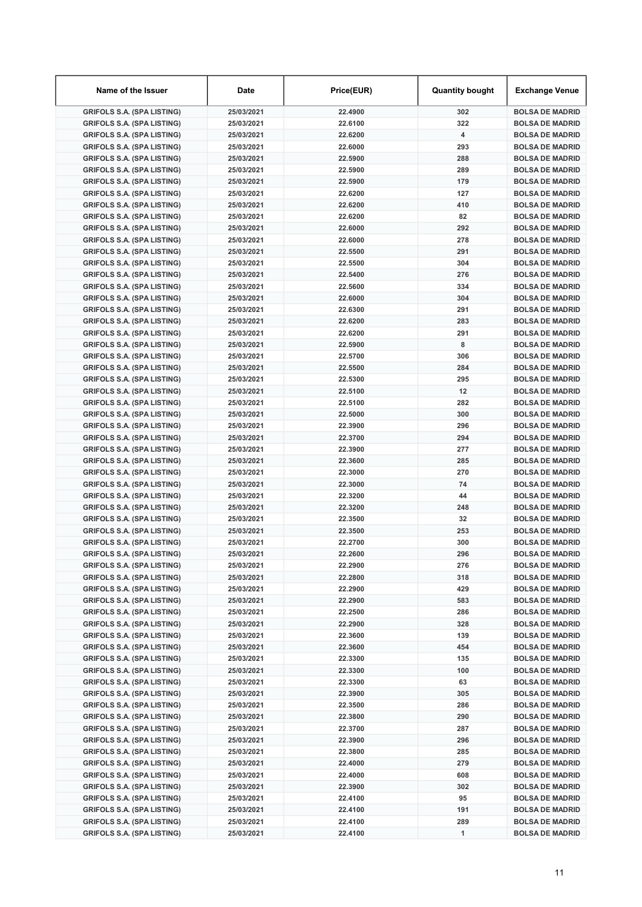| Name of the Issuer | Date | Price(EUR) | Quantity bought | Exchange Venue |
|---|---|---|---|---|
| GRIFOLS S.A. (SPA LISTING) | 25/03/2021 | 22.4900 | 302 | BOLSA DE MADRID |
| GRIFOLS S.A. (SPA LISTING) | 25/03/2021 | 22.6100 | 322 | BOLSA DE MADRID |
| GRIFOLS S.A. (SPA LISTING) | 25/03/2021 | 22.6200 | 4 | BOLSA DE MADRID |
| GRIFOLS S.A. (SPA LISTING) | 25/03/2021 | 22.6000 | 293 | BOLSA DE MADRID |
| GRIFOLS S.A. (SPA LISTING) | 25/03/2021 | 22.5900 | 288 | BOLSA DE MADRID |
| GRIFOLS S.A. (SPA LISTING) | 25/03/2021 | 22.5900 | 289 | BOLSA DE MADRID |
| GRIFOLS S.A. (SPA LISTING) | 25/03/2021 | 22.5900 | 179 | BOLSA DE MADRID |
| GRIFOLS S.A. (SPA LISTING) | 25/03/2021 | 22.6200 | 127 | BOLSA DE MADRID |
| GRIFOLS S.A. (SPA LISTING) | 25/03/2021 | 22.6200 | 410 | BOLSA DE MADRID |
| GRIFOLS S.A. (SPA LISTING) | 25/03/2021 | 22.6200 | 82 | BOLSA DE MADRID |
| GRIFOLS S.A. (SPA LISTING) | 25/03/2021 | 22.6000 | 292 | BOLSA DE MADRID |
| GRIFOLS S.A. (SPA LISTING) | 25/03/2021 | 22.6000 | 278 | BOLSA DE MADRID |
| GRIFOLS S.A. (SPA LISTING) | 25/03/2021 | 22.5500 | 291 | BOLSA DE MADRID |
| GRIFOLS S.A. (SPA LISTING) | 25/03/2021 | 22.5500 | 304 | BOLSA DE MADRID |
| GRIFOLS S.A. (SPA LISTING) | 25/03/2021 | 22.5400 | 276 | BOLSA DE MADRID |
| GRIFOLS S.A. (SPA LISTING) | 25/03/2021 | 22.5600 | 334 | BOLSA DE MADRID |
| GRIFOLS S.A. (SPA LISTING) | 25/03/2021 | 22.6000 | 304 | BOLSA DE MADRID |
| GRIFOLS S.A. (SPA LISTING) | 25/03/2021 | 22.6300 | 291 | BOLSA DE MADRID |
| GRIFOLS S.A. (SPA LISTING) | 25/03/2021 | 22.6200 | 283 | BOLSA DE MADRID |
| GRIFOLS S.A. (SPA LISTING) | 25/03/2021 | 22.6200 | 291 | BOLSA DE MADRID |
| GRIFOLS S.A. (SPA LISTING) | 25/03/2021 | 22.5900 | 8 | BOLSA DE MADRID |
| GRIFOLS S.A. (SPA LISTING) | 25/03/2021 | 22.5700 | 306 | BOLSA DE MADRID |
| GRIFOLS S.A. (SPA LISTING) | 25/03/2021 | 22.5500 | 284 | BOLSA DE MADRID |
| GRIFOLS S.A. (SPA LISTING) | 25/03/2021 | 22.5300 | 295 | BOLSA DE MADRID |
| GRIFOLS S.A. (SPA LISTING) | 25/03/2021 | 22.5100 | 12 | BOLSA DE MADRID |
| GRIFOLS S.A. (SPA LISTING) | 25/03/2021 | 22.5100 | 282 | BOLSA DE MADRID |
| GRIFOLS S.A. (SPA LISTING) | 25/03/2021 | 22.5000 | 300 | BOLSA DE MADRID |
| GRIFOLS S.A. (SPA LISTING) | 25/03/2021 | 22.3900 | 296 | BOLSA DE MADRID |
| GRIFOLS S.A. (SPA LISTING) | 25/03/2021 | 22.3700 | 294 | BOLSA DE MADRID |
| GRIFOLS S.A. (SPA LISTING) | 25/03/2021 | 22.3900 | 277 | BOLSA DE MADRID |
| GRIFOLS S.A. (SPA LISTING) | 25/03/2021 | 22.3600 | 285 | BOLSA DE MADRID |
| GRIFOLS S.A. (SPA LISTING) | 25/03/2021 | 22.3000 | 270 | BOLSA DE MADRID |
| GRIFOLS S.A. (SPA LISTING) | 25/03/2021 | 22.3000 | 74 | BOLSA DE MADRID |
| GRIFOLS S.A. (SPA LISTING) | 25/03/2021 | 22.3200 | 44 | BOLSA DE MADRID |
| GRIFOLS S.A. (SPA LISTING) | 25/03/2021 | 22.3200 | 248 | BOLSA DE MADRID |
| GRIFOLS S.A. (SPA LISTING) | 25/03/2021 | 22.3500 | 32 | BOLSA DE MADRID |
| GRIFOLS S.A. (SPA LISTING) | 25/03/2021 | 22.3500 | 253 | BOLSA DE MADRID |
| GRIFOLS S.A. (SPA LISTING) | 25/03/2021 | 22.2700 | 300 | BOLSA DE MADRID |
| GRIFOLS S.A. (SPA LISTING) | 25/03/2021 | 22.2600 | 296 | BOLSA DE MADRID |
| GRIFOLS S.A. (SPA LISTING) | 25/03/2021 | 22.2900 | 276 | BOLSA DE MADRID |
| GRIFOLS S.A. (SPA LISTING) | 25/03/2021 | 22.2800 | 318 | BOLSA DE MADRID |
| GRIFOLS S.A. (SPA LISTING) | 25/03/2021 | 22.2900 | 429 | BOLSA DE MADRID |
| GRIFOLS S.A. (SPA LISTING) | 25/03/2021 | 22.2900 | 583 | BOLSA DE MADRID |
| GRIFOLS S.A. (SPA LISTING) | 25/03/2021 | 22.2500 | 286 | BOLSA DE MADRID |
| GRIFOLS S.A. (SPA LISTING) | 25/03/2021 | 22.2900 | 328 | BOLSA DE MADRID |
| GRIFOLS S.A. (SPA LISTING) | 25/03/2021 | 22.3600 | 139 | BOLSA DE MADRID |
| GRIFOLS S.A. (SPA LISTING) | 25/03/2021 | 22.3600 | 454 | BOLSA DE MADRID |
| GRIFOLS S.A. (SPA LISTING) | 25/03/2021 | 22.3300 | 135 | BOLSA DE MADRID |
| GRIFOLS S.A. (SPA LISTING) | 25/03/2021 | 22.3300 | 100 | BOLSA DE MADRID |
| GRIFOLS S.A. (SPA LISTING) | 25/03/2021 | 22.3300 | 63 | BOLSA DE MADRID |
| GRIFOLS S.A. (SPA LISTING) | 25/03/2021 | 22.3900 | 305 | BOLSA DE MADRID |
| GRIFOLS S.A. (SPA LISTING) | 25/03/2021 | 22.3500 | 286 | BOLSA DE MADRID |
| GRIFOLS S.A. (SPA LISTING) | 25/03/2021 | 22.3800 | 290 | BOLSA DE MADRID |
| GRIFOLS S.A. (SPA LISTING) | 25/03/2021 | 22.3700 | 287 | BOLSA DE MADRID |
| GRIFOLS S.A. (SPA LISTING) | 25/03/2021 | 22.3900 | 296 | BOLSA DE MADRID |
| GRIFOLS S.A. (SPA LISTING) | 25/03/2021 | 22.3800 | 285 | BOLSA DE MADRID |
| GRIFOLS S.A. (SPA LISTING) | 25/03/2021 | 22.4000 | 279 | BOLSA DE MADRID |
| GRIFOLS S.A. (SPA LISTING) | 25/03/2021 | 22.4000 | 608 | BOLSA DE MADRID |
| GRIFOLS S.A. (SPA LISTING) | 25/03/2021 | 22.3900 | 302 | BOLSA DE MADRID |
| GRIFOLS S.A. (SPA LISTING) | 25/03/2021 | 22.4100 | 95 | BOLSA DE MADRID |
| GRIFOLS S.A. (SPA LISTING) | 25/03/2021 | 22.4100 | 191 | BOLSA DE MADRID |
| GRIFOLS S.A. (SPA LISTING) | 25/03/2021 | 22.4100 | 289 | BOLSA DE MADRID |
| GRIFOLS S.A. (SPA LISTING) | 25/03/2021 | 22.4100 | 1 | BOLSA DE MADRID |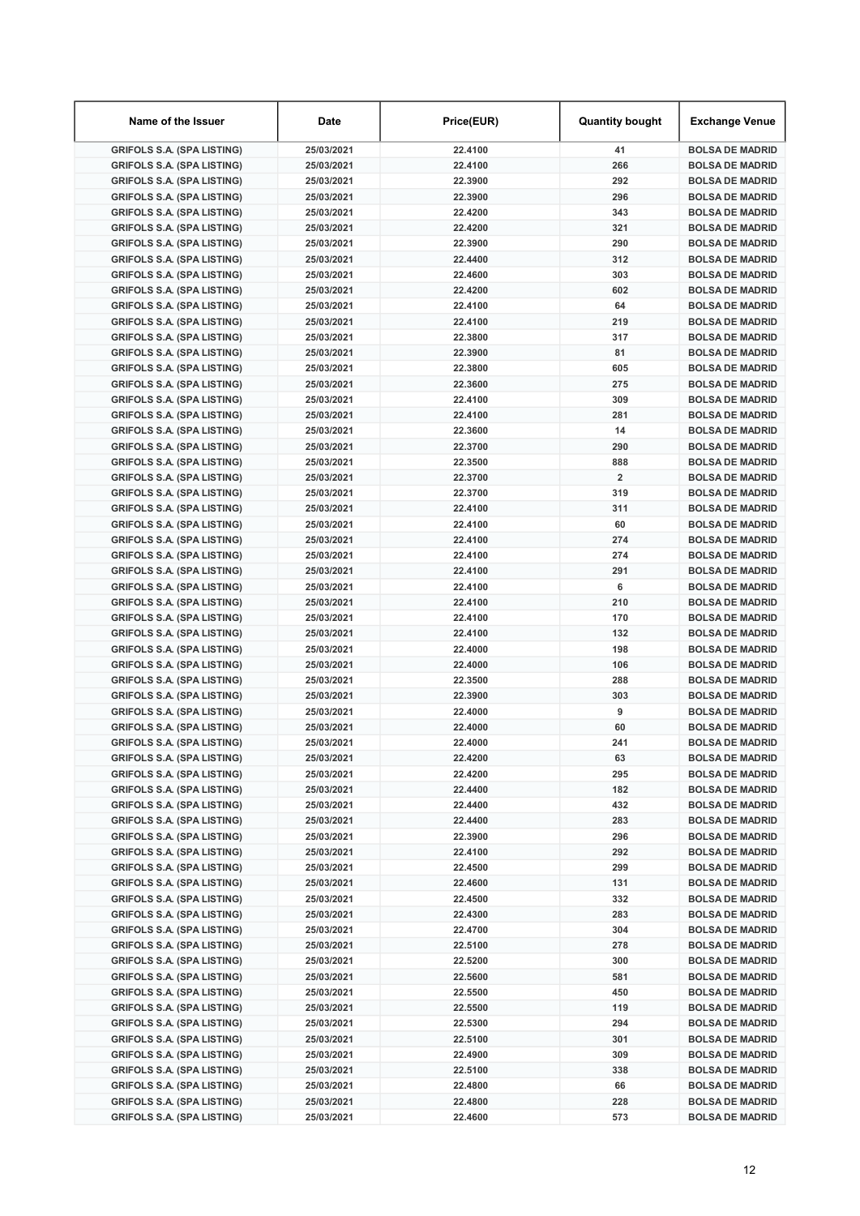| Name of the Issuer | Date | Price(EUR) | Quantity bought | Exchange Venue |
|---|---|---|---|---|
| GRIFOLS S.A. (SPA LISTING) | 25/03/2021 | 22.4100 | 41 | BOLSA DE MADRID |
| GRIFOLS S.A. (SPA LISTING) | 25/03/2021 | 22.4100 | 266 | BOLSA DE MADRID |
| GRIFOLS S.A. (SPA LISTING) | 25/03/2021 | 22.3900 | 292 | BOLSA DE MADRID |
| GRIFOLS S.A. (SPA LISTING) | 25/03/2021 | 22.3900 | 296 | BOLSA DE MADRID |
| GRIFOLS S.A. (SPA LISTING) | 25/03/2021 | 22.4200 | 343 | BOLSA DE MADRID |
| GRIFOLS S.A. (SPA LISTING) | 25/03/2021 | 22.4200 | 321 | BOLSA DE MADRID |
| GRIFOLS S.A. (SPA LISTING) | 25/03/2021 | 22.3900 | 290 | BOLSA DE MADRID |
| GRIFOLS S.A. (SPA LISTING) | 25/03/2021 | 22.4400 | 312 | BOLSA DE MADRID |
| GRIFOLS S.A. (SPA LISTING) | 25/03/2021 | 22.4600 | 303 | BOLSA DE MADRID |
| GRIFOLS S.A. (SPA LISTING) | 25/03/2021 | 22.4200 | 602 | BOLSA DE MADRID |
| GRIFOLS S.A. (SPA LISTING) | 25/03/2021 | 22.4100 | 64 | BOLSA DE MADRID |
| GRIFOLS S.A. (SPA LISTING) | 25/03/2021 | 22.4100 | 219 | BOLSA DE MADRID |
| GRIFOLS S.A. (SPA LISTING) | 25/03/2021 | 22.3800 | 317 | BOLSA DE MADRID |
| GRIFOLS S.A. (SPA LISTING) | 25/03/2021 | 22.3900 | 81 | BOLSA DE MADRID |
| GRIFOLS S.A. (SPA LISTING) | 25/03/2021 | 22.3800 | 605 | BOLSA DE MADRID |
| GRIFOLS S.A. (SPA LISTING) | 25/03/2021 | 22.3600 | 275 | BOLSA DE MADRID |
| GRIFOLS S.A. (SPA LISTING) | 25/03/2021 | 22.4100 | 309 | BOLSA DE MADRID |
| GRIFOLS S.A. (SPA LISTING) | 25/03/2021 | 22.4100 | 281 | BOLSA DE MADRID |
| GRIFOLS S.A. (SPA LISTING) | 25/03/2021 | 22.3600 | 14 | BOLSA DE MADRID |
| GRIFOLS S.A. (SPA LISTING) | 25/03/2021 | 22.3700 | 290 | BOLSA DE MADRID |
| GRIFOLS S.A. (SPA LISTING) | 25/03/2021 | 22.3500 | 888 | BOLSA DE MADRID |
| GRIFOLS S.A. (SPA LISTING) | 25/03/2021 | 22.3700 | 2 | BOLSA DE MADRID |
| GRIFOLS S.A. (SPA LISTING) | 25/03/2021 | 22.3700 | 319 | BOLSA DE MADRID |
| GRIFOLS S.A. (SPA LISTING) | 25/03/2021 | 22.4100 | 311 | BOLSA DE MADRID |
| GRIFOLS S.A. (SPA LISTING) | 25/03/2021 | 22.4100 | 60 | BOLSA DE MADRID |
| GRIFOLS S.A. (SPA LISTING) | 25/03/2021 | 22.4100 | 274 | BOLSA DE MADRID |
| GRIFOLS S.A. (SPA LISTING) | 25/03/2021 | 22.4100 | 274 | BOLSA DE MADRID |
| GRIFOLS S.A. (SPA LISTING) | 25/03/2021 | 22.4100 | 291 | BOLSA DE MADRID |
| GRIFOLS S.A. (SPA LISTING) | 25/03/2021 | 22.4100 | 6 | BOLSA DE MADRID |
| GRIFOLS S.A. (SPA LISTING) | 25/03/2021 | 22.4100 | 210 | BOLSA DE MADRID |
| GRIFOLS S.A. (SPA LISTING) | 25/03/2021 | 22.4100 | 170 | BOLSA DE MADRID |
| GRIFOLS S.A. (SPA LISTING) | 25/03/2021 | 22.4100 | 132 | BOLSA DE MADRID |
| GRIFOLS S.A. (SPA LISTING) | 25/03/2021 | 22.4000 | 198 | BOLSA DE MADRID |
| GRIFOLS S.A. (SPA LISTING) | 25/03/2021 | 22.4000 | 106 | BOLSA DE MADRID |
| GRIFOLS S.A. (SPA LISTING) | 25/03/2021 | 22.3500 | 288 | BOLSA DE MADRID |
| GRIFOLS S.A. (SPA LISTING) | 25/03/2021 | 22.3900 | 303 | BOLSA DE MADRID |
| GRIFOLS S.A. (SPA LISTING) | 25/03/2021 | 22.4000 | 9 | BOLSA DE MADRID |
| GRIFOLS S.A. (SPA LISTING) | 25/03/2021 | 22.4000 | 60 | BOLSA DE MADRID |
| GRIFOLS S.A. (SPA LISTING) | 25/03/2021 | 22.4000 | 241 | BOLSA DE MADRID |
| GRIFOLS S.A. (SPA LISTING) | 25/03/2021 | 22.4200 | 63 | BOLSA DE MADRID |
| GRIFOLS S.A. (SPA LISTING) | 25/03/2021 | 22.4200 | 295 | BOLSA DE MADRID |
| GRIFOLS S.A. (SPA LISTING) | 25/03/2021 | 22.4400 | 182 | BOLSA DE MADRID |
| GRIFOLS S.A. (SPA LISTING) | 25/03/2021 | 22.4400 | 432 | BOLSA DE MADRID |
| GRIFOLS S.A. (SPA LISTING) | 25/03/2021 | 22.4400 | 283 | BOLSA DE MADRID |
| GRIFOLS S.A. (SPA LISTING) | 25/03/2021 | 22.3900 | 296 | BOLSA DE MADRID |
| GRIFOLS S.A. (SPA LISTING) | 25/03/2021 | 22.4100 | 292 | BOLSA DE MADRID |
| GRIFOLS S.A. (SPA LISTING) | 25/03/2021 | 22.4500 | 299 | BOLSA DE MADRID |
| GRIFOLS S.A. (SPA LISTING) | 25/03/2021 | 22.4600 | 131 | BOLSA DE MADRID |
| GRIFOLS S.A. (SPA LISTING) | 25/03/2021 | 22.4500 | 332 | BOLSA DE MADRID |
| GRIFOLS S.A. (SPA LISTING) | 25/03/2021 | 22.4300 | 283 | BOLSA DE MADRID |
| GRIFOLS S.A. (SPA LISTING) | 25/03/2021 | 22.4700 | 304 | BOLSA DE MADRID |
| GRIFOLS S.A. (SPA LISTING) | 25/03/2021 | 22.5100 | 278 | BOLSA DE MADRID |
| GRIFOLS S.A. (SPA LISTING) | 25/03/2021 | 22.5200 | 300 | BOLSA DE MADRID |
| GRIFOLS S.A. (SPA LISTING) | 25/03/2021 | 22.5600 | 581 | BOLSA DE MADRID |
| GRIFOLS S.A. (SPA LISTING) | 25/03/2021 | 22.5500 | 450 | BOLSA DE MADRID |
| GRIFOLS S.A. (SPA LISTING) | 25/03/2021 | 22.5500 | 119 | BOLSA DE MADRID |
| GRIFOLS S.A. (SPA LISTING) | 25/03/2021 | 22.5300 | 294 | BOLSA DE MADRID |
| GRIFOLS S.A. (SPA LISTING) | 25/03/2021 | 22.5100 | 301 | BOLSA DE MADRID |
| GRIFOLS S.A. (SPA LISTING) | 25/03/2021 | 22.4900 | 309 | BOLSA DE MADRID |
| GRIFOLS S.A. (SPA LISTING) | 25/03/2021 | 22.5100 | 338 | BOLSA DE MADRID |
| GRIFOLS S.A. (SPA LISTING) | 25/03/2021 | 22.4800 | 66 | BOLSA DE MADRID |
| GRIFOLS S.A. (SPA LISTING) | 25/03/2021 | 22.4800 | 228 | BOLSA DE MADRID |
| GRIFOLS S.A. (SPA LISTING) | 25/03/2021 | 22.4600 | 573 | BOLSA DE MADRID |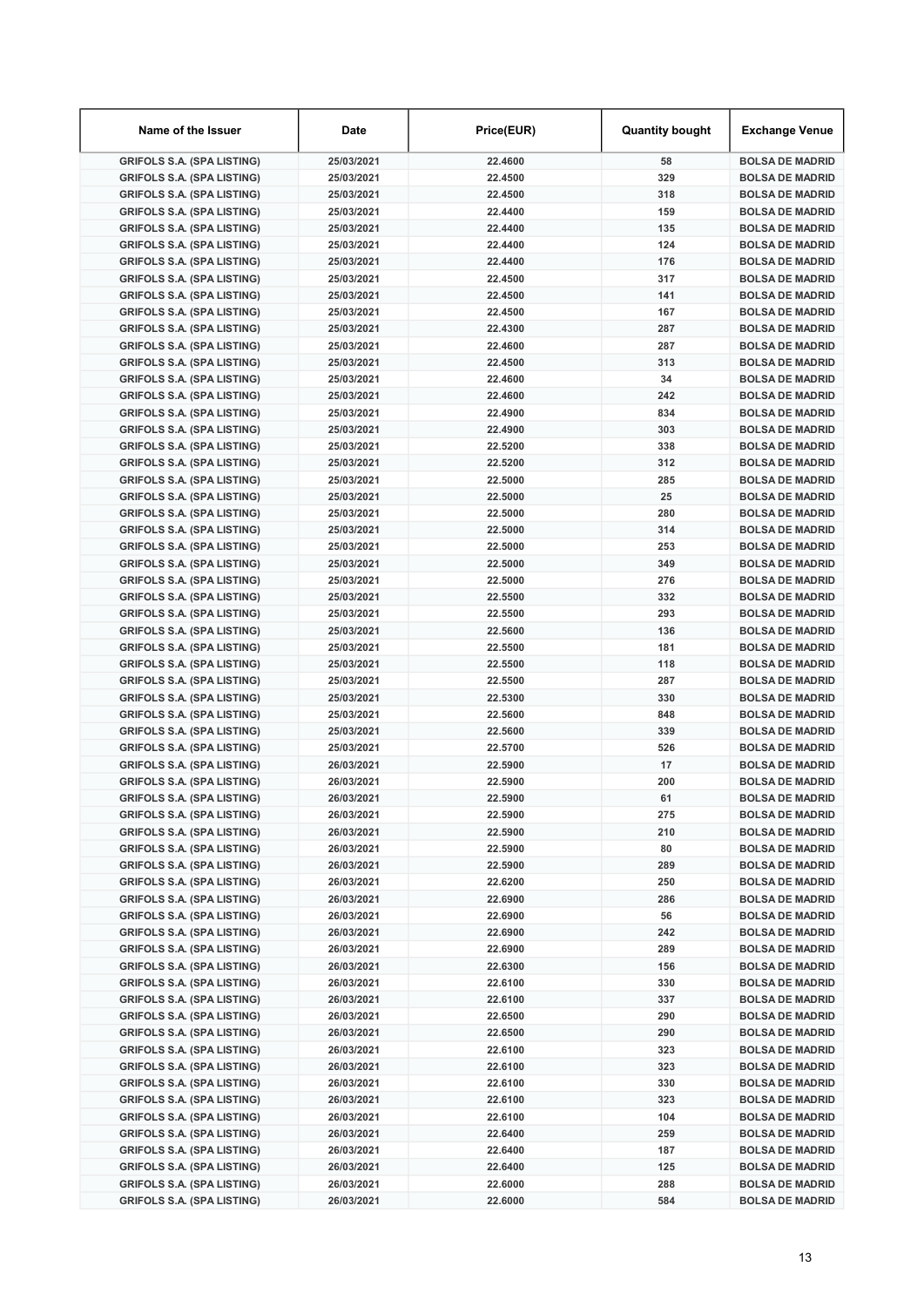| Name of the Issuer | Date | Price(EUR) | Quantity bought | Exchange Venue |
|---|---|---|---|---|
| GRIFOLS S.A. (SPA LISTING) | 25/03/2021 | 22.4600 | 58 | BOLSA DE MADRID |
| GRIFOLS S.A. (SPA LISTING) | 25/03/2021 | 22.4500 | 329 | BOLSA DE MADRID |
| GRIFOLS S.A. (SPA LISTING) | 25/03/2021 | 22.4500 | 318 | BOLSA DE MADRID |
| GRIFOLS S.A. (SPA LISTING) | 25/03/2021 | 22.4400 | 159 | BOLSA DE MADRID |
| GRIFOLS S.A. (SPA LISTING) | 25/03/2021 | 22.4400 | 135 | BOLSA DE MADRID |
| GRIFOLS S.A. (SPA LISTING) | 25/03/2021 | 22.4400 | 124 | BOLSA DE MADRID |
| GRIFOLS S.A. (SPA LISTING) | 25/03/2021 | 22.4400 | 176 | BOLSA DE MADRID |
| GRIFOLS S.A. (SPA LISTING) | 25/03/2021 | 22.4500 | 317 | BOLSA DE MADRID |
| GRIFOLS S.A. (SPA LISTING) | 25/03/2021 | 22.4500 | 141 | BOLSA DE MADRID |
| GRIFOLS S.A. (SPA LISTING) | 25/03/2021 | 22.4500 | 167 | BOLSA DE MADRID |
| GRIFOLS S.A. (SPA LISTING) | 25/03/2021 | 22.4300 | 287 | BOLSA DE MADRID |
| GRIFOLS S.A. (SPA LISTING) | 25/03/2021 | 22.4600 | 287 | BOLSA DE MADRID |
| GRIFOLS S.A. (SPA LISTING) | 25/03/2021 | 22.4500 | 313 | BOLSA DE MADRID |
| GRIFOLS S.A. (SPA LISTING) | 25/03/2021 | 22.4600 | 34 | BOLSA DE MADRID |
| GRIFOLS S.A. (SPA LISTING) | 25/03/2021 | 22.4600 | 242 | BOLSA DE MADRID |
| GRIFOLS S.A. (SPA LISTING) | 25/03/2021 | 22.4900 | 834 | BOLSA DE MADRID |
| GRIFOLS S.A. (SPA LISTING) | 25/03/2021 | 22.4900 | 303 | BOLSA DE MADRID |
| GRIFOLS S.A. (SPA LISTING) | 25/03/2021 | 22.5200 | 338 | BOLSA DE MADRID |
| GRIFOLS S.A. (SPA LISTING) | 25/03/2021 | 22.5200 | 312 | BOLSA DE MADRID |
| GRIFOLS S.A. (SPA LISTING) | 25/03/2021 | 22.5000 | 285 | BOLSA DE MADRID |
| GRIFOLS S.A. (SPA LISTING) | 25/03/2021 | 22.5000 | 25 | BOLSA DE MADRID |
| GRIFOLS S.A. (SPA LISTING) | 25/03/2021 | 22.5000 | 280 | BOLSA DE MADRID |
| GRIFOLS S.A. (SPA LISTING) | 25/03/2021 | 22.5000 | 314 | BOLSA DE MADRID |
| GRIFOLS S.A. (SPA LISTING) | 25/03/2021 | 22.5000 | 253 | BOLSA DE MADRID |
| GRIFOLS S.A. (SPA LISTING) | 25/03/2021 | 22.5000 | 349 | BOLSA DE MADRID |
| GRIFOLS S.A. (SPA LISTING) | 25/03/2021 | 22.5000 | 276 | BOLSA DE MADRID |
| GRIFOLS S.A. (SPA LISTING) | 25/03/2021 | 22.5500 | 332 | BOLSA DE MADRID |
| GRIFOLS S.A. (SPA LISTING) | 25/03/2021 | 22.5500 | 293 | BOLSA DE MADRID |
| GRIFOLS S.A. (SPA LISTING) | 25/03/2021 | 22.5600 | 136 | BOLSA DE MADRID |
| GRIFOLS S.A. (SPA LISTING) | 25/03/2021 | 22.5500 | 181 | BOLSA DE MADRID |
| GRIFOLS S.A. (SPA LISTING) | 25/03/2021 | 22.5500 | 118 | BOLSA DE MADRID |
| GRIFOLS S.A. (SPA LISTING) | 25/03/2021 | 22.5500 | 287 | BOLSA DE MADRID |
| GRIFOLS S.A. (SPA LISTING) | 25/03/2021 | 22.5300 | 330 | BOLSA DE MADRID |
| GRIFOLS S.A. (SPA LISTING) | 25/03/2021 | 22.5600 | 848 | BOLSA DE MADRID |
| GRIFOLS S.A. (SPA LISTING) | 25/03/2021 | 22.5600 | 339 | BOLSA DE MADRID |
| GRIFOLS S.A. (SPA LISTING) | 25/03/2021 | 22.5700 | 526 | BOLSA DE MADRID |
| GRIFOLS S.A. (SPA LISTING) | 26/03/2021 | 22.5900 | 17 | BOLSA DE MADRID |
| GRIFOLS S.A. (SPA LISTING) | 26/03/2021 | 22.5900 | 200 | BOLSA DE MADRID |
| GRIFOLS S.A. (SPA LISTING) | 26/03/2021 | 22.5900 | 61 | BOLSA DE MADRID |
| GRIFOLS S.A. (SPA LISTING) | 26/03/2021 | 22.5900 | 275 | BOLSA DE MADRID |
| GRIFOLS S.A. (SPA LISTING) | 26/03/2021 | 22.5900 | 210 | BOLSA DE MADRID |
| GRIFOLS S.A. (SPA LISTING) | 26/03/2021 | 22.5900 | 80 | BOLSA DE MADRID |
| GRIFOLS S.A. (SPA LISTING) | 26/03/2021 | 22.5900 | 289 | BOLSA DE MADRID |
| GRIFOLS S.A. (SPA LISTING) | 26/03/2021 | 22.6200 | 250 | BOLSA DE MADRID |
| GRIFOLS S.A. (SPA LISTING) | 26/03/2021 | 22.6900 | 286 | BOLSA DE MADRID |
| GRIFOLS S.A. (SPA LISTING) | 26/03/2021 | 22.6900 | 56 | BOLSA DE MADRID |
| GRIFOLS S.A. (SPA LISTING) | 26/03/2021 | 22.6900 | 242 | BOLSA DE MADRID |
| GRIFOLS S.A. (SPA LISTING) | 26/03/2021 | 22.6900 | 289 | BOLSA DE MADRID |
| GRIFOLS S.A. (SPA LISTING) | 26/03/2021 | 22.6300 | 156 | BOLSA DE MADRID |
| GRIFOLS S.A. (SPA LISTING) | 26/03/2021 | 22.6100 | 330 | BOLSA DE MADRID |
| GRIFOLS S.A. (SPA LISTING) | 26/03/2021 | 22.6100 | 337 | BOLSA DE MADRID |
| GRIFOLS S.A. (SPA LISTING) | 26/03/2021 | 22.6500 | 290 | BOLSA DE MADRID |
| GRIFOLS S.A. (SPA LISTING) | 26/03/2021 | 22.6500 | 290 | BOLSA DE MADRID |
| GRIFOLS S.A. (SPA LISTING) | 26/03/2021 | 22.6100 | 323 | BOLSA DE MADRID |
| GRIFOLS S.A. (SPA LISTING) | 26/03/2021 | 22.6100 | 323 | BOLSA DE MADRID |
| GRIFOLS S.A. (SPA LISTING) | 26/03/2021 | 22.6100 | 330 | BOLSA DE MADRID |
| GRIFOLS S.A. (SPA LISTING) | 26/03/2021 | 22.6100 | 323 | BOLSA DE MADRID |
| GRIFOLS S.A. (SPA LISTING) | 26/03/2021 | 22.6100 | 104 | BOLSA DE MADRID |
| GRIFOLS S.A. (SPA LISTING) | 26/03/2021 | 22.6400 | 259 | BOLSA DE MADRID |
| GRIFOLS S.A. (SPA LISTING) | 26/03/2021 | 22.6400 | 187 | BOLSA DE MADRID |
| GRIFOLS S.A. (SPA LISTING) | 26/03/2021 | 22.6400 | 125 | BOLSA DE MADRID |
| GRIFOLS S.A. (SPA LISTING) | 26/03/2021 | 22.6000 | 288 | BOLSA DE MADRID |
| GRIFOLS S.A. (SPA LISTING) | 26/03/2021 | 22.6000 | 584 | BOLSA DE MADRID |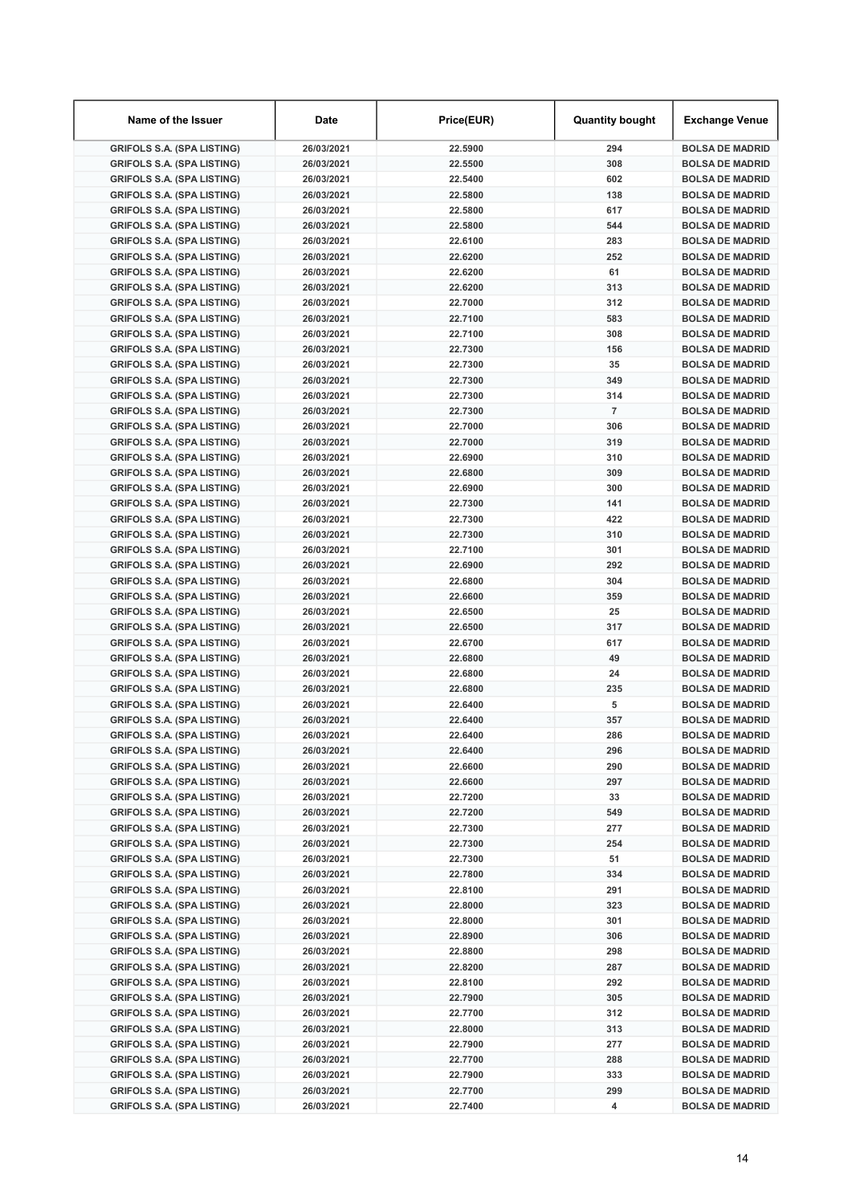| Name of the Issuer | Date | Price(EUR) | Quantity bought | Exchange Venue |
| --- | --- | --- | --- | --- |
| GRIFOLS S.A. (SPA LISTING) | 26/03/2021 | 22.5900 | 294 | BOLSA DE MADRID |
| GRIFOLS S.A. (SPA LISTING) | 26/03/2021 | 22.5500 | 308 | BOLSA DE MADRID |
| GRIFOLS S.A. (SPA LISTING) | 26/03/2021 | 22.5400 | 602 | BOLSA DE MADRID |
| GRIFOLS S.A. (SPA LISTING) | 26/03/2021 | 22.5800 | 138 | BOLSA DE MADRID |
| GRIFOLS S.A. (SPA LISTING) | 26/03/2021 | 22.5800 | 617 | BOLSA DE MADRID |
| GRIFOLS S.A. (SPA LISTING) | 26/03/2021 | 22.5800 | 544 | BOLSA DE MADRID |
| GRIFOLS S.A. (SPA LISTING) | 26/03/2021 | 22.6100 | 283 | BOLSA DE MADRID |
| GRIFOLS S.A. (SPA LISTING) | 26/03/2021 | 22.6200 | 252 | BOLSA DE MADRID |
| GRIFOLS S.A. (SPA LISTING) | 26/03/2021 | 22.6200 | 61 | BOLSA DE MADRID |
| GRIFOLS S.A. (SPA LISTING) | 26/03/2021 | 22.6200 | 313 | BOLSA DE MADRID |
| GRIFOLS S.A. (SPA LISTING) | 26/03/2021 | 22.7000 | 312 | BOLSA DE MADRID |
| GRIFOLS S.A. (SPA LISTING) | 26/03/2021 | 22.7100 | 583 | BOLSA DE MADRID |
| GRIFOLS S.A. (SPA LISTING) | 26/03/2021 | 22.7100 | 308 | BOLSA DE MADRID |
| GRIFOLS S.A. (SPA LISTING) | 26/03/2021 | 22.7300 | 156 | BOLSA DE MADRID |
| GRIFOLS S.A. (SPA LISTING) | 26/03/2021 | 22.7300 | 35 | BOLSA DE MADRID |
| GRIFOLS S.A. (SPA LISTING) | 26/03/2021 | 22.7300 | 349 | BOLSA DE MADRID |
| GRIFOLS S.A. (SPA LISTING) | 26/03/2021 | 22.7300 | 314 | BOLSA DE MADRID |
| GRIFOLS S.A. (SPA LISTING) | 26/03/2021 | 22.7300 | 7 | BOLSA DE MADRID |
| GRIFOLS S.A. (SPA LISTING) | 26/03/2021 | 22.7000 | 306 | BOLSA DE MADRID |
| GRIFOLS S.A. (SPA LISTING) | 26/03/2021 | 22.7000 | 319 | BOLSA DE MADRID |
| GRIFOLS S.A. (SPA LISTING) | 26/03/2021 | 22.6900 | 310 | BOLSA DE MADRID |
| GRIFOLS S.A. (SPA LISTING) | 26/03/2021 | 22.6800 | 309 | BOLSA DE MADRID |
| GRIFOLS S.A. (SPA LISTING) | 26/03/2021 | 22.6900 | 300 | BOLSA DE MADRID |
| GRIFOLS S.A. (SPA LISTING) | 26/03/2021 | 22.7300 | 141 | BOLSA DE MADRID |
| GRIFOLS S.A. (SPA LISTING) | 26/03/2021 | 22.7300 | 422 | BOLSA DE MADRID |
| GRIFOLS S.A. (SPA LISTING) | 26/03/2021 | 22.7300 | 310 | BOLSA DE MADRID |
| GRIFOLS S.A. (SPA LISTING) | 26/03/2021 | 22.7100 | 301 | BOLSA DE MADRID |
| GRIFOLS S.A. (SPA LISTING) | 26/03/2021 | 22.6900 | 292 | BOLSA DE MADRID |
| GRIFOLS S.A. (SPA LISTING) | 26/03/2021 | 22.6800 | 304 | BOLSA DE MADRID |
| GRIFOLS S.A. (SPA LISTING) | 26/03/2021 | 22.6600 | 359 | BOLSA DE MADRID |
| GRIFOLS S.A. (SPA LISTING) | 26/03/2021 | 22.6500 | 25 | BOLSA DE MADRID |
| GRIFOLS S.A. (SPA LISTING) | 26/03/2021 | 22.6500 | 317 | BOLSA DE MADRID |
| GRIFOLS S.A. (SPA LISTING) | 26/03/2021 | 22.6700 | 617 | BOLSA DE MADRID |
| GRIFOLS S.A. (SPA LISTING) | 26/03/2021 | 22.6800 | 49 | BOLSA DE MADRID |
| GRIFOLS S.A. (SPA LISTING) | 26/03/2021 | 22.6800 | 24 | BOLSA DE MADRID |
| GRIFOLS S.A. (SPA LISTING) | 26/03/2021 | 22.6800 | 235 | BOLSA DE MADRID |
| GRIFOLS S.A. (SPA LISTING) | 26/03/2021 | 22.6400 | 5 | BOLSA DE MADRID |
| GRIFOLS S.A. (SPA LISTING) | 26/03/2021 | 22.6400 | 357 | BOLSA DE MADRID |
| GRIFOLS S.A. (SPA LISTING) | 26/03/2021 | 22.6400 | 286 | BOLSA DE MADRID |
| GRIFOLS S.A. (SPA LISTING) | 26/03/2021 | 22.6400 | 296 | BOLSA DE MADRID |
| GRIFOLS S.A. (SPA LISTING) | 26/03/2021 | 22.6600 | 290 | BOLSA DE MADRID |
| GRIFOLS S.A. (SPA LISTING) | 26/03/2021 | 22.6600 | 297 | BOLSA DE MADRID |
| GRIFOLS S.A. (SPA LISTING) | 26/03/2021 | 22.7200 | 33 | BOLSA DE MADRID |
| GRIFOLS S.A. (SPA LISTING) | 26/03/2021 | 22.7200 | 549 | BOLSA DE MADRID |
| GRIFOLS S.A. (SPA LISTING) | 26/03/2021 | 22.7300 | 277 | BOLSA DE MADRID |
| GRIFOLS S.A. (SPA LISTING) | 26/03/2021 | 22.7300 | 254 | BOLSA DE MADRID |
| GRIFOLS S.A. (SPA LISTING) | 26/03/2021 | 22.7300 | 51 | BOLSA DE MADRID |
| GRIFOLS S.A. (SPA LISTING) | 26/03/2021 | 22.7800 | 334 | BOLSA DE MADRID |
| GRIFOLS S.A. (SPA LISTING) | 26/03/2021 | 22.8100 | 291 | BOLSA DE MADRID |
| GRIFOLS S.A. (SPA LISTING) | 26/03/2021 | 22.8000 | 323 | BOLSA DE MADRID |
| GRIFOLS S.A. (SPA LISTING) | 26/03/2021 | 22.8000 | 301 | BOLSA DE MADRID |
| GRIFOLS S.A. (SPA LISTING) | 26/03/2021 | 22.8900 | 306 | BOLSA DE MADRID |
| GRIFOLS S.A. (SPA LISTING) | 26/03/2021 | 22.8800 | 298 | BOLSA DE MADRID |
| GRIFOLS S.A. (SPA LISTING) | 26/03/2021 | 22.8200 | 287 | BOLSA DE MADRID |
| GRIFOLS S.A. (SPA LISTING) | 26/03/2021 | 22.8100 | 292 | BOLSA DE MADRID |
| GRIFOLS S.A. (SPA LISTING) | 26/03/2021 | 22.7900 | 305 | BOLSA DE MADRID |
| GRIFOLS S.A. (SPA LISTING) | 26/03/2021 | 22.7700 | 312 | BOLSA DE MADRID |
| GRIFOLS S.A. (SPA LISTING) | 26/03/2021 | 22.8000 | 313 | BOLSA DE MADRID |
| GRIFOLS S.A. (SPA LISTING) | 26/03/2021 | 22.7900 | 277 | BOLSA DE MADRID |
| GRIFOLS S.A. (SPA LISTING) | 26/03/2021 | 22.7700 | 288 | BOLSA DE MADRID |
| GRIFOLS S.A. (SPA LISTING) | 26/03/2021 | 22.7900 | 333 | BOLSA DE MADRID |
| GRIFOLS S.A. (SPA LISTING) | 26/03/2021 | 22.7700 | 299 | BOLSA DE MADRID |
| GRIFOLS S.A. (SPA LISTING) | 26/03/2021 | 22.7400 | 4 | BOLSA DE MADRID |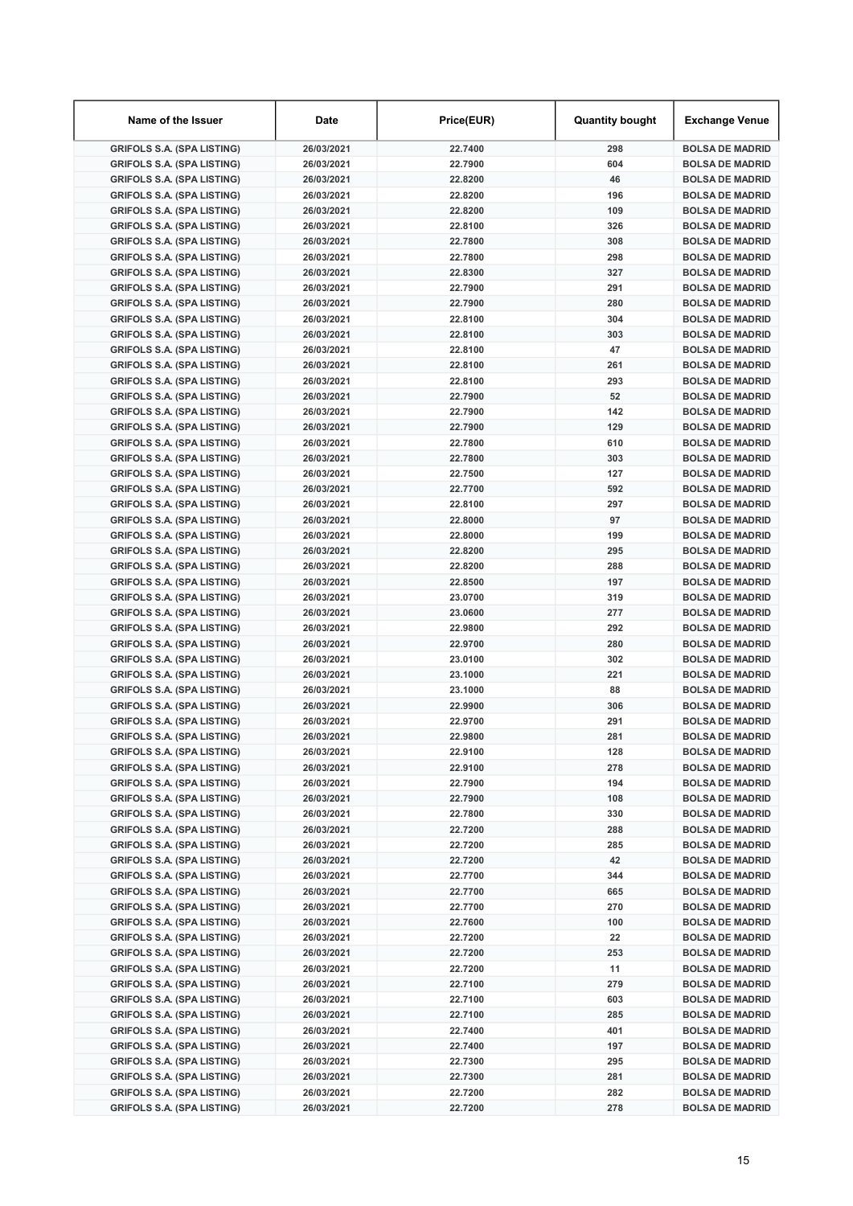| Name of the Issuer | Date | Price(EUR) | Quantity bought | Exchange Venue |
|---|---|---|---|---|
| GRIFOLS S.A. (SPA LISTING) | 26/03/2021 | 22.7400 | 298 | BOLSA DE MADRID |
| GRIFOLS S.A. (SPA LISTING) | 26/03/2021 | 22.7900 | 604 | BOLSA DE MADRID |
| GRIFOLS S.A. (SPA LISTING) | 26/03/2021 | 22.8200 | 46 | BOLSA DE MADRID |
| GRIFOLS S.A. (SPA LISTING) | 26/03/2021 | 22.8200 | 196 | BOLSA DE MADRID |
| GRIFOLS S.A. (SPA LISTING) | 26/03/2021 | 22.8200 | 109 | BOLSA DE MADRID |
| GRIFOLS S.A. (SPA LISTING) | 26/03/2021 | 22.8100 | 326 | BOLSA DE MADRID |
| GRIFOLS S.A. (SPA LISTING) | 26/03/2021 | 22.7800 | 308 | BOLSA DE MADRID |
| GRIFOLS S.A. (SPA LISTING) | 26/03/2021 | 22.7800 | 298 | BOLSA DE MADRID |
| GRIFOLS S.A. (SPA LISTING) | 26/03/2021 | 22.8300 | 327 | BOLSA DE MADRID |
| GRIFOLS S.A. (SPA LISTING) | 26/03/2021 | 22.7900 | 291 | BOLSA DE MADRID |
| GRIFOLS S.A. (SPA LISTING) | 26/03/2021 | 22.7900 | 280 | BOLSA DE MADRID |
| GRIFOLS S.A. (SPA LISTING) | 26/03/2021 | 22.8100 | 304 | BOLSA DE MADRID |
| GRIFOLS S.A. (SPA LISTING) | 26/03/2021 | 22.8100 | 303 | BOLSA DE MADRID |
| GRIFOLS S.A. (SPA LISTING) | 26/03/2021 | 22.8100 | 47 | BOLSA DE MADRID |
| GRIFOLS S.A. (SPA LISTING) | 26/03/2021 | 22.8100 | 261 | BOLSA DE MADRID |
| GRIFOLS S.A. (SPA LISTING) | 26/03/2021 | 22.8100 | 293 | BOLSA DE MADRID |
| GRIFOLS S.A. (SPA LISTING) | 26/03/2021 | 22.7900 | 52 | BOLSA DE MADRID |
| GRIFOLS S.A. (SPA LISTING) | 26/03/2021 | 22.7900 | 142 | BOLSA DE MADRID |
| GRIFOLS S.A. (SPA LISTING) | 26/03/2021 | 22.7900 | 129 | BOLSA DE MADRID |
| GRIFOLS S.A. (SPA LISTING) | 26/03/2021 | 22.7800 | 610 | BOLSA DE MADRID |
| GRIFOLS S.A. (SPA LISTING) | 26/03/2021 | 22.7800 | 303 | BOLSA DE MADRID |
| GRIFOLS S.A. (SPA LISTING) | 26/03/2021 | 22.7500 | 127 | BOLSA DE MADRID |
| GRIFOLS S.A. (SPA LISTING) | 26/03/2021 | 22.7700 | 592 | BOLSA DE MADRID |
| GRIFOLS S.A. (SPA LISTING) | 26/03/2021 | 22.8100 | 297 | BOLSA DE MADRID |
| GRIFOLS S.A. (SPA LISTING) | 26/03/2021 | 22.8000 | 97 | BOLSA DE MADRID |
| GRIFOLS S.A. (SPA LISTING) | 26/03/2021 | 22.8000 | 199 | BOLSA DE MADRID |
| GRIFOLS S.A. (SPA LISTING) | 26/03/2021 | 22.8200 | 295 | BOLSA DE MADRID |
| GRIFOLS S.A. (SPA LISTING) | 26/03/2021 | 22.8200 | 288 | BOLSA DE MADRID |
| GRIFOLS S.A. (SPA LISTING) | 26/03/2021 | 22.8500 | 197 | BOLSA DE MADRID |
| GRIFOLS S.A. (SPA LISTING) | 26/03/2021 | 23.0700 | 319 | BOLSA DE MADRID |
| GRIFOLS S.A. (SPA LISTING) | 26/03/2021 | 23.0600 | 277 | BOLSA DE MADRID |
| GRIFOLS S.A. (SPA LISTING) | 26/03/2021 | 22.9800 | 292 | BOLSA DE MADRID |
| GRIFOLS S.A. (SPA LISTING) | 26/03/2021 | 22.9700 | 280 | BOLSA DE MADRID |
| GRIFOLS S.A. (SPA LISTING) | 26/03/2021 | 23.0100 | 302 | BOLSA DE MADRID |
| GRIFOLS S.A. (SPA LISTING) | 26/03/2021 | 23.1000 | 221 | BOLSA DE MADRID |
| GRIFOLS S.A. (SPA LISTING) | 26/03/2021 | 23.1000 | 88 | BOLSA DE MADRID |
| GRIFOLS S.A. (SPA LISTING) | 26/03/2021 | 22.9900 | 306 | BOLSA DE MADRID |
| GRIFOLS S.A. (SPA LISTING) | 26/03/2021 | 22.9700 | 291 | BOLSA DE MADRID |
| GRIFOLS S.A. (SPA LISTING) | 26/03/2021 | 22.9800 | 281 | BOLSA DE MADRID |
| GRIFOLS S.A. (SPA LISTING) | 26/03/2021 | 22.9100 | 128 | BOLSA DE MADRID |
| GRIFOLS S.A. (SPA LISTING) | 26/03/2021 | 22.9100 | 278 | BOLSA DE MADRID |
| GRIFOLS S.A. (SPA LISTING) | 26/03/2021 | 22.7900 | 194 | BOLSA DE MADRID |
| GRIFOLS S.A. (SPA LISTING) | 26/03/2021 | 22.7900 | 108 | BOLSA DE MADRID |
| GRIFOLS S.A. (SPA LISTING) | 26/03/2021 | 22.7800 | 330 | BOLSA DE MADRID |
| GRIFOLS S.A. (SPA LISTING) | 26/03/2021 | 22.7200 | 288 | BOLSA DE MADRID |
| GRIFOLS S.A. (SPA LISTING) | 26/03/2021 | 22.7200 | 285 | BOLSA DE MADRID |
| GRIFOLS S.A. (SPA LISTING) | 26/03/2021 | 22.7200 | 42 | BOLSA DE MADRID |
| GRIFOLS S.A. (SPA LISTING) | 26/03/2021 | 22.7700 | 344 | BOLSA DE MADRID |
| GRIFOLS S.A. (SPA LISTING) | 26/03/2021 | 22.7700 | 665 | BOLSA DE MADRID |
| GRIFOLS S.A. (SPA LISTING) | 26/03/2021 | 22.7700 | 270 | BOLSA DE MADRID |
| GRIFOLS S.A. (SPA LISTING) | 26/03/2021 | 22.7600 | 100 | BOLSA DE MADRID |
| GRIFOLS S.A. (SPA LISTING) | 26/03/2021 | 22.7200 | 22 | BOLSA DE MADRID |
| GRIFOLS S.A. (SPA LISTING) | 26/03/2021 | 22.7200 | 253 | BOLSA DE MADRID |
| GRIFOLS S.A. (SPA LISTING) | 26/03/2021 | 22.7200 | 11 | BOLSA DE MADRID |
| GRIFOLS S.A. (SPA LISTING) | 26/03/2021 | 22.7100 | 279 | BOLSA DE MADRID |
| GRIFOLS S.A. (SPA LISTING) | 26/03/2021 | 22.7100 | 603 | BOLSA DE MADRID |
| GRIFOLS S.A. (SPA LISTING) | 26/03/2021 | 22.7100 | 285 | BOLSA DE MADRID |
| GRIFOLS S.A. (SPA LISTING) | 26/03/2021 | 22.7400 | 401 | BOLSA DE MADRID |
| GRIFOLS S.A. (SPA LISTING) | 26/03/2021 | 22.7400 | 197 | BOLSA DE MADRID |
| GRIFOLS S.A. (SPA LISTING) | 26/03/2021 | 22.7300 | 295 | BOLSA DE MADRID |
| GRIFOLS S.A. (SPA LISTING) | 26/03/2021 | 22.7300 | 281 | BOLSA DE MADRID |
| GRIFOLS S.A. (SPA LISTING) | 26/03/2021 | 22.7200 | 282 | BOLSA DE MADRID |
| GRIFOLS S.A. (SPA LISTING) | 26/03/2021 | 22.7200 | 278 | BOLSA DE MADRID |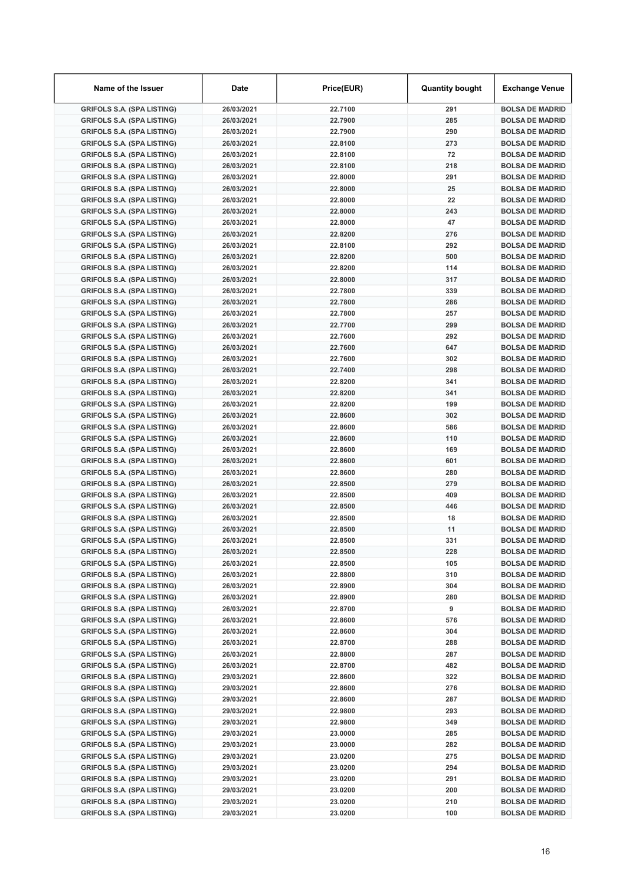| Name of the Issuer | Date | Price(EUR) | Quantity bought | Exchange Venue |
|---|---|---|---|---|
| GRIFOLS S.A. (SPA LISTING) | 26/03/2021 | 22.7100 | 291 | BOLSA DE MADRID |
| GRIFOLS S.A. (SPA LISTING) | 26/03/2021 | 22.7900 | 285 | BOLSA DE MADRID |
| GRIFOLS S.A. (SPA LISTING) | 26/03/2021 | 22.7900 | 290 | BOLSA DE MADRID |
| GRIFOLS S.A. (SPA LISTING) | 26/03/2021 | 22.8100 | 273 | BOLSA DE MADRID |
| GRIFOLS S.A. (SPA LISTING) | 26/03/2021 | 22.8100 | 72 | BOLSA DE MADRID |
| GRIFOLS S.A. (SPA LISTING) | 26/03/2021 | 22.8100 | 218 | BOLSA DE MADRID |
| GRIFOLS S.A. (SPA LISTING) | 26/03/2021 | 22.8000 | 291 | BOLSA DE MADRID |
| GRIFOLS S.A. (SPA LISTING) | 26/03/2021 | 22.8000 | 25 | BOLSA DE MADRID |
| GRIFOLS S.A. (SPA LISTING) | 26/03/2021 | 22.8000 | 22 | BOLSA DE MADRID |
| GRIFOLS S.A. (SPA LISTING) | 26/03/2021 | 22.8000 | 243 | BOLSA DE MADRID |
| GRIFOLS S.A. (SPA LISTING) | 26/03/2021 | 22.8000 | 47 | BOLSA DE MADRID |
| GRIFOLS S.A. (SPA LISTING) | 26/03/2021 | 22.8200 | 276 | BOLSA DE MADRID |
| GRIFOLS S.A. (SPA LISTING) | 26/03/2021 | 22.8100 | 292 | BOLSA DE MADRID |
| GRIFOLS S.A. (SPA LISTING) | 26/03/2021 | 22.8200 | 500 | BOLSA DE MADRID |
| GRIFOLS S.A. (SPA LISTING) | 26/03/2021 | 22.8200 | 114 | BOLSA DE MADRID |
| GRIFOLS S.A. (SPA LISTING) | 26/03/2021 | 22.8000 | 317 | BOLSA DE MADRID |
| GRIFOLS S.A. (SPA LISTING) | 26/03/2021 | 22.7800 | 339 | BOLSA DE MADRID |
| GRIFOLS S.A. (SPA LISTING) | 26/03/2021 | 22.7800 | 286 | BOLSA DE MADRID |
| GRIFOLS S.A. (SPA LISTING) | 26/03/2021 | 22.7800 | 257 | BOLSA DE MADRID |
| GRIFOLS S.A. (SPA LISTING) | 26/03/2021 | 22.7700 | 299 | BOLSA DE MADRID |
| GRIFOLS S.A. (SPA LISTING) | 26/03/2021 | 22.7600 | 292 | BOLSA DE MADRID |
| GRIFOLS S.A. (SPA LISTING) | 26/03/2021 | 22.7600 | 647 | BOLSA DE MADRID |
| GRIFOLS S.A. (SPA LISTING) | 26/03/2021 | 22.7600 | 302 | BOLSA DE MADRID |
| GRIFOLS S.A. (SPA LISTING) | 26/03/2021 | 22.7400 | 298 | BOLSA DE MADRID |
| GRIFOLS S.A. (SPA LISTING) | 26/03/2021 | 22.8200 | 341 | BOLSA DE MADRID |
| GRIFOLS S.A. (SPA LISTING) | 26/03/2021 | 22.8200 | 341 | BOLSA DE MADRID |
| GRIFOLS S.A. (SPA LISTING) | 26/03/2021 | 22.8200 | 199 | BOLSA DE MADRID |
| GRIFOLS S.A. (SPA LISTING) | 26/03/2021 | 22.8600 | 302 | BOLSA DE MADRID |
| GRIFOLS S.A. (SPA LISTING) | 26/03/2021 | 22.8600 | 586 | BOLSA DE MADRID |
| GRIFOLS S.A. (SPA LISTING) | 26/03/2021 | 22.8600 | 110 | BOLSA DE MADRID |
| GRIFOLS S.A. (SPA LISTING) | 26/03/2021 | 22.8600 | 169 | BOLSA DE MADRID |
| GRIFOLS S.A. (SPA LISTING) | 26/03/2021 | 22.8600 | 601 | BOLSA DE MADRID |
| GRIFOLS S.A. (SPA LISTING) | 26/03/2021 | 22.8600 | 280 | BOLSA DE MADRID |
| GRIFOLS S.A. (SPA LISTING) | 26/03/2021 | 22.8500 | 279 | BOLSA DE MADRID |
| GRIFOLS S.A. (SPA LISTING) | 26/03/2021 | 22.8500 | 409 | BOLSA DE MADRID |
| GRIFOLS S.A. (SPA LISTING) | 26/03/2021 | 22.8500 | 446 | BOLSA DE MADRID |
| GRIFOLS S.A. (SPA LISTING) | 26/03/2021 | 22.8500 | 18 | BOLSA DE MADRID |
| GRIFOLS S.A. (SPA LISTING) | 26/03/2021 | 22.8500 | 11 | BOLSA DE MADRID |
| GRIFOLS S.A. (SPA LISTING) | 26/03/2021 | 22.8500 | 331 | BOLSA DE MADRID |
| GRIFOLS S.A. (SPA LISTING) | 26/03/2021 | 22.8500 | 228 | BOLSA DE MADRID |
| GRIFOLS S.A. (SPA LISTING) | 26/03/2021 | 22.8500 | 105 | BOLSA DE MADRID |
| GRIFOLS S.A. (SPA LISTING) | 26/03/2021 | 22.8800 | 310 | BOLSA DE MADRID |
| GRIFOLS S.A. (SPA LISTING) | 26/03/2021 | 22.8900 | 304 | BOLSA DE MADRID |
| GRIFOLS S.A. (SPA LISTING) | 26/03/2021 | 22.8900 | 280 | BOLSA DE MADRID |
| GRIFOLS S.A. (SPA LISTING) | 26/03/2021 | 22.8700 | 9 | BOLSA DE MADRID |
| GRIFOLS S.A. (SPA LISTING) | 26/03/2021 | 22.8600 | 576 | BOLSA DE MADRID |
| GRIFOLS S.A. (SPA LISTING) | 26/03/2021 | 22.8600 | 304 | BOLSA DE MADRID |
| GRIFOLS S.A. (SPA LISTING) | 26/03/2021 | 22.8700 | 288 | BOLSA DE MADRID |
| GRIFOLS S.A. (SPA LISTING) | 26/03/2021 | 22.8800 | 287 | BOLSA DE MADRID |
| GRIFOLS S.A. (SPA LISTING) | 26/03/2021 | 22.8700 | 482 | BOLSA DE MADRID |
| GRIFOLS S.A. (SPA LISTING) | 29/03/2021 | 22.8600 | 322 | BOLSA DE MADRID |
| GRIFOLS S.A. (SPA LISTING) | 29/03/2021 | 22.8600 | 276 | BOLSA DE MADRID |
| GRIFOLS S.A. (SPA LISTING) | 29/03/2021 | 22.8600 | 287 | BOLSA DE MADRID |
| GRIFOLS S.A. (SPA LISTING) | 29/03/2021 | 22.9800 | 293 | BOLSA DE MADRID |
| GRIFOLS S.A. (SPA LISTING) | 29/03/2021 | 22.9800 | 349 | BOLSA DE MADRID |
| GRIFOLS S.A. (SPA LISTING) | 29/03/2021 | 23.0000 | 285 | BOLSA DE MADRID |
| GRIFOLS S.A. (SPA LISTING) | 29/03/2021 | 23.0000 | 282 | BOLSA DE MADRID |
| GRIFOLS S.A. (SPA LISTING) | 29/03/2021 | 23.0200 | 275 | BOLSA DE MADRID |
| GRIFOLS S.A. (SPA LISTING) | 29/03/2021 | 23.0200 | 294 | BOLSA DE MADRID |
| GRIFOLS S.A. (SPA LISTING) | 29/03/2021 | 23.0200 | 291 | BOLSA DE MADRID |
| GRIFOLS S.A. (SPA LISTING) | 29/03/2021 | 23.0200 | 200 | BOLSA DE MADRID |
| GRIFOLS S.A. (SPA LISTING) | 29/03/2021 | 23.0200 | 210 | BOLSA DE MADRID |
| GRIFOLS S.A. (SPA LISTING) | 29/03/2021 | 23.0200 | 100 | BOLSA DE MADRID |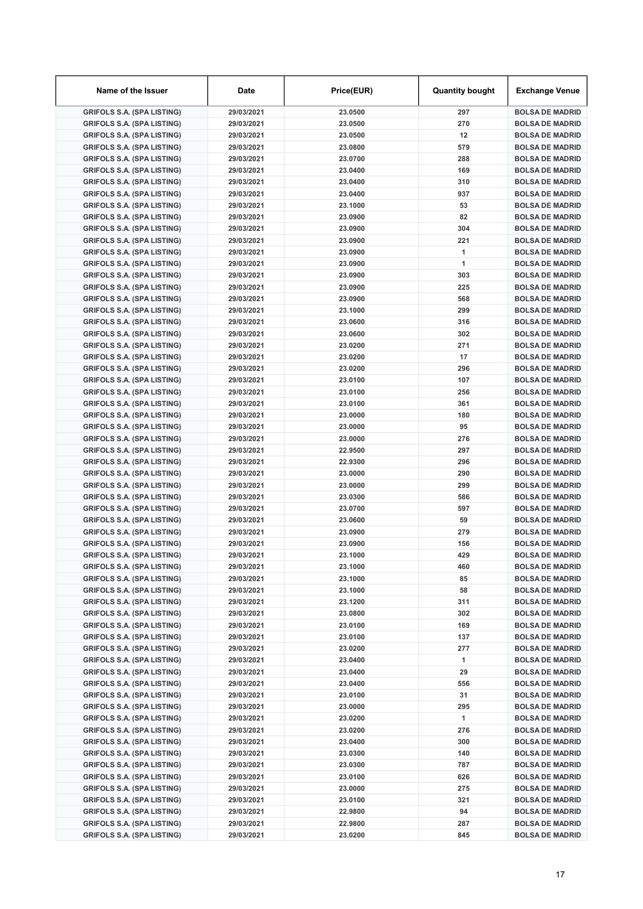| Name of the Issuer | Date | Price(EUR) | Quantity bought | Exchange Venue |
| --- | --- | --- | --- | --- |
| GRIFOLS S.A. (SPA LISTING) | 29/03/2021 | 23.0500 | 297 | BOLSA DE MADRID |
| GRIFOLS S.A. (SPA LISTING) | 29/03/2021 | 23.0500 | 270 | BOLSA DE MADRID |
| GRIFOLS S.A. (SPA LISTING) | 29/03/2021 | 23.0500 | 12 | BOLSA DE MADRID |
| GRIFOLS S.A. (SPA LISTING) | 29/03/2021 | 23.0800 | 579 | BOLSA DE MADRID |
| GRIFOLS S.A. (SPA LISTING) | 29/03/2021 | 23.0700 | 288 | BOLSA DE MADRID |
| GRIFOLS S.A. (SPA LISTING) | 29/03/2021 | 23.0400 | 169 | BOLSA DE MADRID |
| GRIFOLS S.A. (SPA LISTING) | 29/03/2021 | 23.0400 | 310 | BOLSA DE MADRID |
| GRIFOLS S.A. (SPA LISTING) | 29/03/2021 | 23.0400 | 937 | BOLSA DE MADRID |
| GRIFOLS S.A. (SPA LISTING) | 29/03/2021 | 23.1000 | 53 | BOLSA DE MADRID |
| GRIFOLS S.A. (SPA LISTING) | 29/03/2021 | 23.0900 | 82 | BOLSA DE MADRID |
| GRIFOLS S.A. (SPA LISTING) | 29/03/2021 | 23.0900 | 304 | BOLSA DE MADRID |
| GRIFOLS S.A. (SPA LISTING) | 29/03/2021 | 23.0900 | 221 | BOLSA DE MADRID |
| GRIFOLS S.A. (SPA LISTING) | 29/03/2021 | 23.0900 | 1 | BOLSA DE MADRID |
| GRIFOLS S.A. (SPA LISTING) | 29/03/2021 | 23.0900 | 1 | BOLSA DE MADRID |
| GRIFOLS S.A. (SPA LISTING) | 29/03/2021 | 23.0900 | 303 | BOLSA DE MADRID |
| GRIFOLS S.A. (SPA LISTING) | 29/03/2021 | 23.0900 | 225 | BOLSA DE MADRID |
| GRIFOLS S.A. (SPA LISTING) | 29/03/2021 | 23.0900 | 568 | BOLSA DE MADRID |
| GRIFOLS S.A. (SPA LISTING) | 29/03/2021 | 23.1000 | 299 | BOLSA DE MADRID |
| GRIFOLS S.A. (SPA LISTING) | 29/03/2021 | 23.0600 | 316 | BOLSA DE MADRID |
| GRIFOLS S.A. (SPA LISTING) | 29/03/2021 | 23.0600 | 302 | BOLSA DE MADRID |
| GRIFOLS S.A. (SPA LISTING) | 29/03/2021 | 23.0200 | 271 | BOLSA DE MADRID |
| GRIFOLS S.A. (SPA LISTING) | 29/03/2021 | 23.0200 | 17 | BOLSA DE MADRID |
| GRIFOLS S.A. (SPA LISTING) | 29/03/2021 | 23.0200 | 296 | BOLSA DE MADRID |
| GRIFOLS S.A. (SPA LISTING) | 29/03/2021 | 23.0100 | 107 | BOLSA DE MADRID |
| GRIFOLS S.A. (SPA LISTING) | 29/03/2021 | 23.0100 | 256 | BOLSA DE MADRID |
| GRIFOLS S.A. (SPA LISTING) | 29/03/2021 | 23.0100 | 361 | BOLSA DE MADRID |
| GRIFOLS S.A. (SPA LISTING) | 29/03/2021 | 23.0000 | 180 | BOLSA DE MADRID |
| GRIFOLS S.A. (SPA LISTING) | 29/03/2021 | 23.0000 | 95 | BOLSA DE MADRID |
| GRIFOLS S.A. (SPA LISTING) | 29/03/2021 | 23.0000 | 276 | BOLSA DE MADRID |
| GRIFOLS S.A. (SPA LISTING) | 29/03/2021 | 22.9500 | 297 | BOLSA DE MADRID |
| GRIFOLS S.A. (SPA LISTING) | 29/03/2021 | 22.9300 | 296 | BOLSA DE MADRID |
| GRIFOLS S.A. (SPA LISTING) | 29/03/2021 | 23.0000 | 290 | BOLSA DE MADRID |
| GRIFOLS S.A. (SPA LISTING) | 29/03/2021 | 23.0000 | 299 | BOLSA DE MADRID |
| GRIFOLS S.A. (SPA LISTING) | 29/03/2021 | 23.0300 | 586 | BOLSA DE MADRID |
| GRIFOLS S.A. (SPA LISTING) | 29/03/2021 | 23.0700 | 597 | BOLSA DE MADRID |
| GRIFOLS S.A. (SPA LISTING) | 29/03/2021 | 23.0600 | 59 | BOLSA DE MADRID |
| GRIFOLS S.A. (SPA LISTING) | 29/03/2021 | 23.0900 | 279 | BOLSA DE MADRID |
| GRIFOLS S.A. (SPA LISTING) | 29/03/2021 | 23.0900 | 156 | BOLSA DE MADRID |
| GRIFOLS S.A. (SPA LISTING) | 29/03/2021 | 23.1000 | 429 | BOLSA DE MADRID |
| GRIFOLS S.A. (SPA LISTING) | 29/03/2021 | 23.1000 | 460 | BOLSA DE MADRID |
| GRIFOLS S.A. (SPA LISTING) | 29/03/2021 | 23.1000 | 85 | BOLSA DE MADRID |
| GRIFOLS S.A. (SPA LISTING) | 29/03/2021 | 23.1000 | 58 | BOLSA DE MADRID |
| GRIFOLS S.A. (SPA LISTING) | 29/03/2021 | 23.1200 | 311 | BOLSA DE MADRID |
| GRIFOLS S.A. (SPA LISTING) | 29/03/2021 | 23.0800 | 302 | BOLSA DE MADRID |
| GRIFOLS S.A. (SPA LISTING) | 29/03/2021 | 23.0100 | 169 | BOLSA DE MADRID |
| GRIFOLS S.A. (SPA LISTING) | 29/03/2021 | 23.0100 | 137 | BOLSA DE MADRID |
| GRIFOLS S.A. (SPA LISTING) | 29/03/2021 | 23.0200 | 277 | BOLSA DE MADRID |
| GRIFOLS S.A. (SPA LISTING) | 29/03/2021 | 23.0400 | 1 | BOLSA DE MADRID |
| GRIFOLS S.A. (SPA LISTING) | 29/03/2021 | 23.0400 | 29 | BOLSA DE MADRID |
| GRIFOLS S.A. (SPA LISTING) | 29/03/2021 | 23.0400 | 556 | BOLSA DE MADRID |
| GRIFOLS S.A. (SPA LISTING) | 29/03/2021 | 23.0100 | 31 | BOLSA DE MADRID |
| GRIFOLS S.A. (SPA LISTING) | 29/03/2021 | 23.0000 | 295 | BOLSA DE MADRID |
| GRIFOLS S.A. (SPA LISTING) | 29/03/2021 | 23.0200 | 1 | BOLSA DE MADRID |
| GRIFOLS S.A. (SPA LISTING) | 29/03/2021 | 23.0200 | 276 | BOLSA DE MADRID |
| GRIFOLS S.A. (SPA LISTING) | 29/03/2021 | 23.0400 | 300 | BOLSA DE MADRID |
| GRIFOLS S.A. (SPA LISTING) | 29/03/2021 | 23.0300 | 140 | BOLSA DE MADRID |
| GRIFOLS S.A. (SPA LISTING) | 29/03/2021 | 23.0300 | 787 | BOLSA DE MADRID |
| GRIFOLS S.A. (SPA LISTING) | 29/03/2021 | 23.0100 | 626 | BOLSA DE MADRID |
| GRIFOLS S.A. (SPA LISTING) | 29/03/2021 | 23.0000 | 275 | BOLSA DE MADRID |
| GRIFOLS S.A. (SPA LISTING) | 29/03/2021 | 23.0100 | 321 | BOLSA DE MADRID |
| GRIFOLS S.A. (SPA LISTING) | 29/03/2021 | 22.9800 | 94 | BOLSA DE MADRID |
| GRIFOLS S.A. (SPA LISTING) | 29/03/2021 | 22.9800 | 287 | BOLSA DE MADRID |
| GRIFOLS S.A. (SPA LISTING) | 29/03/2021 | 23.0200 | 845 | BOLSA DE MADRID |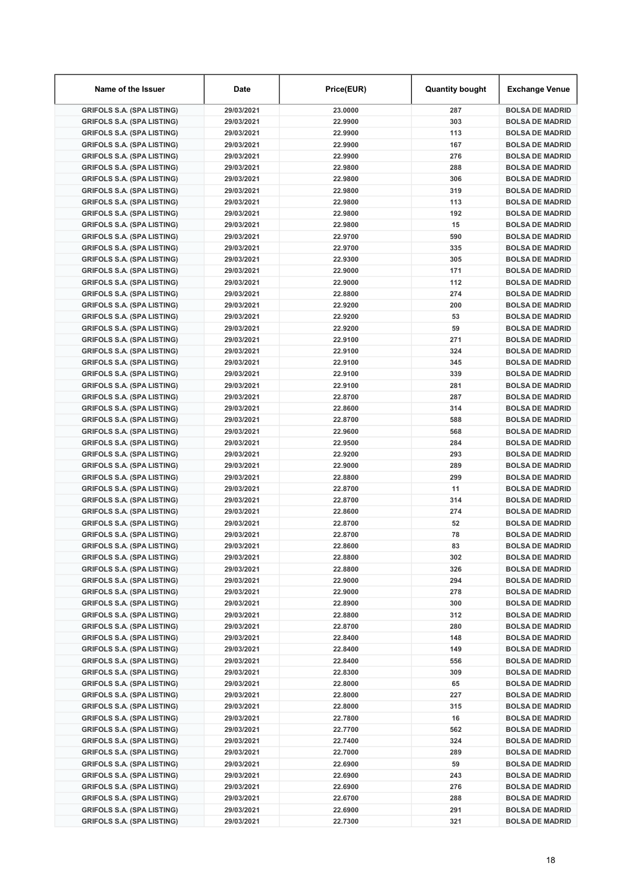| Name of the Issuer | Date | Price(EUR) | Quantity bought | Exchange Venue |
|---|---|---|---|---|
| GRIFOLS S.A. (SPA LISTING) | 29/03/2021 | 23.0000 | 287 | BOLSA DE MADRID |
| GRIFOLS S.A. (SPA LISTING) | 29/03/2021 | 22.9900 | 303 | BOLSA DE MADRID |
| GRIFOLS S.A. (SPA LISTING) | 29/03/2021 | 22.9900 | 113 | BOLSA DE MADRID |
| GRIFOLS S.A. (SPA LISTING) | 29/03/2021 | 22.9900 | 167 | BOLSA DE MADRID |
| GRIFOLS S.A. (SPA LISTING) | 29/03/2021 | 22.9900 | 276 | BOLSA DE MADRID |
| GRIFOLS S.A. (SPA LISTING) | 29/03/2021 | 22.9800 | 288 | BOLSA DE MADRID |
| GRIFOLS S.A. (SPA LISTING) | 29/03/2021 | 22.9800 | 306 | BOLSA DE MADRID |
| GRIFOLS S.A. (SPA LISTING) | 29/03/2021 | 22.9800 | 319 | BOLSA DE MADRID |
| GRIFOLS S.A. (SPA LISTING) | 29/03/2021 | 22.9800 | 113 | BOLSA DE MADRID |
| GRIFOLS S.A. (SPA LISTING) | 29/03/2021 | 22.9800 | 192 | BOLSA DE MADRID |
| GRIFOLS S.A. (SPA LISTING) | 29/03/2021 | 22.9800 | 15 | BOLSA DE MADRID |
| GRIFOLS S.A. (SPA LISTING) | 29/03/2021 | 22.9700 | 590 | BOLSA DE MADRID |
| GRIFOLS S.A. (SPA LISTING) | 29/03/2021 | 22.9700 | 335 | BOLSA DE MADRID |
| GRIFOLS S.A. (SPA LISTING) | 29/03/2021 | 22.9300 | 305 | BOLSA DE MADRID |
| GRIFOLS S.A. (SPA LISTING) | 29/03/2021 | 22.9000 | 171 | BOLSA DE MADRID |
| GRIFOLS S.A. (SPA LISTING) | 29/03/2021 | 22.9000 | 112 | BOLSA DE MADRID |
| GRIFOLS S.A. (SPA LISTING) | 29/03/2021 | 22.8800 | 274 | BOLSA DE MADRID |
| GRIFOLS S.A. (SPA LISTING) | 29/03/2021 | 22.9200 | 200 | BOLSA DE MADRID |
| GRIFOLS S.A. (SPA LISTING) | 29/03/2021 | 22.9200 | 53 | BOLSA DE MADRID |
| GRIFOLS S.A. (SPA LISTING) | 29/03/2021 | 22.9200 | 59 | BOLSA DE MADRID |
| GRIFOLS S.A. (SPA LISTING) | 29/03/2021 | 22.9100 | 271 | BOLSA DE MADRID |
| GRIFOLS S.A. (SPA LISTING) | 29/03/2021 | 22.9100 | 324 | BOLSA DE MADRID |
| GRIFOLS S.A. (SPA LISTING) | 29/03/2021 | 22.9100 | 345 | BOLSA DE MADRID |
| GRIFOLS S.A. (SPA LISTING) | 29/03/2021 | 22.9100 | 339 | BOLSA DE MADRID |
| GRIFOLS S.A. (SPA LISTING) | 29/03/2021 | 22.9100 | 281 | BOLSA DE MADRID |
| GRIFOLS S.A. (SPA LISTING) | 29/03/2021 | 22.8700 | 287 | BOLSA DE MADRID |
| GRIFOLS S.A. (SPA LISTING) | 29/03/2021 | 22.8600 | 314 | BOLSA DE MADRID |
| GRIFOLS S.A. (SPA LISTING) | 29/03/2021 | 22.8700 | 588 | BOLSA DE MADRID |
| GRIFOLS S.A. (SPA LISTING) | 29/03/2021 | 22.9600 | 568 | BOLSA DE MADRID |
| GRIFOLS S.A. (SPA LISTING) | 29/03/2021 | 22.9500 | 284 | BOLSA DE MADRID |
| GRIFOLS S.A. (SPA LISTING) | 29/03/2021 | 22.9200 | 293 | BOLSA DE MADRID |
| GRIFOLS S.A. (SPA LISTING) | 29/03/2021 | 22.9000 | 289 | BOLSA DE MADRID |
| GRIFOLS S.A. (SPA LISTING) | 29/03/2021 | 22.8800 | 299 | BOLSA DE MADRID |
| GRIFOLS S.A. (SPA LISTING) | 29/03/2021 | 22.8700 | 11 | BOLSA DE MADRID |
| GRIFOLS S.A. (SPA LISTING) | 29/03/2021 | 22.8700 | 314 | BOLSA DE MADRID |
| GRIFOLS S.A. (SPA LISTING) | 29/03/2021 | 22.8600 | 274 | BOLSA DE MADRID |
| GRIFOLS S.A. (SPA LISTING) | 29/03/2021 | 22.8700 | 52 | BOLSA DE MADRID |
| GRIFOLS S.A. (SPA LISTING) | 29/03/2021 | 22.8700 | 78 | BOLSA DE MADRID |
| GRIFOLS S.A. (SPA LISTING) | 29/03/2021 | 22.8600 | 83 | BOLSA DE MADRID |
| GRIFOLS S.A. (SPA LISTING) | 29/03/2021 | 22.8800 | 302 | BOLSA DE MADRID |
| GRIFOLS S.A. (SPA LISTING) | 29/03/2021 | 22.8800 | 326 | BOLSA DE MADRID |
| GRIFOLS S.A. (SPA LISTING) | 29/03/2021 | 22.9000 | 294 | BOLSA DE MADRID |
| GRIFOLS S.A. (SPA LISTING) | 29/03/2021 | 22.9000 | 278 | BOLSA DE MADRID |
| GRIFOLS S.A. (SPA LISTING) | 29/03/2021 | 22.8900 | 300 | BOLSA DE MADRID |
| GRIFOLS S.A. (SPA LISTING) | 29/03/2021 | 22.8800 | 312 | BOLSA DE MADRID |
| GRIFOLS S.A. (SPA LISTING) | 29/03/2021 | 22.8700 | 280 | BOLSA DE MADRID |
| GRIFOLS S.A. (SPA LISTING) | 29/03/2021 | 22.8400 | 148 | BOLSA DE MADRID |
| GRIFOLS S.A. (SPA LISTING) | 29/03/2021 | 22.8400 | 149 | BOLSA DE MADRID |
| GRIFOLS S.A. (SPA LISTING) | 29/03/2021 | 22.8400 | 556 | BOLSA DE MADRID |
| GRIFOLS S.A. (SPA LISTING) | 29/03/2021 | 22.8300 | 309 | BOLSA DE MADRID |
| GRIFOLS S.A. (SPA LISTING) | 29/03/2021 | 22.8000 | 65 | BOLSA DE MADRID |
| GRIFOLS S.A. (SPA LISTING) | 29/03/2021 | 22.8000 | 227 | BOLSA DE MADRID |
| GRIFOLS S.A. (SPA LISTING) | 29/03/2021 | 22.8000 | 315 | BOLSA DE MADRID |
| GRIFOLS S.A. (SPA LISTING) | 29/03/2021 | 22.7800 | 16 | BOLSA DE MADRID |
| GRIFOLS S.A. (SPA LISTING) | 29/03/2021 | 22.7700 | 562 | BOLSA DE MADRID |
| GRIFOLS S.A. (SPA LISTING) | 29/03/2021 | 22.7400 | 324 | BOLSA DE MADRID |
| GRIFOLS S.A. (SPA LISTING) | 29/03/2021 | 22.7000 | 289 | BOLSA DE MADRID |
| GRIFOLS S.A. (SPA LISTING) | 29/03/2021 | 22.6900 | 59 | BOLSA DE MADRID |
| GRIFOLS S.A. (SPA LISTING) | 29/03/2021 | 22.6900 | 243 | BOLSA DE MADRID |
| GRIFOLS S.A. (SPA LISTING) | 29/03/2021 | 22.6900 | 276 | BOLSA DE MADRID |
| GRIFOLS S.A. (SPA LISTING) | 29/03/2021 | 22.6700 | 288 | BOLSA DE MADRID |
| GRIFOLS S.A. (SPA LISTING) | 29/03/2021 | 22.6900 | 291 | BOLSA DE MADRID |
| GRIFOLS S.A. (SPA LISTING) | 29/03/2021 | 22.7300 | 321 | BOLSA DE MADRID |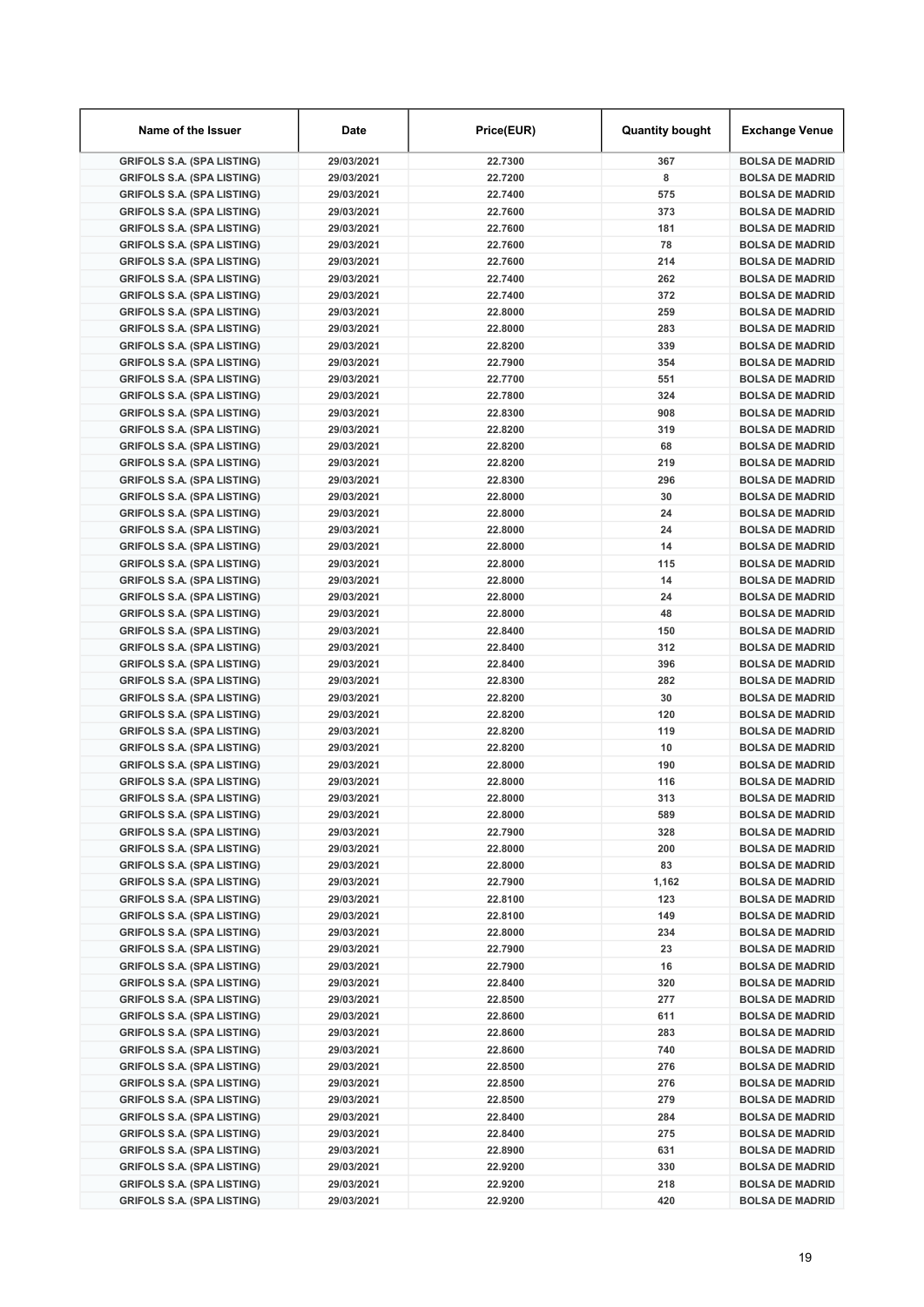| Name of the Issuer | Date | Price(EUR) | Quantity bought | Exchange Venue |
|---|---|---|---|---|
| GRIFOLS S.A. (SPA LISTING) | 29/03/2021 | 22.7300 | 367 | BOLSA DE MADRID |
| GRIFOLS S.A. (SPA LISTING) | 29/03/2021 | 22.7200 | 8 | BOLSA DE MADRID |
| GRIFOLS S.A. (SPA LISTING) | 29/03/2021 | 22.7400 | 575 | BOLSA DE MADRID |
| GRIFOLS S.A. (SPA LISTING) | 29/03/2021 | 22.7600 | 373 | BOLSA DE MADRID |
| GRIFOLS S.A. (SPA LISTING) | 29/03/2021 | 22.7600 | 181 | BOLSA DE MADRID |
| GRIFOLS S.A. (SPA LISTING) | 29/03/2021 | 22.7600 | 78 | BOLSA DE MADRID |
| GRIFOLS S.A. (SPA LISTING) | 29/03/2021 | 22.7600 | 214 | BOLSA DE MADRID |
| GRIFOLS S.A. (SPA LISTING) | 29/03/2021 | 22.7400 | 262 | BOLSA DE MADRID |
| GRIFOLS S.A. (SPA LISTING) | 29/03/2021 | 22.7400 | 372 | BOLSA DE MADRID |
| GRIFOLS S.A. (SPA LISTING) | 29/03/2021 | 22.8000 | 259 | BOLSA DE MADRID |
| GRIFOLS S.A. (SPA LISTING) | 29/03/2021 | 22.8000 | 283 | BOLSA DE MADRID |
| GRIFOLS S.A. (SPA LISTING) | 29/03/2021 | 22.8200 | 339 | BOLSA DE MADRID |
| GRIFOLS S.A. (SPA LISTING) | 29/03/2021 | 22.7900 | 354 | BOLSA DE MADRID |
| GRIFOLS S.A. (SPA LISTING) | 29/03/2021 | 22.7700 | 551 | BOLSA DE MADRID |
| GRIFOLS S.A. (SPA LISTING) | 29/03/2021 | 22.7800 | 324 | BOLSA DE MADRID |
| GRIFOLS S.A. (SPA LISTING) | 29/03/2021 | 22.8300 | 908 | BOLSA DE MADRID |
| GRIFOLS S.A. (SPA LISTING) | 29/03/2021 | 22.8200 | 319 | BOLSA DE MADRID |
| GRIFOLS S.A. (SPA LISTING) | 29/03/2021 | 22.8200 | 68 | BOLSA DE MADRID |
| GRIFOLS S.A. (SPA LISTING) | 29/03/2021 | 22.8200 | 219 | BOLSA DE MADRID |
| GRIFOLS S.A. (SPA LISTING) | 29/03/2021 | 22.8300 | 296 | BOLSA DE MADRID |
| GRIFOLS S.A. (SPA LISTING) | 29/03/2021 | 22.8000 | 30 | BOLSA DE MADRID |
| GRIFOLS S.A. (SPA LISTING) | 29/03/2021 | 22.8000 | 24 | BOLSA DE MADRID |
| GRIFOLS S.A. (SPA LISTING) | 29/03/2021 | 22.8000 | 24 | BOLSA DE MADRID |
| GRIFOLS S.A. (SPA LISTING) | 29/03/2021 | 22.8000 | 14 | BOLSA DE MADRID |
| GRIFOLS S.A. (SPA LISTING) | 29/03/2021 | 22.8000 | 115 | BOLSA DE MADRID |
| GRIFOLS S.A. (SPA LISTING) | 29/03/2021 | 22.8000 | 14 | BOLSA DE MADRID |
| GRIFOLS S.A. (SPA LISTING) | 29/03/2021 | 22.8000 | 24 | BOLSA DE MADRID |
| GRIFOLS S.A. (SPA LISTING) | 29/03/2021 | 22.8000 | 48 | BOLSA DE MADRID |
| GRIFOLS S.A. (SPA LISTING) | 29/03/2021 | 22.8400 | 150 | BOLSA DE MADRID |
| GRIFOLS S.A. (SPA LISTING) | 29/03/2021 | 22.8400 | 312 | BOLSA DE MADRID |
| GRIFOLS S.A. (SPA LISTING) | 29/03/2021 | 22.8400 | 396 | BOLSA DE MADRID |
| GRIFOLS S.A. (SPA LISTING) | 29/03/2021 | 22.8300 | 282 | BOLSA DE MADRID |
| GRIFOLS S.A. (SPA LISTING) | 29/03/2021 | 22.8200 | 30 | BOLSA DE MADRID |
| GRIFOLS S.A. (SPA LISTING) | 29/03/2021 | 22.8200 | 120 | BOLSA DE MADRID |
| GRIFOLS S.A. (SPA LISTING) | 29/03/2021 | 22.8200 | 119 | BOLSA DE MADRID |
| GRIFOLS S.A. (SPA LISTING) | 29/03/2021 | 22.8200 | 10 | BOLSA DE MADRID |
| GRIFOLS S.A. (SPA LISTING) | 29/03/2021 | 22.8000 | 190 | BOLSA DE MADRID |
| GRIFOLS S.A. (SPA LISTING) | 29/03/2021 | 22.8000 | 116 | BOLSA DE MADRID |
| GRIFOLS S.A. (SPA LISTING) | 29/03/2021 | 22.8000 | 313 | BOLSA DE MADRID |
| GRIFOLS S.A. (SPA LISTING) | 29/03/2021 | 22.8000 | 589 | BOLSA DE MADRID |
| GRIFOLS S.A. (SPA LISTING) | 29/03/2021 | 22.7900 | 328 | BOLSA DE MADRID |
| GRIFOLS S.A. (SPA LISTING) | 29/03/2021 | 22.8000 | 200 | BOLSA DE MADRID |
| GRIFOLS S.A. (SPA LISTING) | 29/03/2021 | 22.8000 | 83 | BOLSA DE MADRID |
| GRIFOLS S.A. (SPA LISTING) | 29/03/2021 | 22.7900 | 1,162 | BOLSA DE MADRID |
| GRIFOLS S.A. (SPA LISTING) | 29/03/2021 | 22.8100 | 123 | BOLSA DE MADRID |
| GRIFOLS S.A. (SPA LISTING) | 29/03/2021 | 22.8100 | 149 | BOLSA DE MADRID |
| GRIFOLS S.A. (SPA LISTING) | 29/03/2021 | 22.8000 | 234 | BOLSA DE MADRID |
| GRIFOLS S.A. (SPA LISTING) | 29/03/2021 | 22.7900 | 23 | BOLSA DE MADRID |
| GRIFOLS S.A. (SPA LISTING) | 29/03/2021 | 22.7900 | 16 | BOLSA DE MADRID |
| GRIFOLS S.A. (SPA LISTING) | 29/03/2021 | 22.8400 | 320 | BOLSA DE MADRID |
| GRIFOLS S.A. (SPA LISTING) | 29/03/2021 | 22.8500 | 277 | BOLSA DE MADRID |
| GRIFOLS S.A. (SPA LISTING) | 29/03/2021 | 22.8600 | 611 | BOLSA DE MADRID |
| GRIFOLS S.A. (SPA LISTING) | 29/03/2021 | 22.8600 | 283 | BOLSA DE MADRID |
| GRIFOLS S.A. (SPA LISTING) | 29/03/2021 | 22.8600 | 740 | BOLSA DE MADRID |
| GRIFOLS S.A. (SPA LISTING) | 29/03/2021 | 22.8500 | 276 | BOLSA DE MADRID |
| GRIFOLS S.A. (SPA LISTING) | 29/03/2021 | 22.8500 | 276 | BOLSA DE MADRID |
| GRIFOLS S.A. (SPA LISTING) | 29/03/2021 | 22.8500 | 279 | BOLSA DE MADRID |
| GRIFOLS S.A. (SPA LISTING) | 29/03/2021 | 22.8400 | 284 | BOLSA DE MADRID |
| GRIFOLS S.A. (SPA LISTING) | 29/03/2021 | 22.8400 | 275 | BOLSA DE MADRID |
| GRIFOLS S.A. (SPA LISTING) | 29/03/2021 | 22.8900 | 631 | BOLSA DE MADRID |
| GRIFOLS S.A. (SPA LISTING) | 29/03/2021 | 22.9200 | 330 | BOLSA DE MADRID |
| GRIFOLS S.A. (SPA LISTING) | 29/03/2021 | 22.9200 | 218 | BOLSA DE MADRID |
| GRIFOLS S.A. (SPA LISTING) | 29/03/2021 | 22.9200 | 420 | BOLSA DE MADRID |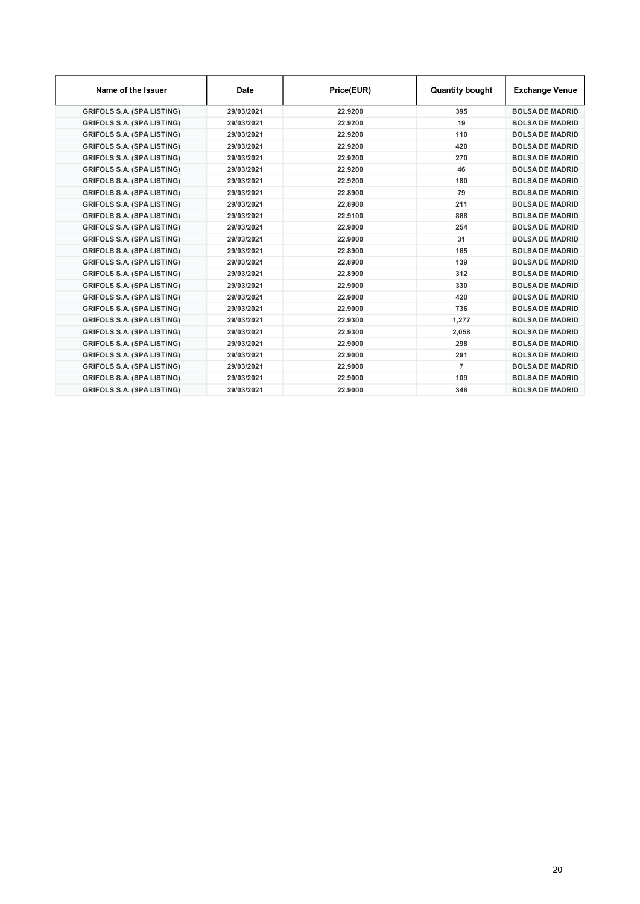| Name of the Issuer | Date | Price(EUR) | Quantity bought | Exchange Venue |
|---|---|---|---|---|
| GRIFOLS S.A. (SPA LISTING) | 29/03/2021 | 22.9200 | 395 | BOLSA DE MADRID |
| GRIFOLS S.A. (SPA LISTING) | 29/03/2021 | 22.9200 | 19 | BOLSA DE MADRID |
| GRIFOLS S.A. (SPA LISTING) | 29/03/2021 | 22.9200 | 110 | BOLSA DE MADRID |
| GRIFOLS S.A. (SPA LISTING) | 29/03/2021 | 22.9200 | 420 | BOLSA DE MADRID |
| GRIFOLS S.A. (SPA LISTING) | 29/03/2021 | 22.9200 | 270 | BOLSA DE MADRID |
| GRIFOLS S.A. (SPA LISTING) | 29/03/2021 | 22.9200 | 46 | BOLSA DE MADRID |
| GRIFOLS S.A. (SPA LISTING) | 29/03/2021 | 22.9200 | 180 | BOLSA DE MADRID |
| GRIFOLS S.A. (SPA LISTING) | 29/03/2021 | 22.8900 | 79 | BOLSA DE MADRID |
| GRIFOLS S.A. (SPA LISTING) | 29/03/2021 | 22.8900 | 211 | BOLSA DE MADRID |
| GRIFOLS S.A. (SPA LISTING) | 29/03/2021 | 22.9100 | 868 | BOLSA DE MADRID |
| GRIFOLS S.A. (SPA LISTING) | 29/03/2021 | 22.9000 | 254 | BOLSA DE MADRID |
| GRIFOLS S.A. (SPA LISTING) | 29/03/2021 | 22.9000 | 31 | BOLSA DE MADRID |
| GRIFOLS S.A. (SPA LISTING) | 29/03/2021 | 22.8900 | 165 | BOLSA DE MADRID |
| GRIFOLS S.A. (SPA LISTING) | 29/03/2021 | 22.8900 | 139 | BOLSA DE MADRID |
| GRIFOLS S.A. (SPA LISTING) | 29/03/2021 | 22.8900 | 312 | BOLSA DE MADRID |
| GRIFOLS S.A. (SPA LISTING) | 29/03/2021 | 22.9000 | 330 | BOLSA DE MADRID |
| GRIFOLS S.A. (SPA LISTING) | 29/03/2021 | 22.9000 | 420 | BOLSA DE MADRID |
| GRIFOLS S.A. (SPA LISTING) | 29/03/2021 | 22.9000 | 736 | BOLSA DE MADRID |
| GRIFOLS S.A. (SPA LISTING) | 29/03/2021 | 22.9300 | 1,277 | BOLSA DE MADRID |
| GRIFOLS S.A. (SPA LISTING) | 29/03/2021 | 22.9300 | 2,058 | BOLSA DE MADRID |
| GRIFOLS S.A. (SPA LISTING) | 29/03/2021 | 22.9000 | 298 | BOLSA DE MADRID |
| GRIFOLS S.A. (SPA LISTING) | 29/03/2021 | 22.9000 | 291 | BOLSA DE MADRID |
| GRIFOLS S.A. (SPA LISTING) | 29/03/2021 | 22.9000 | 7 | BOLSA DE MADRID |
| GRIFOLS S.A. (SPA LISTING) | 29/03/2021 | 22.9000 | 109 | BOLSA DE MADRID |
| GRIFOLS S.A. (SPA LISTING) | 29/03/2021 | 22.9000 | 348 | BOLSA DE MADRID |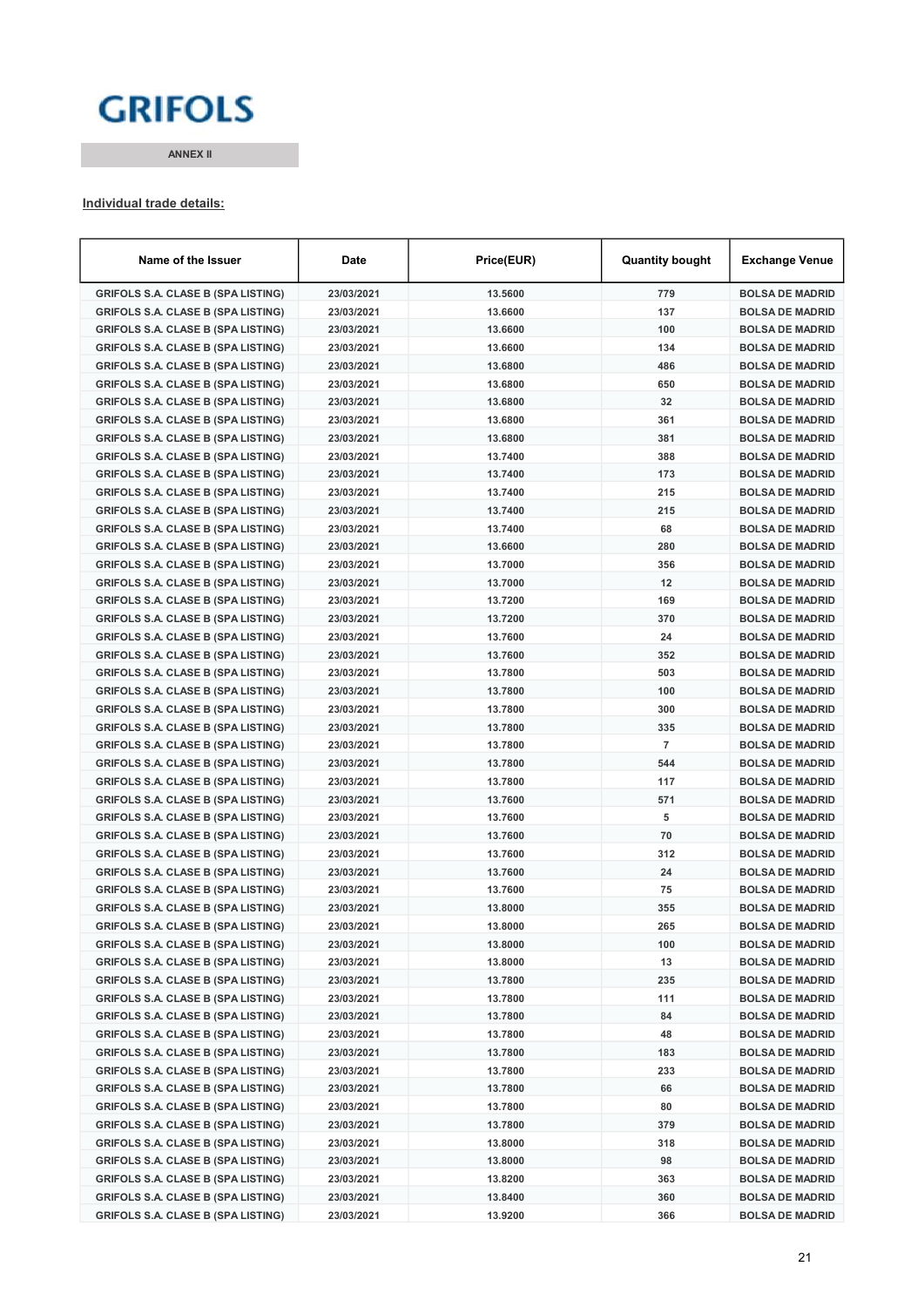GRIFOLS

ANNEX II

**Individual trade details:**

| Name of the Issuer | Date | Price(EUR) | Quantity bought | Exchange Venue |
|---|---|---|---|---|
| GRIFOLS S.A. CLASE B (SPA LISTING) | 23/03/2021 | 13.5600 | 779 | BOLSA DE MADRID |
| GRIFOLS S.A. CLASE B (SPA LISTING) | 23/03/2021 | 13.6600 | 137 | BOLSA DE MADRID |
| GRIFOLS S.A. CLASE B (SPA LISTING) | 23/03/2021 | 13.6600 | 100 | BOLSA DE MADRID |
| GRIFOLS S.A. CLASE B (SPA LISTING) | 23/03/2021 | 13.6600 | 134 | BOLSA DE MADRID |
| GRIFOLS S.A. CLASE B (SPA LISTING) | 23/03/2021 | 13.6800 | 486 | BOLSA DE MADRID |
| GRIFOLS S.A. CLASE B (SPA LISTING) | 23/03/2021 | 13.6800 | 650 | BOLSA DE MADRID |
| GRIFOLS S.A. CLASE B (SPA LISTING) | 23/03/2021 | 13.6800 | 32 | BOLSA DE MADRID |
| GRIFOLS S.A. CLASE B (SPA LISTING) | 23/03/2021 | 13.6800 | 361 | BOLSA DE MADRID |
| GRIFOLS S.A. CLASE B (SPA LISTING) | 23/03/2021 | 13.6800 | 381 | BOLSA DE MADRID |
| GRIFOLS S.A. CLASE B (SPA LISTING) | 23/03/2021 | 13.7400 | 388 | BOLSA DE MADRID |
| GRIFOLS S.A. CLASE B (SPA LISTING) | 23/03/2021 | 13.7400 | 173 | BOLSA DE MADRID |
| GRIFOLS S.A. CLASE B (SPA LISTING) | 23/03/2021 | 13.7400 | 215 | BOLSA DE MADRID |
| GRIFOLS S.A. CLASE B (SPA LISTING) | 23/03/2021 | 13.7400 | 215 | BOLSA DE MADRID |
| GRIFOLS S.A. CLASE B (SPA LISTING) | 23/03/2021 | 13.7400 | 68 | BOLSA DE MADRID |
| GRIFOLS S.A. CLASE B (SPA LISTING) | 23/03/2021 | 13.6600 | 280 | BOLSA DE MADRID |
| GRIFOLS S.A. CLASE B (SPA LISTING) | 23/03/2021 | 13.7000 | 356 | BOLSA DE MADRID |
| GRIFOLS S.A. CLASE B (SPA LISTING) | 23/03/2021 | 13.7000 | 12 | BOLSA DE MADRID |
| GRIFOLS S.A. CLASE B (SPA LISTING) | 23/03/2021 | 13.7200 | 169 | BOLSA DE MADRID |
| GRIFOLS S.A. CLASE B (SPA LISTING) | 23/03/2021 | 13.7200 | 370 | BOLSA DE MADRID |
| GRIFOLS S.A. CLASE B (SPA LISTING) | 23/03/2021 | 13.7600 | 24 | BOLSA DE MADRID |
| GRIFOLS S.A. CLASE B (SPA LISTING) | 23/03/2021 | 13.7600 | 352 | BOLSA DE MADRID |
| GRIFOLS S.A. CLASE B (SPA LISTING) | 23/03/2021 | 13.7800 | 503 | BOLSA DE MADRID |
| GRIFOLS S.A. CLASE B (SPA LISTING) | 23/03/2021 | 13.7800 | 100 | BOLSA DE MADRID |
| GRIFOLS S.A. CLASE B (SPA LISTING) | 23/03/2021 | 13.7800 | 300 | BOLSA DE MADRID |
| GRIFOLS S.A. CLASE B (SPA LISTING) | 23/03/2021 | 13.7800 | 335 | BOLSA DE MADRID |
| GRIFOLS S.A. CLASE B (SPA LISTING) | 23/03/2021 | 13.7800 | 7 | BOLSA DE MADRID |
| GRIFOLS S.A. CLASE B (SPA LISTING) | 23/03/2021 | 13.7800 | 544 | BOLSA DE MADRID |
| GRIFOLS S.A. CLASE B (SPA LISTING) | 23/03/2021 | 13.7800 | 117 | BOLSA DE MADRID |
| GRIFOLS S.A. CLASE B (SPA LISTING) | 23/03/2021 | 13.7600 | 571 | BOLSA DE MADRID |
| GRIFOLS S.A. CLASE B (SPA LISTING) | 23/03/2021 | 13.7600 | 5 | BOLSA DE MADRID |
| GRIFOLS S.A. CLASE B (SPA LISTING) | 23/03/2021 | 13.7600 | 70 | BOLSA DE MADRID |
| GRIFOLS S.A. CLASE B (SPA LISTING) | 23/03/2021 | 13.7600 | 312 | BOLSA DE MADRID |
| GRIFOLS S.A. CLASE B (SPA LISTING) | 23/03/2021 | 13.7600 | 24 | BOLSA DE MADRID |
| GRIFOLS S.A. CLASE B (SPA LISTING) | 23/03/2021 | 13.7600 | 75 | BOLSA DE MADRID |
| GRIFOLS S.A. CLASE B (SPA LISTING) | 23/03/2021 | 13.8000 | 355 | BOLSA DE MADRID |
| GRIFOLS S.A. CLASE B (SPA LISTING) | 23/03/2021 | 13.8000 | 265 | BOLSA DE MADRID |
| GRIFOLS S.A. CLASE B (SPA LISTING) | 23/03/2021 | 13.8000 | 100 | BOLSA DE MADRID |
| GRIFOLS S.A. CLASE B (SPA LISTING) | 23/03/2021 | 13.8000 | 13 | BOLSA DE MADRID |
| GRIFOLS S.A. CLASE B (SPA LISTING) | 23/03/2021 | 13.7800 | 235 | BOLSA DE MADRID |
| GRIFOLS S.A. CLASE B (SPA LISTING) | 23/03/2021 | 13.7800 | 111 | BOLSA DE MADRID |
| GRIFOLS S.A. CLASE B (SPA LISTING) | 23/03/2021 | 13.7800 | 84 | BOLSA DE MADRID |
| GRIFOLS S.A. CLASE B (SPA LISTING) | 23/03/2021 | 13.7800 | 48 | BOLSA DE MADRID |
| GRIFOLS S.A. CLASE B (SPA LISTING) | 23/03/2021 | 13.7800 | 183 | BOLSA DE MADRID |
| GRIFOLS S.A. CLASE B (SPA LISTING) | 23/03/2021 | 13.7800 | 233 | BOLSA DE MADRID |
| GRIFOLS S.A. CLASE B (SPA LISTING) | 23/03/2021 | 13.7800 | 66 | BOLSA DE MADRID |
| GRIFOLS S.A. CLASE B (SPA LISTING) | 23/03/2021 | 13.7800 | 80 | BOLSA DE MADRID |
| GRIFOLS S.A. CLASE B (SPA LISTING) | 23/03/2021 | 13.7800 | 379 | BOLSA DE MADRID |
| GRIFOLS S.A. CLASE B (SPA LISTING) | 23/03/2021 | 13.8000 | 318 | BOLSA DE MADRID |
| GRIFOLS S.A. CLASE B (SPA LISTING) | 23/03/2021 | 13.8000 | 98 | BOLSA DE MADRID |
| GRIFOLS S.A. CLASE B (SPA LISTING) | 23/03/2021 | 13.8200 | 363 | BOLSA DE MADRID |
| GRIFOLS S.A. CLASE B (SPA LISTING) | 23/03/2021 | 13.8400 | 360 | BOLSA DE MADRID |
| GRIFOLS S.A. CLASE B (SPA LISTING) | 23/03/2021 | 13.9200 | 366 | BOLSA DE MADRID |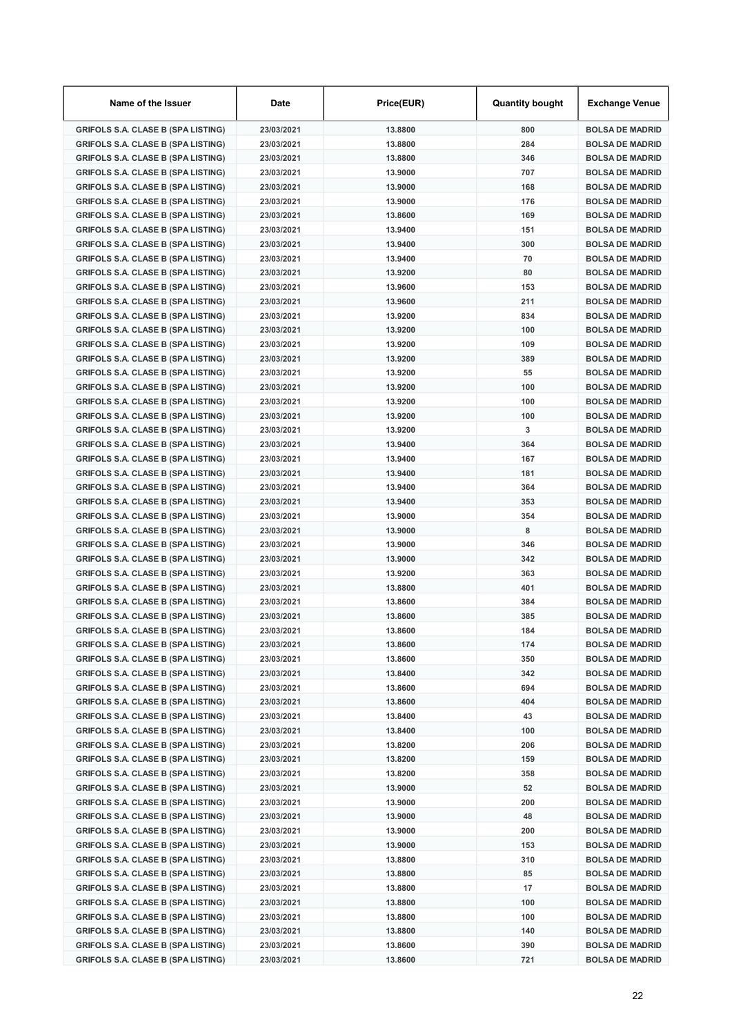| Name of the Issuer | Date | Price(EUR) | Quantity bought | Exchange Venue |
|---|---|---|---|---|
| GRIFOLS S.A. CLASE B (SPA LISTING) | 23/03/2021 | 13.8800 | 800 | BOLSA DE MADRID |
| GRIFOLS S.A. CLASE B (SPA LISTING) | 23/03/2021 | 13.8800 | 284 | BOLSA DE MADRID |
| GRIFOLS S.A. CLASE B (SPA LISTING) | 23/03/2021 | 13.8800 | 346 | BOLSA DE MADRID |
| GRIFOLS S.A. CLASE B (SPA LISTING) | 23/03/2021 | 13.9000 | 707 | BOLSA DE MADRID |
| GRIFOLS S.A. CLASE B (SPA LISTING) | 23/03/2021 | 13.9000 | 168 | BOLSA DE MADRID |
| GRIFOLS S.A. CLASE B (SPA LISTING) | 23/03/2021 | 13.9000 | 176 | BOLSA DE MADRID |
| GRIFOLS S.A. CLASE B (SPA LISTING) | 23/03/2021 | 13.8600 | 169 | BOLSA DE MADRID |
| GRIFOLS S.A. CLASE B (SPA LISTING) | 23/03/2021 | 13.9400 | 151 | BOLSA DE MADRID |
| GRIFOLS S.A. CLASE B (SPA LISTING) | 23/03/2021 | 13.9400 | 300 | BOLSA DE MADRID |
| GRIFOLS S.A. CLASE B (SPA LISTING) | 23/03/2021 | 13.9400 | 70 | BOLSA DE MADRID |
| GRIFOLS S.A. CLASE B (SPA LISTING) | 23/03/2021 | 13.9200 | 80 | BOLSA DE MADRID |
| GRIFOLS S.A. CLASE B (SPA LISTING) | 23/03/2021 | 13.9600 | 153 | BOLSA DE MADRID |
| GRIFOLS S.A. CLASE B (SPA LISTING) | 23/03/2021 | 13.9600 | 211 | BOLSA DE MADRID |
| GRIFOLS S.A. CLASE B (SPA LISTING) | 23/03/2021 | 13.9200 | 834 | BOLSA DE MADRID |
| GRIFOLS S.A. CLASE B (SPA LISTING) | 23/03/2021 | 13.9200 | 100 | BOLSA DE MADRID |
| GRIFOLS S.A. CLASE B (SPA LISTING) | 23/03/2021 | 13.9200 | 109 | BOLSA DE MADRID |
| GRIFOLS S.A. CLASE B (SPA LISTING) | 23/03/2021 | 13.9200 | 389 | BOLSA DE MADRID |
| GRIFOLS S.A. CLASE B (SPA LISTING) | 23/03/2021 | 13.9200 | 55 | BOLSA DE MADRID |
| GRIFOLS S.A. CLASE B (SPA LISTING) | 23/03/2021 | 13.9200 | 100 | BOLSA DE MADRID |
| GRIFOLS S.A. CLASE B (SPA LISTING) | 23/03/2021 | 13.9200 | 100 | BOLSA DE MADRID |
| GRIFOLS S.A. CLASE B (SPA LISTING) | 23/03/2021 | 13.9200 | 100 | BOLSA DE MADRID |
| GRIFOLS S.A. CLASE B (SPA LISTING) | 23/03/2021 | 13.9200 | 3 | BOLSA DE MADRID |
| GRIFOLS S.A. CLASE B (SPA LISTING) | 23/03/2021 | 13.9400 | 364 | BOLSA DE MADRID |
| GRIFOLS S.A. CLASE B (SPA LISTING) | 23/03/2021 | 13.9400 | 167 | BOLSA DE MADRID |
| GRIFOLS S.A. CLASE B (SPA LISTING) | 23/03/2021 | 13.9400 | 181 | BOLSA DE MADRID |
| GRIFOLS S.A. CLASE B (SPA LISTING) | 23/03/2021 | 13.9400 | 364 | BOLSA DE MADRID |
| GRIFOLS S.A. CLASE B (SPA LISTING) | 23/03/2021 | 13.9400 | 353 | BOLSA DE MADRID |
| GRIFOLS S.A. CLASE B (SPA LISTING) | 23/03/2021 | 13.9000 | 354 | BOLSA DE MADRID |
| GRIFOLS S.A. CLASE B (SPA LISTING) | 23/03/2021 | 13.9000 | 8 | BOLSA DE MADRID |
| GRIFOLS S.A. CLASE B (SPA LISTING) | 23/03/2021 | 13.9000 | 346 | BOLSA DE MADRID |
| GRIFOLS S.A. CLASE B (SPA LISTING) | 23/03/2021 | 13.9000 | 342 | BOLSA DE MADRID |
| GRIFOLS S.A. CLASE B (SPA LISTING) | 23/03/2021 | 13.9200 | 363 | BOLSA DE MADRID |
| GRIFOLS S.A. CLASE B (SPA LISTING) | 23/03/2021 | 13.8800 | 401 | BOLSA DE MADRID |
| GRIFOLS S.A. CLASE B (SPA LISTING) | 23/03/2021 | 13.8600 | 384 | BOLSA DE MADRID |
| GRIFOLS S.A. CLASE B (SPA LISTING) | 23/03/2021 | 13.8600 | 385 | BOLSA DE MADRID |
| GRIFOLS S.A. CLASE B (SPA LISTING) | 23/03/2021 | 13.8600 | 184 | BOLSA DE MADRID |
| GRIFOLS S.A. CLASE B (SPA LISTING) | 23/03/2021 | 13.8600 | 174 | BOLSA DE MADRID |
| GRIFOLS S.A. CLASE B (SPA LISTING) | 23/03/2021 | 13.8600 | 350 | BOLSA DE MADRID |
| GRIFOLS S.A. CLASE B (SPA LISTING) | 23/03/2021 | 13.8400 | 342 | BOLSA DE MADRID |
| GRIFOLS S.A. CLASE B (SPA LISTING) | 23/03/2021 | 13.8600 | 694 | BOLSA DE MADRID |
| GRIFOLS S.A. CLASE B (SPA LISTING) | 23/03/2021 | 13.8600 | 404 | BOLSA DE MADRID |
| GRIFOLS S.A. CLASE B (SPA LISTING) | 23/03/2021 | 13.8400 | 43 | BOLSA DE MADRID |
| GRIFOLS S.A. CLASE B (SPA LISTING) | 23/03/2021 | 13.8400 | 100 | BOLSA DE MADRID |
| GRIFOLS S.A. CLASE B (SPA LISTING) | 23/03/2021 | 13.8200 | 206 | BOLSA DE MADRID |
| GRIFOLS S.A. CLASE B (SPA LISTING) | 23/03/2021 | 13.8200 | 159 | BOLSA DE MADRID |
| GRIFOLS S.A. CLASE B (SPA LISTING) | 23/03/2021 | 13.8200 | 358 | BOLSA DE MADRID |
| GRIFOLS S.A. CLASE B (SPA LISTING) | 23/03/2021 | 13.9000 | 52 | BOLSA DE MADRID |
| GRIFOLS S.A. CLASE B (SPA LISTING) | 23/03/2021 | 13.9000 | 200 | BOLSA DE MADRID |
| GRIFOLS S.A. CLASE B (SPA LISTING) | 23/03/2021 | 13.9000 | 48 | BOLSA DE MADRID |
| GRIFOLS S.A. CLASE B (SPA LISTING) | 23/03/2021 | 13.9000 | 200 | BOLSA DE MADRID |
| GRIFOLS S.A. CLASE B (SPA LISTING) | 23/03/2021 | 13.9000 | 153 | BOLSA DE MADRID |
| GRIFOLS S.A. CLASE B (SPA LISTING) | 23/03/2021 | 13.8800 | 310 | BOLSA DE MADRID |
| GRIFOLS S.A. CLASE B (SPA LISTING) | 23/03/2021 | 13.8800 | 85 | BOLSA DE MADRID |
| GRIFOLS S.A. CLASE B (SPA LISTING) | 23/03/2021 | 13.8800 | 17 | BOLSA DE MADRID |
| GRIFOLS S.A. CLASE B (SPA LISTING) | 23/03/2021 | 13.8800 | 100 | BOLSA DE MADRID |
| GRIFOLS S.A. CLASE B (SPA LISTING) | 23/03/2021 | 13.8800 | 100 | BOLSA DE MADRID |
| GRIFOLS S.A. CLASE B (SPA LISTING) | 23/03/2021 | 13.8800 | 140 | BOLSA DE MADRID |
| GRIFOLS S.A. CLASE B (SPA LISTING) | 23/03/2021 | 13.8600 | 390 | BOLSA DE MADRID |
| GRIFOLS S.A. CLASE B (SPA LISTING) | 23/03/2021 | 13.8600 | 721 | BOLSA DE MADRID |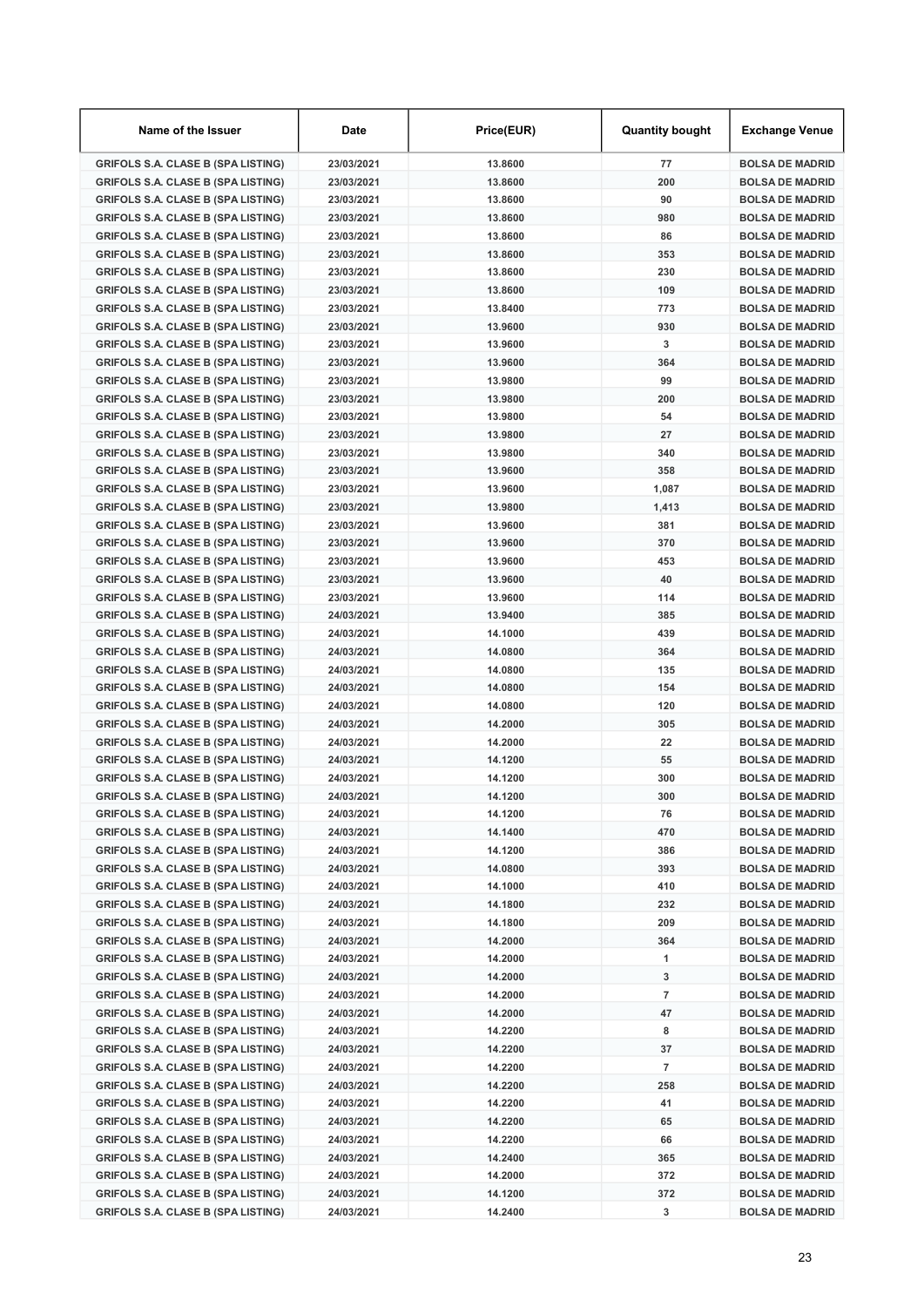| Name of the Issuer | Date | Price(EUR) | Quantity bought | Exchange Venue |
|---|---|---|---|---|
| GRIFOLS S.A. CLASE B (SPA LISTING) | 23/03/2021 | 13.8600 | 77 | BOLSA DE MADRID |
| GRIFOLS S.A. CLASE B (SPA LISTING) | 23/03/2021 | 13.8600 | 200 | BOLSA DE MADRID |
| GRIFOLS S.A. CLASE B (SPA LISTING) | 23/03/2021 | 13.8600 | 90 | BOLSA DE MADRID |
| GRIFOLS S.A. CLASE B (SPA LISTING) | 23/03/2021 | 13.8600 | 980 | BOLSA DE MADRID |
| GRIFOLS S.A. CLASE B (SPA LISTING) | 23/03/2021 | 13.8600 | 86 | BOLSA DE MADRID |
| GRIFOLS S.A. CLASE B (SPA LISTING) | 23/03/2021 | 13.8600 | 353 | BOLSA DE MADRID |
| GRIFOLS S.A. CLASE B (SPA LISTING) | 23/03/2021 | 13.8600 | 230 | BOLSA DE MADRID |
| GRIFOLS S.A. CLASE B (SPA LISTING) | 23/03/2021 | 13.8600 | 109 | BOLSA DE MADRID |
| GRIFOLS S.A. CLASE B (SPA LISTING) | 23/03/2021 | 13.8400 | 773 | BOLSA DE MADRID |
| GRIFOLS S.A. CLASE B (SPA LISTING) | 23/03/2021 | 13.9600 | 930 | BOLSA DE MADRID |
| GRIFOLS S.A. CLASE B (SPA LISTING) | 23/03/2021 | 13.9600 | 3 | BOLSA DE MADRID |
| GRIFOLS S.A. CLASE B (SPA LISTING) | 23/03/2021 | 13.9600 | 364 | BOLSA DE MADRID |
| GRIFOLS S.A. CLASE B (SPA LISTING) | 23/03/2021 | 13.9800 | 99 | BOLSA DE MADRID |
| GRIFOLS S.A. CLASE B (SPA LISTING) | 23/03/2021 | 13.9800 | 200 | BOLSA DE MADRID |
| GRIFOLS S.A. CLASE B (SPA LISTING) | 23/03/2021 | 13.9800 | 54 | BOLSA DE MADRID |
| GRIFOLS S.A. CLASE B (SPA LISTING) | 23/03/2021 | 13.9800 | 27 | BOLSA DE MADRID |
| GRIFOLS S.A. CLASE B (SPA LISTING) | 23/03/2021 | 13.9800 | 340 | BOLSA DE MADRID |
| GRIFOLS S.A. CLASE B (SPA LISTING) | 23/03/2021 | 13.9600 | 358 | BOLSA DE MADRID |
| GRIFOLS S.A. CLASE B (SPA LISTING) | 23/03/2021 | 13.9600 | 1,087 | BOLSA DE MADRID |
| GRIFOLS S.A. CLASE B (SPA LISTING) | 23/03/2021 | 13.9800 | 1,413 | BOLSA DE MADRID |
| GRIFOLS S.A. CLASE B (SPA LISTING) | 23/03/2021 | 13.9600 | 381 | BOLSA DE MADRID |
| GRIFOLS S.A. CLASE B (SPA LISTING) | 23/03/2021 | 13.9600 | 370 | BOLSA DE MADRID |
| GRIFOLS S.A. CLASE B (SPA LISTING) | 23/03/2021 | 13.9600 | 453 | BOLSA DE MADRID |
| GRIFOLS S.A. CLASE B (SPA LISTING) | 23/03/2021 | 13.9600 | 40 | BOLSA DE MADRID |
| GRIFOLS S.A. CLASE B (SPA LISTING) | 23/03/2021 | 13.9600 | 114 | BOLSA DE MADRID |
| GRIFOLS S.A. CLASE B (SPA LISTING) | 24/03/2021 | 13.9400 | 385 | BOLSA DE MADRID |
| GRIFOLS S.A. CLASE B (SPA LISTING) | 24/03/2021 | 14.1000 | 439 | BOLSA DE MADRID |
| GRIFOLS S.A. CLASE B (SPA LISTING) | 24/03/2021 | 14.0800 | 364 | BOLSA DE MADRID |
| GRIFOLS S.A. CLASE B (SPA LISTING) | 24/03/2021 | 14.0800 | 135 | BOLSA DE MADRID |
| GRIFOLS S.A. CLASE B (SPA LISTING) | 24/03/2021 | 14.0800 | 154 | BOLSA DE MADRID |
| GRIFOLS S.A. CLASE B (SPA LISTING) | 24/03/2021 | 14.0800 | 120 | BOLSA DE MADRID |
| GRIFOLS S.A. CLASE B (SPA LISTING) | 24/03/2021 | 14.2000 | 305 | BOLSA DE MADRID |
| GRIFOLS S.A. CLASE B (SPA LISTING) | 24/03/2021 | 14.2000 | 22 | BOLSA DE MADRID |
| GRIFOLS S.A. CLASE B (SPA LISTING) | 24/03/2021 | 14.1200 | 55 | BOLSA DE MADRID |
| GRIFOLS S.A. CLASE B (SPA LISTING) | 24/03/2021 | 14.1200 | 300 | BOLSA DE MADRID |
| GRIFOLS S.A. CLASE B (SPA LISTING) | 24/03/2021 | 14.1200 | 300 | BOLSA DE MADRID |
| GRIFOLS S.A. CLASE B (SPA LISTING) | 24/03/2021 | 14.1200 | 76 | BOLSA DE MADRID |
| GRIFOLS S.A. CLASE B (SPA LISTING) | 24/03/2021 | 14.1400 | 470 | BOLSA DE MADRID |
| GRIFOLS S.A. CLASE B (SPA LISTING) | 24/03/2021 | 14.1200 | 386 | BOLSA DE MADRID |
| GRIFOLS S.A. CLASE B (SPA LISTING) | 24/03/2021 | 14.0800 | 393 | BOLSA DE MADRID |
| GRIFOLS S.A. CLASE B (SPA LISTING) | 24/03/2021 | 14.1000 | 410 | BOLSA DE MADRID |
| GRIFOLS S.A. CLASE B (SPA LISTING) | 24/03/2021 | 14.1800 | 232 | BOLSA DE MADRID |
| GRIFOLS S.A. CLASE B (SPA LISTING) | 24/03/2021 | 14.1800 | 209 | BOLSA DE MADRID |
| GRIFOLS S.A. CLASE B (SPA LISTING) | 24/03/2021 | 14.2000 | 364 | BOLSA DE MADRID |
| GRIFOLS S.A. CLASE B (SPA LISTING) | 24/03/2021 | 14.2000 | 1 | BOLSA DE MADRID |
| GRIFOLS S.A. CLASE B (SPA LISTING) | 24/03/2021 | 14.2000 | 3 | BOLSA DE MADRID |
| GRIFOLS S.A. CLASE B (SPA LISTING) | 24/03/2021 | 14.2000 | 7 | BOLSA DE MADRID |
| GRIFOLS S.A. CLASE B (SPA LISTING) | 24/03/2021 | 14.2000 | 47 | BOLSA DE MADRID |
| GRIFOLS S.A. CLASE B (SPA LISTING) | 24/03/2021 | 14.2200 | 8 | BOLSA DE MADRID |
| GRIFOLS S.A. CLASE B (SPA LISTING) | 24/03/2021 | 14.2200 | 37 | BOLSA DE MADRID |
| GRIFOLS S.A. CLASE B (SPA LISTING) | 24/03/2021 | 14.2200 | 7 | BOLSA DE MADRID |
| GRIFOLS S.A. CLASE B (SPA LISTING) | 24/03/2021 | 14.2200 | 258 | BOLSA DE MADRID |
| GRIFOLS S.A. CLASE B (SPA LISTING) | 24/03/2021 | 14.2200 | 41 | BOLSA DE MADRID |
| GRIFOLS S.A. CLASE B (SPA LISTING) | 24/03/2021 | 14.2200 | 65 | BOLSA DE MADRID |
| GRIFOLS S.A. CLASE B (SPA LISTING) | 24/03/2021 | 14.2200 | 66 | BOLSA DE MADRID |
| GRIFOLS S.A. CLASE B (SPA LISTING) | 24/03/2021 | 14.2400 | 365 | BOLSA DE MADRID |
| GRIFOLS S.A. CLASE B (SPA LISTING) | 24/03/2021 | 14.2000 | 372 | BOLSA DE MADRID |
| GRIFOLS S.A. CLASE B (SPA LISTING) | 24/03/2021 | 14.1200 | 372 | BOLSA DE MADRID |
| GRIFOLS S.A. CLASE B (SPA LISTING) | 24/03/2021 | 14.2400 | 3 | BOLSA DE MADRID |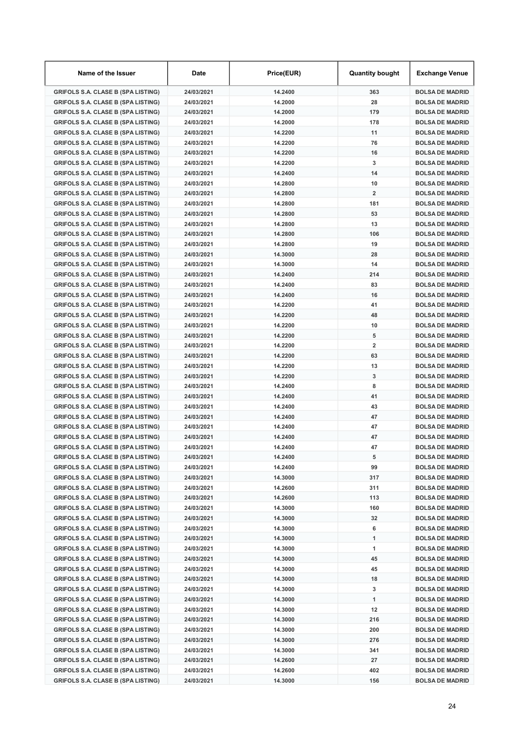| Name of the Issuer | Date | Price(EUR) | Quantity bought | Exchange Venue |
|---|---|---|---|---|
| GRIFOLS S.A. CLASE B (SPA LISTING) | 24/03/2021 | 14.2400 | 363 | BOLSA DE MADRID |
| GRIFOLS S.A. CLASE B (SPA LISTING) | 24/03/2021 | 14.2000 | 28 | BOLSA DE MADRID |
| GRIFOLS S.A. CLASE B (SPA LISTING) | 24/03/2021 | 14.2000 | 179 | BOLSA DE MADRID |
| GRIFOLS S.A. CLASE B (SPA LISTING) | 24/03/2021 | 14.2000 | 178 | BOLSA DE MADRID |
| GRIFOLS S.A. CLASE B (SPA LISTING) | 24/03/2021 | 14.2200 | 11 | BOLSA DE MADRID |
| GRIFOLS S.A. CLASE B (SPA LISTING) | 24/03/2021 | 14.2200 | 76 | BOLSA DE MADRID |
| GRIFOLS S.A. CLASE B (SPA LISTING) | 24/03/2021 | 14.2200 | 16 | BOLSA DE MADRID |
| GRIFOLS S.A. CLASE B (SPA LISTING) | 24/03/2021 | 14.2200 | 3 | BOLSA DE MADRID |
| GRIFOLS S.A. CLASE B (SPA LISTING) | 24/03/2021 | 14.2400 | 14 | BOLSA DE MADRID |
| GRIFOLS S.A. CLASE B (SPA LISTING) | 24/03/2021 | 14.2800 | 10 | BOLSA DE MADRID |
| GRIFOLS S.A. CLASE B (SPA LISTING) | 24/03/2021 | 14.2800 | 2 | BOLSA DE MADRID |
| GRIFOLS S.A. CLASE B (SPA LISTING) | 24/03/2021 | 14.2800 | 181 | BOLSA DE MADRID |
| GRIFOLS S.A. CLASE B (SPA LISTING) | 24/03/2021 | 14.2800 | 53 | BOLSA DE MADRID |
| GRIFOLS S.A. CLASE B (SPA LISTING) | 24/03/2021 | 14.2800 | 13 | BOLSA DE MADRID |
| GRIFOLS S.A. CLASE B (SPA LISTING) | 24/03/2021 | 14.2800 | 106 | BOLSA DE MADRID |
| GRIFOLS S.A. CLASE B (SPA LISTING) | 24/03/2021 | 14.2800 | 19 | BOLSA DE MADRID |
| GRIFOLS S.A. CLASE B (SPA LISTING) | 24/03/2021 | 14.3000 | 28 | BOLSA DE MADRID |
| GRIFOLS S.A. CLASE B (SPA LISTING) | 24/03/2021 | 14.3000 | 14 | BOLSA DE MADRID |
| GRIFOLS S.A. CLASE B (SPA LISTING) | 24/03/2021 | 14.2400 | 214 | BOLSA DE MADRID |
| GRIFOLS S.A. CLASE B (SPA LISTING) | 24/03/2021 | 14.2400 | 83 | BOLSA DE MADRID |
| GRIFOLS S.A. CLASE B (SPA LISTING) | 24/03/2021 | 14.2400 | 16 | BOLSA DE MADRID |
| GRIFOLS S.A. CLASE B (SPA LISTING) | 24/03/2021 | 14.2200 | 41 | BOLSA DE MADRID |
| GRIFOLS S.A. CLASE B (SPA LISTING) | 24/03/2021 | 14.2200 | 48 | BOLSA DE MADRID |
| GRIFOLS S.A. CLASE B (SPA LISTING) | 24/03/2021 | 14.2200 | 10 | BOLSA DE MADRID |
| GRIFOLS S.A. CLASE B (SPA LISTING) | 24/03/2021 | 14.2200 | 5 | BOLSA DE MADRID |
| GRIFOLS S.A. CLASE B (SPA LISTING) | 24/03/2021 | 14.2200 | 2 | BOLSA DE MADRID |
| GRIFOLS S.A. CLASE B (SPA LISTING) | 24/03/2021 | 14.2200 | 63 | BOLSA DE MADRID |
| GRIFOLS S.A. CLASE B (SPA LISTING) | 24/03/2021 | 14.2200 | 13 | BOLSA DE MADRID |
| GRIFOLS S.A. CLASE B (SPA LISTING) | 24/03/2021 | 14.2200 | 3 | BOLSA DE MADRID |
| GRIFOLS S.A. CLASE B (SPA LISTING) | 24/03/2021 | 14.2400 | 8 | BOLSA DE MADRID |
| GRIFOLS S.A. CLASE B (SPA LISTING) | 24/03/2021 | 14.2400 | 41 | BOLSA DE MADRID |
| GRIFOLS S.A. CLASE B (SPA LISTING) | 24/03/2021 | 14.2400 | 43 | BOLSA DE MADRID |
| GRIFOLS S.A. CLASE B (SPA LISTING) | 24/03/2021 | 14.2400 | 47 | BOLSA DE MADRID |
| GRIFOLS S.A. CLASE B (SPA LISTING) | 24/03/2021 | 14.2400 | 47 | BOLSA DE MADRID |
| GRIFOLS S.A. CLASE B (SPA LISTING) | 24/03/2021 | 14.2400 | 47 | BOLSA DE MADRID |
| GRIFOLS S.A. CLASE B (SPA LISTING) | 24/03/2021 | 14.2400 | 47 | BOLSA DE MADRID |
| GRIFOLS S.A. CLASE B (SPA LISTING) | 24/03/2021 | 14.2400 | 5 | BOLSA DE MADRID |
| GRIFOLS S.A. CLASE B (SPA LISTING) | 24/03/2021 | 14.2400 | 99 | BOLSA DE MADRID |
| GRIFOLS S.A. CLASE B (SPA LISTING) | 24/03/2021 | 14.3000 | 317 | BOLSA DE MADRID |
| GRIFOLS S.A. CLASE B (SPA LISTING) | 24/03/2021 | 14.2600 | 311 | BOLSA DE MADRID |
| GRIFOLS S.A. CLASE B (SPA LISTING) | 24/03/2021 | 14.2600 | 113 | BOLSA DE MADRID |
| GRIFOLS S.A. CLASE B (SPA LISTING) | 24/03/2021 | 14.3000 | 160 | BOLSA DE MADRID |
| GRIFOLS S.A. CLASE B (SPA LISTING) | 24/03/2021 | 14.3000 | 32 | BOLSA DE MADRID |
| GRIFOLS S.A. CLASE B (SPA LISTING) | 24/03/2021 | 14.3000 | 6 | BOLSA DE MADRID |
| GRIFOLS S.A. CLASE B (SPA LISTING) | 24/03/2021 | 14.3000 | 1 | BOLSA DE MADRID |
| GRIFOLS S.A. CLASE B (SPA LISTING) | 24/03/2021 | 14.3000 | 1 | BOLSA DE MADRID |
| GRIFOLS S.A. CLASE B (SPA LISTING) | 24/03/2021 | 14.3000 | 45 | BOLSA DE MADRID |
| GRIFOLS S.A. CLASE B (SPA LISTING) | 24/03/2021 | 14.3000 | 45 | BOLSA DE MADRID |
| GRIFOLS S.A. CLASE B (SPA LISTING) | 24/03/2021 | 14.3000 | 18 | BOLSA DE MADRID |
| GRIFOLS S.A. CLASE B (SPA LISTING) | 24/03/2021 | 14.3000 | 3 | BOLSA DE MADRID |
| GRIFOLS S.A. CLASE B (SPA LISTING) | 24/03/2021 | 14.3000 | 1 | BOLSA DE MADRID |
| GRIFOLS S.A. CLASE B (SPA LISTING) | 24/03/2021 | 14.3000 | 12 | BOLSA DE MADRID |
| GRIFOLS S.A. CLASE B (SPA LISTING) | 24/03/2021 | 14.3000 | 216 | BOLSA DE MADRID |
| GRIFOLS S.A. CLASE B (SPA LISTING) | 24/03/2021 | 14.3000 | 200 | BOLSA DE MADRID |
| GRIFOLS S.A. CLASE B (SPA LISTING) | 24/03/2021 | 14.3000 | 276 | BOLSA DE MADRID |
| GRIFOLS S.A. CLASE B (SPA LISTING) | 24/03/2021 | 14.3000 | 341 | BOLSA DE MADRID |
| GRIFOLS S.A. CLASE B (SPA LISTING) | 24/03/2021 | 14.2600 | 27 | BOLSA DE MADRID |
| GRIFOLS S.A. CLASE B (SPA LISTING) | 24/03/2021 | 14.2600 | 402 | BOLSA DE MADRID |
| GRIFOLS S.A. CLASE B (SPA LISTING) | 24/03/2021 | 14.3000 | 156 | BOLSA DE MADRID |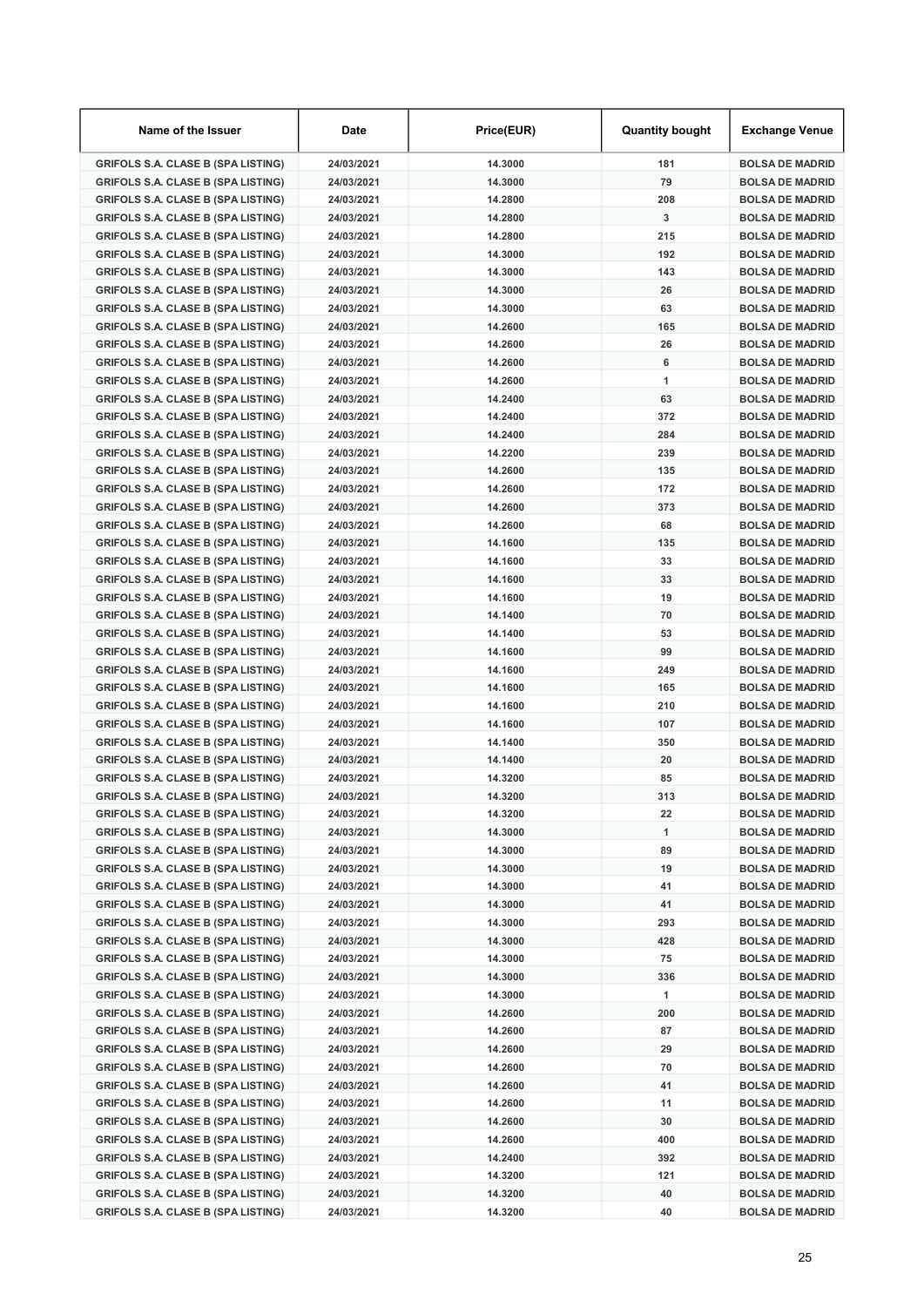| Name of the Issuer | Date | Price(EUR) | Quantity bought | Exchange Venue |
|---|---|---|---|---|
| GRIFOLS S.A. CLASE B (SPA LISTING) | 24/03/2021 | 14.3000 | 181 | BOLSA DE MADRID |
| GRIFOLS S.A. CLASE B (SPA LISTING) | 24/03/2021 | 14.3000 | 79 | BOLSA DE MADRID |
| GRIFOLS S.A. CLASE B (SPA LISTING) | 24/03/2021 | 14.2800 | 208 | BOLSA DE MADRID |
| GRIFOLS S.A. CLASE B (SPA LISTING) | 24/03/2021 | 14.2800 | 3 | BOLSA DE MADRID |
| GRIFOLS S.A. CLASE B (SPA LISTING) | 24/03/2021 | 14.2800 | 215 | BOLSA DE MADRID |
| GRIFOLS S.A. CLASE B (SPA LISTING) | 24/03/2021 | 14.3000 | 192 | BOLSA DE MADRID |
| GRIFOLS S.A. CLASE B (SPA LISTING) | 24/03/2021 | 14.3000 | 143 | BOLSA DE MADRID |
| GRIFOLS S.A. CLASE B (SPA LISTING) | 24/03/2021 | 14.3000 | 26 | BOLSA DE MADRID |
| GRIFOLS S.A. CLASE B (SPA LISTING) | 24/03/2021 | 14.3000 | 63 | BOLSA DE MADRID |
| GRIFOLS S.A. CLASE B (SPA LISTING) | 24/03/2021 | 14.2600 | 165 | BOLSA DE MADRID |
| GRIFOLS S.A. CLASE B (SPA LISTING) | 24/03/2021 | 14.2600 | 26 | BOLSA DE MADRID |
| GRIFOLS S.A. CLASE B (SPA LISTING) | 24/03/2021 | 14.2600 | 6 | BOLSA DE MADRID |
| GRIFOLS S.A. CLASE B (SPA LISTING) | 24/03/2021 | 14.2600 | 1 | BOLSA DE MADRID |
| GRIFOLS S.A. CLASE B (SPA LISTING) | 24/03/2021 | 14.2400 | 63 | BOLSA DE MADRID |
| GRIFOLS S.A. CLASE B (SPA LISTING) | 24/03/2021 | 14.2400 | 372 | BOLSA DE MADRID |
| GRIFOLS S.A. CLASE B (SPA LISTING) | 24/03/2021 | 14.2400 | 284 | BOLSA DE MADRID |
| GRIFOLS S.A. CLASE B (SPA LISTING) | 24/03/2021 | 14.2200 | 239 | BOLSA DE MADRID |
| GRIFOLS S.A. CLASE B (SPA LISTING) | 24/03/2021 | 14.2600 | 135 | BOLSA DE MADRID |
| GRIFOLS S.A. CLASE B (SPA LISTING) | 24/03/2021 | 14.2600 | 172 | BOLSA DE MADRID |
| GRIFOLS S.A. CLASE B (SPA LISTING) | 24/03/2021 | 14.2600 | 373 | BOLSA DE MADRID |
| GRIFOLS S.A. CLASE B (SPA LISTING) | 24/03/2021 | 14.2600 | 68 | BOLSA DE MADRID |
| GRIFOLS S.A. CLASE B (SPA LISTING) | 24/03/2021 | 14.1600 | 135 | BOLSA DE MADRID |
| GRIFOLS S.A. CLASE B (SPA LISTING) | 24/03/2021 | 14.1600 | 33 | BOLSA DE MADRID |
| GRIFOLS S.A. CLASE B (SPA LISTING) | 24/03/2021 | 14.1600 | 33 | BOLSA DE MADRID |
| GRIFOLS S.A. CLASE B (SPA LISTING) | 24/03/2021 | 14.1600 | 19 | BOLSA DE MADRID |
| GRIFOLS S.A. CLASE B (SPA LISTING) | 24/03/2021 | 14.1400 | 70 | BOLSA DE MADRID |
| GRIFOLS S.A. CLASE B (SPA LISTING) | 24/03/2021 | 14.1400 | 53 | BOLSA DE MADRID |
| GRIFOLS S.A. CLASE B (SPA LISTING) | 24/03/2021 | 14.1600 | 99 | BOLSA DE MADRID |
| GRIFOLS S.A. CLASE B (SPA LISTING) | 24/03/2021 | 14.1600 | 249 | BOLSA DE MADRID |
| GRIFOLS S.A. CLASE B (SPA LISTING) | 24/03/2021 | 14.1600 | 165 | BOLSA DE MADRID |
| GRIFOLS S.A. CLASE B (SPA LISTING) | 24/03/2021 | 14.1600 | 210 | BOLSA DE MADRID |
| GRIFOLS S.A. CLASE B (SPA LISTING) | 24/03/2021 | 14.1600 | 107 | BOLSA DE MADRID |
| GRIFOLS S.A. CLASE B (SPA LISTING) | 24/03/2021 | 14.1400 | 350 | BOLSA DE MADRID |
| GRIFOLS S.A. CLASE B (SPA LISTING) | 24/03/2021 | 14.1400 | 20 | BOLSA DE MADRID |
| GRIFOLS S.A. CLASE B (SPA LISTING) | 24/03/2021 | 14.3200 | 85 | BOLSA DE MADRID |
| GRIFOLS S.A. CLASE B (SPA LISTING) | 24/03/2021 | 14.3200 | 313 | BOLSA DE MADRID |
| GRIFOLS S.A. CLASE B (SPA LISTING) | 24/03/2021 | 14.3200 | 22 | BOLSA DE MADRID |
| GRIFOLS S.A. CLASE B (SPA LISTING) | 24/03/2021 | 14.3000 | 1 | BOLSA DE MADRID |
| GRIFOLS S.A. CLASE B (SPA LISTING) | 24/03/2021 | 14.3000 | 89 | BOLSA DE MADRID |
| GRIFOLS S.A. CLASE B (SPA LISTING) | 24/03/2021 | 14.3000 | 19 | BOLSA DE MADRID |
| GRIFOLS S.A. CLASE B (SPA LISTING) | 24/03/2021 | 14.3000 | 41 | BOLSA DE MADRID |
| GRIFOLS S.A. CLASE B (SPA LISTING) | 24/03/2021 | 14.3000 | 41 | BOLSA DE MADRID |
| GRIFOLS S.A. CLASE B (SPA LISTING) | 24/03/2021 | 14.3000 | 293 | BOLSA DE MADRID |
| GRIFOLS S.A. CLASE B (SPA LISTING) | 24/03/2021 | 14.3000 | 428 | BOLSA DE MADRID |
| GRIFOLS S.A. CLASE B (SPA LISTING) | 24/03/2021 | 14.3000 | 75 | BOLSA DE MADRID |
| GRIFOLS S.A. CLASE B (SPA LISTING) | 24/03/2021 | 14.3000 | 336 | BOLSA DE MADRID |
| GRIFOLS S.A. CLASE B (SPA LISTING) | 24/03/2021 | 14.3000 | 1 | BOLSA DE MADRID |
| GRIFOLS S.A. CLASE B (SPA LISTING) | 24/03/2021 | 14.2600 | 200 | BOLSA DE MADRID |
| GRIFOLS S.A. CLASE B (SPA LISTING) | 24/03/2021 | 14.2600 | 87 | BOLSA DE MADRID |
| GRIFOLS S.A. CLASE B (SPA LISTING) | 24/03/2021 | 14.2600 | 29 | BOLSA DE MADRID |
| GRIFOLS S.A. CLASE B (SPA LISTING) | 24/03/2021 | 14.2600 | 70 | BOLSA DE MADRID |
| GRIFOLS S.A. CLASE B (SPA LISTING) | 24/03/2021 | 14.2600 | 41 | BOLSA DE MADRID |
| GRIFOLS S.A. CLASE B (SPA LISTING) | 24/03/2021 | 14.2600 | 11 | BOLSA DE MADRID |
| GRIFOLS S.A. CLASE B (SPA LISTING) | 24/03/2021 | 14.2600 | 30 | BOLSA DE MADRID |
| GRIFOLS S.A. CLASE B (SPA LISTING) | 24/03/2021 | 14.2600 | 400 | BOLSA DE MADRID |
| GRIFOLS S.A. CLASE B (SPA LISTING) | 24/03/2021 | 14.2400 | 392 | BOLSA DE MADRID |
| GRIFOLS S.A. CLASE B (SPA LISTING) | 24/03/2021 | 14.3200 | 121 | BOLSA DE MADRID |
| GRIFOLS S.A. CLASE B (SPA LISTING) | 24/03/2021 | 14.3200 | 40 | BOLSA DE MADRID |
| GRIFOLS S.A. CLASE B (SPA LISTING) | 24/03/2021 | 14.3200 | 40 | BOLSA DE MADRID |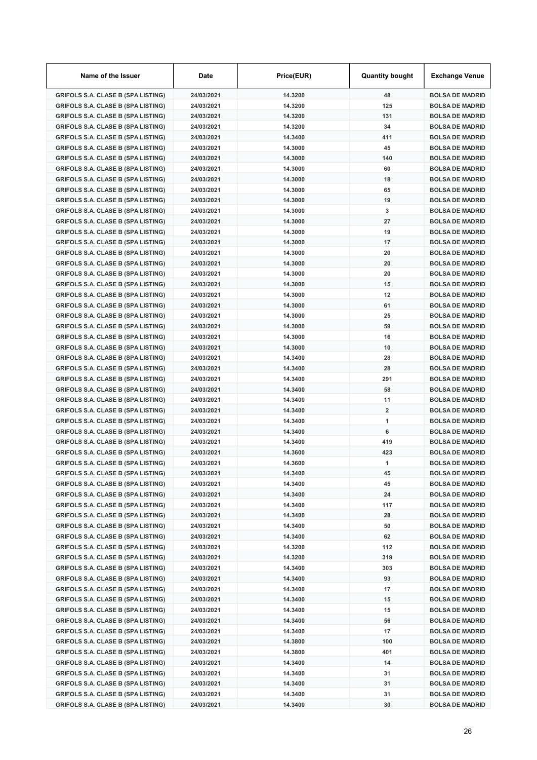| Name of the Issuer | Date | Price(EUR) | Quantity bought | Exchange Venue |
|---|---|---|---|---|
| GRIFOLS S.A. CLASE B (SPA LISTING) | 24/03/2021 | 14.3200 | 48 | BOLSA DE MADRID |
| GRIFOLS S.A. CLASE B (SPA LISTING) | 24/03/2021 | 14.3200 | 125 | BOLSA DE MADRID |
| GRIFOLS S.A. CLASE B (SPA LISTING) | 24/03/2021 | 14.3200 | 131 | BOLSA DE MADRID |
| GRIFOLS S.A. CLASE B (SPA LISTING) | 24/03/2021 | 14.3200 | 34 | BOLSA DE MADRID |
| GRIFOLS S.A. CLASE B (SPA LISTING) | 24/03/2021 | 14.3400 | 411 | BOLSA DE MADRID |
| GRIFOLS S.A. CLASE B (SPA LISTING) | 24/03/2021 | 14.3000 | 45 | BOLSA DE MADRID |
| GRIFOLS S.A. CLASE B (SPA LISTING) | 24/03/2021 | 14.3000 | 140 | BOLSA DE MADRID |
| GRIFOLS S.A. CLASE B (SPA LISTING) | 24/03/2021 | 14.3000 | 60 | BOLSA DE MADRID |
| GRIFOLS S.A. CLASE B (SPA LISTING) | 24/03/2021 | 14.3000 | 18 | BOLSA DE MADRID |
| GRIFOLS S.A. CLASE B (SPA LISTING) | 24/03/2021 | 14.3000 | 65 | BOLSA DE MADRID |
| GRIFOLS S.A. CLASE B (SPA LISTING) | 24/03/2021 | 14.3000 | 19 | BOLSA DE MADRID |
| GRIFOLS S.A. CLASE B (SPA LISTING) | 24/03/2021 | 14.3000 | 3 | BOLSA DE MADRID |
| GRIFOLS S.A. CLASE B (SPA LISTING) | 24/03/2021 | 14.3000 | 27 | BOLSA DE MADRID |
| GRIFOLS S.A. CLASE B (SPA LISTING) | 24/03/2021 | 14.3000 | 19 | BOLSA DE MADRID |
| GRIFOLS S.A. CLASE B (SPA LISTING) | 24/03/2021 | 14.3000 | 17 | BOLSA DE MADRID |
| GRIFOLS S.A. CLASE B (SPA LISTING) | 24/03/2021 | 14.3000 | 20 | BOLSA DE MADRID |
| GRIFOLS S.A. CLASE B (SPA LISTING) | 24/03/2021 | 14.3000 | 20 | BOLSA DE MADRID |
| GRIFOLS S.A. CLASE B (SPA LISTING) | 24/03/2021 | 14.3000 | 20 | BOLSA DE MADRID |
| GRIFOLS S.A. CLASE B (SPA LISTING) | 24/03/2021 | 14.3000 | 15 | BOLSA DE MADRID |
| GRIFOLS S.A. CLASE B (SPA LISTING) | 24/03/2021 | 14.3000 | 12 | BOLSA DE MADRID |
| GRIFOLS S.A. CLASE B (SPA LISTING) | 24/03/2021 | 14.3000 | 61 | BOLSA DE MADRID |
| GRIFOLS S.A. CLASE B (SPA LISTING) | 24/03/2021 | 14.3000 | 25 | BOLSA DE MADRID |
| GRIFOLS S.A. CLASE B (SPA LISTING) | 24/03/2021 | 14.3000 | 59 | BOLSA DE MADRID |
| GRIFOLS S.A. CLASE B (SPA LISTING) | 24/03/2021 | 14.3000 | 16 | BOLSA DE MADRID |
| GRIFOLS S.A. CLASE B (SPA LISTING) | 24/03/2021 | 14.3000 | 10 | BOLSA DE MADRID |
| GRIFOLS S.A. CLASE B (SPA LISTING) | 24/03/2021 | 14.3400 | 28 | BOLSA DE MADRID |
| GRIFOLS S.A. CLASE B (SPA LISTING) | 24/03/2021 | 14.3400 | 28 | BOLSA DE MADRID |
| GRIFOLS S.A. CLASE B (SPA LISTING) | 24/03/2021 | 14.3400 | 291 | BOLSA DE MADRID |
| GRIFOLS S.A. CLASE B (SPA LISTING) | 24/03/2021 | 14.3400 | 58 | BOLSA DE MADRID |
| GRIFOLS S.A. CLASE B (SPA LISTING) | 24/03/2021 | 14.3400 | 11 | BOLSA DE MADRID |
| GRIFOLS S.A. CLASE B (SPA LISTING) | 24/03/2021 | 14.3400 | 2 | BOLSA DE MADRID |
| GRIFOLS S.A. CLASE B (SPA LISTING) | 24/03/2021 | 14.3400 | 1 | BOLSA DE MADRID |
| GRIFOLS S.A. CLASE B (SPA LISTING) | 24/03/2021 | 14.3400 | 6 | BOLSA DE MADRID |
| GRIFOLS S.A. CLASE B (SPA LISTING) | 24/03/2021 | 14.3400 | 419 | BOLSA DE MADRID |
| GRIFOLS S.A. CLASE B (SPA LISTING) | 24/03/2021 | 14.3600 | 423 | BOLSA DE MADRID |
| GRIFOLS S.A. CLASE B (SPA LISTING) | 24/03/2021 | 14.3600 | 1 | BOLSA DE MADRID |
| GRIFOLS S.A. CLASE B (SPA LISTING) | 24/03/2021 | 14.3400 | 45 | BOLSA DE MADRID |
| GRIFOLS S.A. CLASE B (SPA LISTING) | 24/03/2021 | 14.3400 | 45 | BOLSA DE MADRID |
| GRIFOLS S.A. CLASE B (SPA LISTING) | 24/03/2021 | 14.3400 | 24 | BOLSA DE MADRID |
| GRIFOLS S.A. CLASE B (SPA LISTING) | 24/03/2021 | 14.3400 | 117 | BOLSA DE MADRID |
| GRIFOLS S.A. CLASE B (SPA LISTING) | 24/03/2021 | 14.3400 | 28 | BOLSA DE MADRID |
| GRIFOLS S.A. CLASE B (SPA LISTING) | 24/03/2021 | 14.3400 | 50 | BOLSA DE MADRID |
| GRIFOLS S.A. CLASE B (SPA LISTING) | 24/03/2021 | 14.3400 | 62 | BOLSA DE MADRID |
| GRIFOLS S.A. CLASE B (SPA LISTING) | 24/03/2021 | 14.3200 | 112 | BOLSA DE MADRID |
| GRIFOLS S.A. CLASE B (SPA LISTING) | 24/03/2021 | 14.3200 | 319 | BOLSA DE MADRID |
| GRIFOLS S.A. CLASE B (SPA LISTING) | 24/03/2021 | 14.3400 | 303 | BOLSA DE MADRID |
| GRIFOLS S.A. CLASE B (SPA LISTING) | 24/03/2021 | 14.3400 | 93 | BOLSA DE MADRID |
| GRIFOLS S.A. CLASE B (SPA LISTING) | 24/03/2021 | 14.3400 | 17 | BOLSA DE MADRID |
| GRIFOLS S.A. CLASE B (SPA LISTING) | 24/03/2021 | 14.3400 | 15 | BOLSA DE MADRID |
| GRIFOLS S.A. CLASE B (SPA LISTING) | 24/03/2021 | 14.3400 | 15 | BOLSA DE MADRID |
| GRIFOLS S.A. CLASE B (SPA LISTING) | 24/03/2021 | 14.3400 | 56 | BOLSA DE MADRID |
| GRIFOLS S.A. CLASE B (SPA LISTING) | 24/03/2021 | 14.3400 | 17 | BOLSA DE MADRID |
| GRIFOLS S.A. CLASE B (SPA LISTING) | 24/03/2021 | 14.3800 | 100 | BOLSA DE MADRID |
| GRIFOLS S.A. CLASE B (SPA LISTING) | 24/03/2021 | 14.3800 | 401 | BOLSA DE MADRID |
| GRIFOLS S.A. CLASE B (SPA LISTING) | 24/03/2021 | 14.3400 | 14 | BOLSA DE MADRID |
| GRIFOLS S.A. CLASE B (SPA LISTING) | 24/03/2021 | 14.3400 | 31 | BOLSA DE MADRID |
| GRIFOLS S.A. CLASE B (SPA LISTING) | 24/03/2021 | 14.3400 | 31 | BOLSA DE MADRID |
| GRIFOLS S.A. CLASE B (SPA LISTING) | 24/03/2021 | 14.3400 | 31 | BOLSA DE MADRID |
| GRIFOLS S.A. CLASE B (SPA LISTING) | 24/03/2021 | 14.3400 | 30 | BOLSA DE MADRID |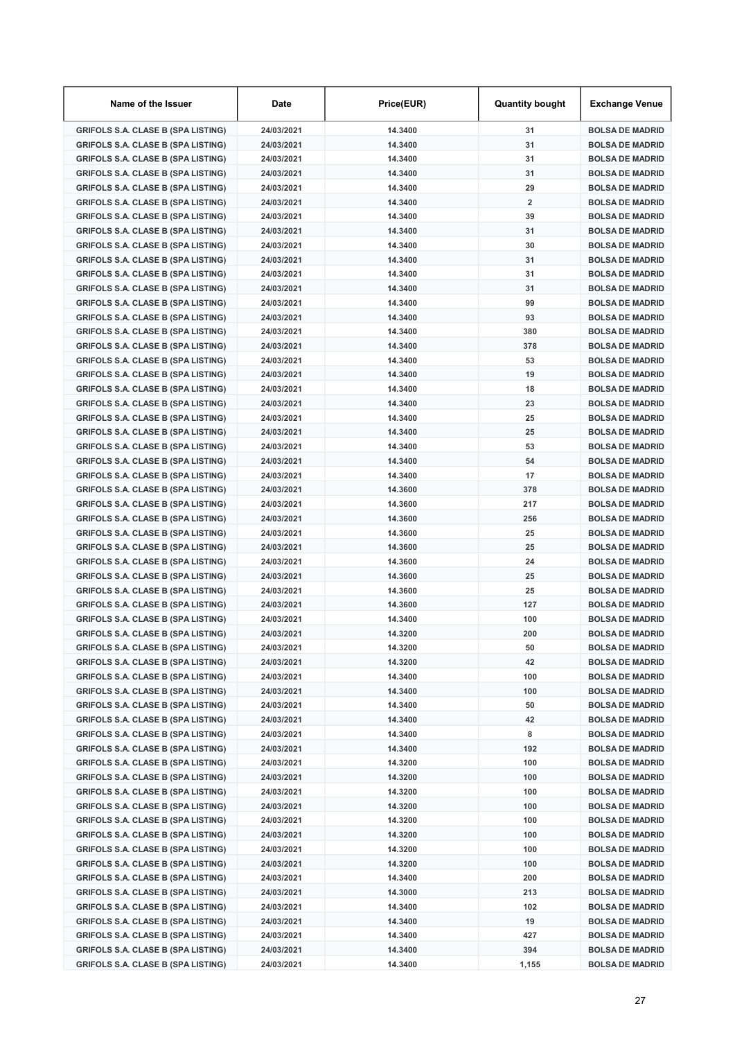| Name of the Issuer | Date | Price(EUR) | Quantity bought | Exchange Venue |
|---|---|---|---|---|
| GRIFOLS S.A. CLASE B (SPA LISTING) | 24/03/2021 | 14.3400 | 31 | BOLSA DE MADRID |
| GRIFOLS S.A. CLASE B (SPA LISTING) | 24/03/2021 | 14.3400 | 31 | BOLSA DE MADRID |
| GRIFOLS S.A. CLASE B (SPA LISTING) | 24/03/2021 | 14.3400 | 31 | BOLSA DE MADRID |
| GRIFOLS S.A. CLASE B (SPA LISTING) | 24/03/2021 | 14.3400 | 31 | BOLSA DE MADRID |
| GRIFOLS S.A. CLASE B (SPA LISTING) | 24/03/2021 | 14.3400 | 29 | BOLSA DE MADRID |
| GRIFOLS S.A. CLASE B (SPA LISTING) | 24/03/2021 | 14.3400 | 2 | BOLSA DE MADRID |
| GRIFOLS S.A. CLASE B (SPA LISTING) | 24/03/2021 | 14.3400 | 39 | BOLSA DE MADRID |
| GRIFOLS S.A. CLASE B (SPA LISTING) | 24/03/2021 | 14.3400 | 31 | BOLSA DE MADRID |
| GRIFOLS S.A. CLASE B (SPA LISTING) | 24/03/2021 | 14.3400 | 30 | BOLSA DE MADRID |
| GRIFOLS S.A. CLASE B (SPA LISTING) | 24/03/2021 | 14.3400 | 31 | BOLSA DE MADRID |
| GRIFOLS S.A. CLASE B (SPA LISTING) | 24/03/2021 | 14.3400 | 31 | BOLSA DE MADRID |
| GRIFOLS S.A. CLASE B (SPA LISTING) | 24/03/2021 | 14.3400 | 31 | BOLSA DE MADRID |
| GRIFOLS S.A. CLASE B (SPA LISTING) | 24/03/2021 | 14.3400 | 99 | BOLSA DE MADRID |
| GRIFOLS S.A. CLASE B (SPA LISTING) | 24/03/2021 | 14.3400 | 93 | BOLSA DE MADRID |
| GRIFOLS S.A. CLASE B (SPA LISTING) | 24/03/2021 | 14.3400 | 380 | BOLSA DE MADRID |
| GRIFOLS S.A. CLASE B (SPA LISTING) | 24/03/2021 | 14.3400 | 378 | BOLSA DE MADRID |
| GRIFOLS S.A. CLASE B (SPA LISTING) | 24/03/2021 | 14.3400 | 53 | BOLSA DE MADRID |
| GRIFOLS S.A. CLASE B (SPA LISTING) | 24/03/2021 | 14.3400 | 19 | BOLSA DE MADRID |
| GRIFOLS S.A. CLASE B (SPA LISTING) | 24/03/2021 | 14.3400 | 18 | BOLSA DE MADRID |
| GRIFOLS S.A. CLASE B (SPA LISTING) | 24/03/2021 | 14.3400 | 23 | BOLSA DE MADRID |
| GRIFOLS S.A. CLASE B (SPA LISTING) | 24/03/2021 | 14.3400 | 25 | BOLSA DE MADRID |
| GRIFOLS S.A. CLASE B (SPA LISTING) | 24/03/2021 | 14.3400 | 25 | BOLSA DE MADRID |
| GRIFOLS S.A. CLASE B (SPA LISTING) | 24/03/2021 | 14.3400 | 53 | BOLSA DE MADRID |
| GRIFOLS S.A. CLASE B (SPA LISTING) | 24/03/2021 | 14.3400 | 54 | BOLSA DE MADRID |
| GRIFOLS S.A. CLASE B (SPA LISTING) | 24/03/2021 | 14.3400 | 17 | BOLSA DE MADRID |
| GRIFOLS S.A. CLASE B (SPA LISTING) | 24/03/2021 | 14.3600 | 378 | BOLSA DE MADRID |
| GRIFOLS S.A. CLASE B (SPA LISTING) | 24/03/2021 | 14.3600 | 217 | BOLSA DE MADRID |
| GRIFOLS S.A. CLASE B (SPA LISTING) | 24/03/2021 | 14.3600 | 256 | BOLSA DE MADRID |
| GRIFOLS S.A. CLASE B (SPA LISTING) | 24/03/2021 | 14.3600 | 25 | BOLSA DE MADRID |
| GRIFOLS S.A. CLASE B (SPA LISTING) | 24/03/2021 | 14.3600 | 25 | BOLSA DE MADRID |
| GRIFOLS S.A. CLASE B (SPA LISTING) | 24/03/2021 | 14.3600 | 24 | BOLSA DE MADRID |
| GRIFOLS S.A. CLASE B (SPA LISTING) | 24/03/2021 | 14.3600 | 25 | BOLSA DE MADRID |
| GRIFOLS S.A. CLASE B (SPA LISTING) | 24/03/2021 | 14.3600 | 25 | BOLSA DE MADRID |
| GRIFOLS S.A. CLASE B (SPA LISTING) | 24/03/2021 | 14.3600 | 127 | BOLSA DE MADRID |
| GRIFOLS S.A. CLASE B (SPA LISTING) | 24/03/2021 | 14.3400 | 100 | BOLSA DE MADRID |
| GRIFOLS S.A. CLASE B (SPA LISTING) | 24/03/2021 | 14.3200 | 200 | BOLSA DE MADRID |
| GRIFOLS S.A. CLASE B (SPA LISTING) | 24/03/2021 | 14.3200 | 50 | BOLSA DE MADRID |
| GRIFOLS S.A. CLASE B (SPA LISTING) | 24/03/2021 | 14.3200 | 42 | BOLSA DE MADRID |
| GRIFOLS S.A. CLASE B (SPA LISTING) | 24/03/2021 | 14.3400 | 100 | BOLSA DE MADRID |
| GRIFOLS S.A. CLASE B (SPA LISTING) | 24/03/2021 | 14.3400 | 100 | BOLSA DE MADRID |
| GRIFOLS S.A. CLASE B (SPA LISTING) | 24/03/2021 | 14.3400 | 50 | BOLSA DE MADRID |
| GRIFOLS S.A. CLASE B (SPA LISTING) | 24/03/2021 | 14.3400 | 42 | BOLSA DE MADRID |
| GRIFOLS S.A. CLASE B (SPA LISTING) | 24/03/2021 | 14.3400 | 8 | BOLSA DE MADRID |
| GRIFOLS S.A. CLASE B (SPA LISTING) | 24/03/2021 | 14.3400 | 192 | BOLSA DE MADRID |
| GRIFOLS S.A. CLASE B (SPA LISTING) | 24/03/2021 | 14.3200 | 100 | BOLSA DE MADRID |
| GRIFOLS S.A. CLASE B (SPA LISTING) | 24/03/2021 | 14.3200 | 100 | BOLSA DE MADRID |
| GRIFOLS S.A. CLASE B (SPA LISTING) | 24/03/2021 | 14.3200 | 100 | BOLSA DE MADRID |
| GRIFOLS S.A. CLASE B (SPA LISTING) | 24/03/2021 | 14.3200 | 100 | BOLSA DE MADRID |
| GRIFOLS S.A. CLASE B (SPA LISTING) | 24/03/2021 | 14.3200 | 100 | BOLSA DE MADRID |
| GRIFOLS S.A. CLASE B (SPA LISTING) | 24/03/2021 | 14.3200 | 100 | BOLSA DE MADRID |
| GRIFOLS S.A. CLASE B (SPA LISTING) | 24/03/2021 | 14.3200 | 100 | BOLSA DE MADRID |
| GRIFOLS S.A. CLASE B (SPA LISTING) | 24/03/2021 | 14.3200 | 100 | BOLSA DE MADRID |
| GRIFOLS S.A. CLASE B (SPA LISTING) | 24/03/2021 | 14.3400 | 200 | BOLSA DE MADRID |
| GRIFOLS S.A. CLASE B (SPA LISTING) | 24/03/2021 | 14.3000 | 213 | BOLSA DE MADRID |
| GRIFOLS S.A. CLASE B (SPA LISTING) | 24/03/2021 | 14.3400 | 102 | BOLSA DE MADRID |
| GRIFOLS S.A. CLASE B (SPA LISTING) | 24/03/2021 | 14.3400 | 19 | BOLSA DE MADRID |
| GRIFOLS S.A. CLASE B (SPA LISTING) | 24/03/2021 | 14.3400 | 427 | BOLSA DE MADRID |
| GRIFOLS S.A. CLASE B (SPA LISTING) | 24/03/2021 | 14.3400 | 394 | BOLSA DE MADRID |
| GRIFOLS S.A. CLASE B (SPA LISTING) | 24/03/2021 | 14.3400 | 1,155 | BOLSA DE MADRID |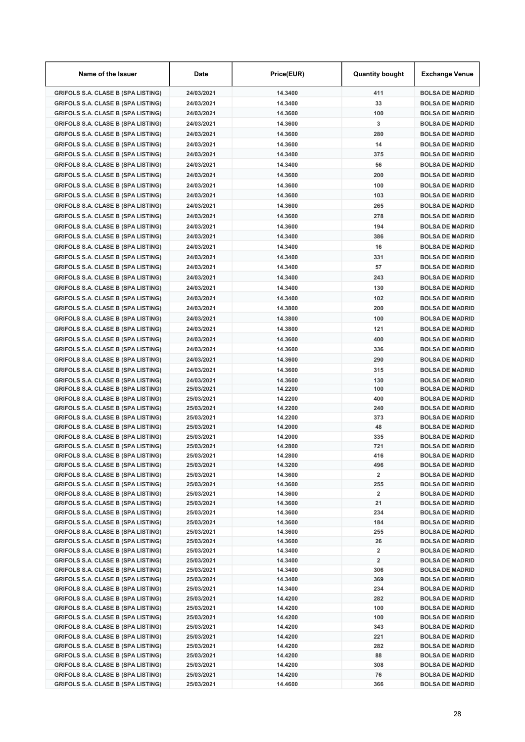| Name of the Issuer | Date | Price(EUR) | Quantity bought | Exchange Venue |
|---|---|---|---|---|
| GRIFOLS S.A. CLASE B (SPA LISTING) | 24/03/2021 | 14.3400 | 411 | BOLSA DE MADRID |
| GRIFOLS S.A. CLASE B (SPA LISTING) | 24/03/2021 | 14.3400 | 33 | BOLSA DE MADRID |
| GRIFOLS S.A. CLASE B (SPA LISTING) | 24/03/2021 | 14.3600 | 100 | BOLSA DE MADRID |
| GRIFOLS S.A. CLASE B (SPA LISTING) | 24/03/2021 | 14.3600 | 3 | BOLSA DE MADRID |
| GRIFOLS S.A. CLASE B (SPA LISTING) | 24/03/2021 | 14.3600 | 280 | BOLSA DE MADRID |
| GRIFOLS S.A. CLASE B (SPA LISTING) | 24/03/2021 | 14.3600 | 14 | BOLSA DE MADRID |
| GRIFOLS S.A. CLASE B (SPA LISTING) | 24/03/2021 | 14.3400 | 375 | BOLSA DE MADRID |
| GRIFOLS S.A. CLASE B (SPA LISTING) | 24/03/2021 | 14.3400 | 56 | BOLSA DE MADRID |
| GRIFOLS S.A. CLASE B (SPA LISTING) | 24/03/2021 | 14.3600 | 200 | BOLSA DE MADRID |
| GRIFOLS S.A. CLASE B (SPA LISTING) | 24/03/2021 | 14.3600 | 100 | BOLSA DE MADRID |
| GRIFOLS S.A. CLASE B (SPA LISTING) | 24/03/2021 | 14.3600 | 103 | BOLSA DE MADRID |
| GRIFOLS S.A. CLASE B (SPA LISTING) | 24/03/2021 | 14.3600 | 265 | BOLSA DE MADRID |
| GRIFOLS S.A. CLASE B (SPA LISTING) | 24/03/2021 | 14.3600 | 278 | BOLSA DE MADRID |
| GRIFOLS S.A. CLASE B (SPA LISTING) | 24/03/2021 | 14.3600 | 194 | BOLSA DE MADRID |
| GRIFOLS S.A. CLASE B (SPA LISTING) | 24/03/2021 | 14.3400 | 386 | BOLSA DE MADRID |
| GRIFOLS S.A. CLASE B (SPA LISTING) | 24/03/2021 | 14.3400 | 16 | BOLSA DE MADRID |
| GRIFOLS S.A. CLASE B (SPA LISTING) | 24/03/2021 | 14.3400 | 331 | BOLSA DE MADRID |
| GRIFOLS S.A. CLASE B (SPA LISTING) | 24/03/2021 | 14.3400 | 57 | BOLSA DE MADRID |
| GRIFOLS S.A. CLASE B (SPA LISTING) | 24/03/2021 | 14.3400 | 243 | BOLSA DE MADRID |
| GRIFOLS S.A. CLASE B (SPA LISTING) | 24/03/2021 | 14.3400 | 130 | BOLSA DE MADRID |
| GRIFOLS S.A. CLASE B (SPA LISTING) | 24/03/2021 | 14.3400 | 102 | BOLSA DE MADRID |
| GRIFOLS S.A. CLASE B (SPA LISTING) | 24/03/2021 | 14.3800 | 200 | BOLSA DE MADRID |
| GRIFOLS S.A. CLASE B (SPA LISTING) | 24/03/2021 | 14.3800 | 100 | BOLSA DE MADRID |
| GRIFOLS S.A. CLASE B (SPA LISTING) | 24/03/2021 | 14.3800 | 121 | BOLSA DE MADRID |
| GRIFOLS S.A. CLASE B (SPA LISTING) | 24/03/2021 | 14.3600 | 400 | BOLSA DE MADRID |
| GRIFOLS S.A. CLASE B (SPA LISTING) | 24/03/2021 | 14.3600 | 336 | BOLSA DE MADRID |
| GRIFOLS S.A. CLASE B (SPA LISTING) | 24/03/2021 | 14.3600 | 290 | BOLSA DE MADRID |
| GRIFOLS S.A. CLASE B (SPA LISTING) | 24/03/2021 | 14.3600 | 315 | BOLSA DE MADRID |
| GRIFOLS S.A. CLASE B (SPA LISTING) | 24/03/2021 | 14.3600 | 130 | BOLSA DE MADRID |
| GRIFOLS S.A. CLASE B (SPA LISTING) | 25/03/2021 | 14.2200 | 100 | BOLSA DE MADRID |
| GRIFOLS S.A. CLASE B (SPA LISTING) | 25/03/2021 | 14.2200 | 400 | BOLSA DE MADRID |
| GRIFOLS S.A. CLASE B (SPA LISTING) | 25/03/2021 | 14.2200 | 240 | BOLSA DE MADRID |
| GRIFOLS S.A. CLASE B (SPA LISTING) | 25/03/2021 | 14.2200 | 373 | BOLSA DE MADRID |
| GRIFOLS S.A. CLASE B (SPA LISTING) | 25/03/2021 | 14.2000 | 48 | BOLSA DE MADRID |
| GRIFOLS S.A. CLASE B (SPA LISTING) | 25/03/2021 | 14.2000 | 335 | BOLSA DE MADRID |
| GRIFOLS S.A. CLASE B (SPA LISTING) | 25/03/2021 | 14.2800 | 721 | BOLSA DE MADRID |
| GRIFOLS S.A. CLASE B (SPA LISTING) | 25/03/2021 | 14.2800 | 416 | BOLSA DE MADRID |
| GRIFOLS S.A. CLASE B (SPA LISTING) | 25/03/2021 | 14.3200 | 496 | BOLSA DE MADRID |
| GRIFOLS S.A. CLASE B (SPA LISTING) | 25/03/2021 | 14.3600 | 2 | BOLSA DE MADRID |
| GRIFOLS S.A. CLASE B (SPA LISTING) | 25/03/2021 | 14.3600 | 255 | BOLSA DE MADRID |
| GRIFOLS S.A. CLASE B (SPA LISTING) | 25/03/2021 | 14.3600 | 2 | BOLSA DE MADRID |
| GRIFOLS S.A. CLASE B (SPA LISTING) | 25/03/2021 | 14.3600 | 21 | BOLSA DE MADRID |
| GRIFOLS S.A. CLASE B (SPA LISTING) | 25/03/2021 | 14.3600 | 234 | BOLSA DE MADRID |
| GRIFOLS S.A. CLASE B (SPA LISTING) | 25/03/2021 | 14.3600 | 184 | BOLSA DE MADRID |
| GRIFOLS S.A. CLASE B (SPA LISTING) | 25/03/2021 | 14.3600 | 255 | BOLSA DE MADRID |
| GRIFOLS S.A. CLASE B (SPA LISTING) | 25/03/2021 | 14.3600 | 26 | BOLSA DE MADRID |
| GRIFOLS S.A. CLASE B (SPA LISTING) | 25/03/2021 | 14.3400 | 2 | BOLSA DE MADRID |
| GRIFOLS S.A. CLASE B (SPA LISTING) | 25/03/2021 | 14.3400 | 2 | BOLSA DE MADRID |
| GRIFOLS S.A. CLASE B (SPA LISTING) | 25/03/2021 | 14.3400 | 306 | BOLSA DE MADRID |
| GRIFOLS S.A. CLASE B (SPA LISTING) | 25/03/2021 | 14.3400 | 369 | BOLSA DE MADRID |
| GRIFOLS S.A. CLASE B (SPA LISTING) | 25/03/2021 | 14.3400 | 234 | BOLSA DE MADRID |
| GRIFOLS S.A. CLASE B (SPA LISTING) | 25/03/2021 | 14.4200 | 282 | BOLSA DE MADRID |
| GRIFOLS S.A. CLASE B (SPA LISTING) | 25/03/2021 | 14.4200 | 100 | BOLSA DE MADRID |
| GRIFOLS S.A. CLASE B (SPA LISTING) | 25/03/2021 | 14.4200 | 100 | BOLSA DE MADRID |
| GRIFOLS S.A. CLASE B (SPA LISTING) | 25/03/2021 | 14.4200 | 343 | BOLSA DE MADRID |
| GRIFOLS S.A. CLASE B (SPA LISTING) | 25/03/2021 | 14.4200 | 221 | BOLSA DE MADRID |
| GRIFOLS S.A. CLASE B (SPA LISTING) | 25/03/2021 | 14.4200 | 282 | BOLSA DE MADRID |
| GRIFOLS S.A. CLASE B (SPA LISTING) | 25/03/2021 | 14.4200 | 88 | BOLSA DE MADRID |
| GRIFOLS S.A. CLASE B (SPA LISTING) | 25/03/2021 | 14.4200 | 308 | BOLSA DE MADRID |
| GRIFOLS S.A. CLASE B (SPA LISTING) | 25/03/2021 | 14.4200 | 76 | BOLSA DE MADRID |
| GRIFOLS S.A. CLASE B (SPA LISTING) | 25/03/2021 | 14.4600 | 366 | BOLSA DE MADRID |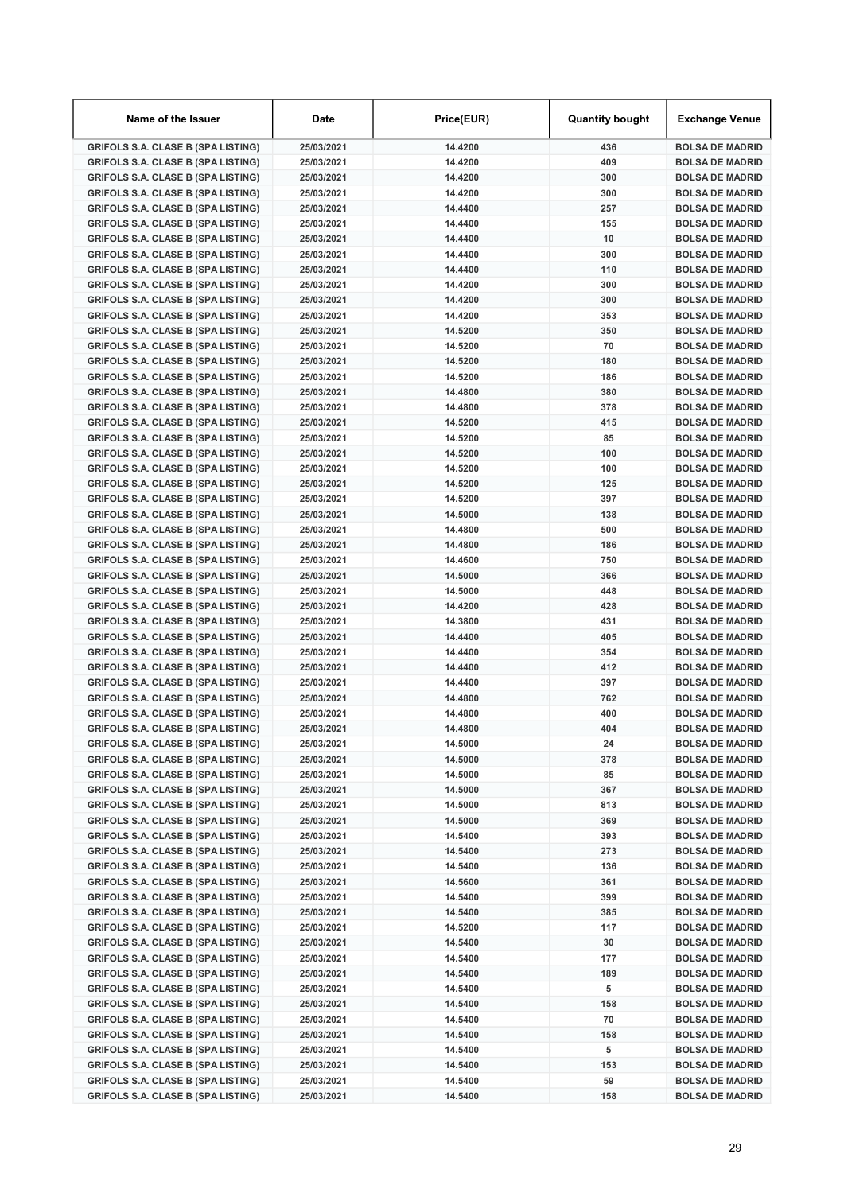| Name of the Issuer | Date | Price(EUR) | Quantity bought | Exchange Venue |
|---|---|---|---|---|
| GRIFOLS S.A. CLASE B (SPA LISTING) | 25/03/2021 | 14.4200 | 436 | BOLSA DE MADRID |
| GRIFOLS S.A. CLASE B (SPA LISTING) | 25/03/2021 | 14.4200 | 409 | BOLSA DE MADRID |
| GRIFOLS S.A. CLASE B (SPA LISTING) | 25/03/2021 | 14.4200 | 300 | BOLSA DE MADRID |
| GRIFOLS S.A. CLASE B (SPA LISTING) | 25/03/2021 | 14.4200 | 300 | BOLSA DE MADRID |
| GRIFOLS S.A. CLASE B (SPA LISTING) | 25/03/2021 | 14.4400 | 257 | BOLSA DE MADRID |
| GRIFOLS S.A. CLASE B (SPA LISTING) | 25/03/2021 | 14.4400 | 155 | BOLSA DE MADRID |
| GRIFOLS S.A. CLASE B (SPA LISTING) | 25/03/2021 | 14.4400 | 10 | BOLSA DE MADRID |
| GRIFOLS S.A. CLASE B (SPA LISTING) | 25/03/2021 | 14.4400 | 300 | BOLSA DE MADRID |
| GRIFOLS S.A. CLASE B (SPA LISTING) | 25/03/2021 | 14.4400 | 110 | BOLSA DE MADRID |
| GRIFOLS S.A. CLASE B (SPA LISTING) | 25/03/2021 | 14.4200 | 300 | BOLSA DE MADRID |
| GRIFOLS S.A. CLASE B (SPA LISTING) | 25/03/2021 | 14.4200 | 300 | BOLSA DE MADRID |
| GRIFOLS S.A. CLASE B (SPA LISTING) | 25/03/2021 | 14.4200 | 353 | BOLSA DE MADRID |
| GRIFOLS S.A. CLASE B (SPA LISTING) | 25/03/2021 | 14.5200 | 350 | BOLSA DE MADRID |
| GRIFOLS S.A. CLASE B (SPA LISTING) | 25/03/2021 | 14.5200 | 70 | BOLSA DE MADRID |
| GRIFOLS S.A. CLASE B (SPA LISTING) | 25/03/2021 | 14.5200 | 180 | BOLSA DE MADRID |
| GRIFOLS S.A. CLASE B (SPA LISTING) | 25/03/2021 | 14.5200 | 186 | BOLSA DE MADRID |
| GRIFOLS S.A. CLASE B (SPA LISTING) | 25/03/2021 | 14.4800 | 380 | BOLSA DE MADRID |
| GRIFOLS S.A. CLASE B (SPA LISTING) | 25/03/2021 | 14.4800 | 378 | BOLSA DE MADRID |
| GRIFOLS S.A. CLASE B (SPA LISTING) | 25/03/2021 | 14.5200 | 415 | BOLSA DE MADRID |
| GRIFOLS S.A. CLASE B (SPA LISTING) | 25/03/2021 | 14.5200 | 85 | BOLSA DE MADRID |
| GRIFOLS S.A. CLASE B (SPA LISTING) | 25/03/2021 | 14.5200 | 100 | BOLSA DE MADRID |
| GRIFOLS S.A. CLASE B (SPA LISTING) | 25/03/2021 | 14.5200 | 100 | BOLSA DE MADRID |
| GRIFOLS S.A. CLASE B (SPA LISTING) | 25/03/2021 | 14.5200 | 125 | BOLSA DE MADRID |
| GRIFOLS S.A. CLASE B (SPA LISTING) | 25/03/2021 | 14.5200 | 397 | BOLSA DE MADRID |
| GRIFOLS S.A. CLASE B (SPA LISTING) | 25/03/2021 | 14.5000 | 138 | BOLSA DE MADRID |
| GRIFOLS S.A. CLASE B (SPA LISTING) | 25/03/2021 | 14.4800 | 500 | BOLSA DE MADRID |
| GRIFOLS S.A. CLASE B (SPA LISTING) | 25/03/2021 | 14.4800 | 186 | BOLSA DE MADRID |
| GRIFOLS S.A. CLASE B (SPA LISTING) | 25/03/2021 | 14.4600 | 750 | BOLSA DE MADRID |
| GRIFOLS S.A. CLASE B (SPA LISTING) | 25/03/2021 | 14.5000 | 366 | BOLSA DE MADRID |
| GRIFOLS S.A. CLASE B (SPA LISTING) | 25/03/2021 | 14.5000 | 448 | BOLSA DE MADRID |
| GRIFOLS S.A. CLASE B (SPA LISTING) | 25/03/2021 | 14.4200 | 428 | BOLSA DE MADRID |
| GRIFOLS S.A. CLASE B (SPA LISTING) | 25/03/2021 | 14.3800 | 431 | BOLSA DE MADRID |
| GRIFOLS S.A. CLASE B (SPA LISTING) | 25/03/2021 | 14.4400 | 405 | BOLSA DE MADRID |
| GRIFOLS S.A. CLASE B (SPA LISTING) | 25/03/2021 | 14.4400 | 354 | BOLSA DE MADRID |
| GRIFOLS S.A. CLASE B (SPA LISTING) | 25/03/2021 | 14.4400 | 412 | BOLSA DE MADRID |
| GRIFOLS S.A. CLASE B (SPA LISTING) | 25/03/2021 | 14.4400 | 397 | BOLSA DE MADRID |
| GRIFOLS S.A. CLASE B (SPA LISTING) | 25/03/2021 | 14.4800 | 762 | BOLSA DE MADRID |
| GRIFOLS S.A. CLASE B (SPA LISTING) | 25/03/2021 | 14.4800 | 400 | BOLSA DE MADRID |
| GRIFOLS S.A. CLASE B (SPA LISTING) | 25/03/2021 | 14.4800 | 404 | BOLSA DE MADRID |
| GRIFOLS S.A. CLASE B (SPA LISTING) | 25/03/2021 | 14.5000 | 24 | BOLSA DE MADRID |
| GRIFOLS S.A. CLASE B (SPA LISTING) | 25/03/2021 | 14.5000 | 378 | BOLSA DE MADRID |
| GRIFOLS S.A. CLASE B (SPA LISTING) | 25/03/2021 | 14.5000 | 85 | BOLSA DE MADRID |
| GRIFOLS S.A. CLASE B (SPA LISTING) | 25/03/2021 | 14.5000 | 367 | BOLSA DE MADRID |
| GRIFOLS S.A. CLASE B (SPA LISTING) | 25/03/2021 | 14.5000 | 813 | BOLSA DE MADRID |
| GRIFOLS S.A. CLASE B (SPA LISTING) | 25/03/2021 | 14.5000 | 369 | BOLSA DE MADRID |
| GRIFOLS S.A. CLASE B (SPA LISTING) | 25/03/2021 | 14.5400 | 393 | BOLSA DE MADRID |
| GRIFOLS S.A. CLASE B (SPA LISTING) | 25/03/2021 | 14.5400 | 273 | BOLSA DE MADRID |
| GRIFOLS S.A. CLASE B (SPA LISTING) | 25/03/2021 | 14.5400 | 136 | BOLSA DE MADRID |
| GRIFOLS S.A. CLASE B (SPA LISTING) | 25/03/2021 | 14.5600 | 361 | BOLSA DE MADRID |
| GRIFOLS S.A. CLASE B (SPA LISTING) | 25/03/2021 | 14.5400 | 399 | BOLSA DE MADRID |
| GRIFOLS S.A. CLASE B (SPA LISTING) | 25/03/2021 | 14.5400 | 385 | BOLSA DE MADRID |
| GRIFOLS S.A. CLASE B (SPA LISTING) | 25/03/2021 | 14.5200 | 117 | BOLSA DE MADRID |
| GRIFOLS S.A. CLASE B (SPA LISTING) | 25/03/2021 | 14.5400 | 30 | BOLSA DE MADRID |
| GRIFOLS S.A. CLASE B (SPA LISTING) | 25/03/2021 | 14.5400 | 177 | BOLSA DE MADRID |
| GRIFOLS S.A. CLASE B (SPA LISTING) | 25/03/2021 | 14.5400 | 189 | BOLSA DE MADRID |
| GRIFOLS S.A. CLASE B (SPA LISTING) | 25/03/2021 | 14.5400 | 5 | BOLSA DE MADRID |
| GRIFOLS S.A. CLASE B (SPA LISTING) | 25/03/2021 | 14.5400 | 158 | BOLSA DE MADRID |
| GRIFOLS S.A. CLASE B (SPA LISTING) | 25/03/2021 | 14.5400 | 70 | BOLSA DE MADRID |
| GRIFOLS S.A. CLASE B (SPA LISTING) | 25/03/2021 | 14.5400 | 158 | BOLSA DE MADRID |
| GRIFOLS S.A. CLASE B (SPA LISTING) | 25/03/2021 | 14.5400 | 5 | BOLSA DE MADRID |
| GRIFOLS S.A. CLASE B (SPA LISTING) | 25/03/2021 | 14.5400 | 153 | BOLSA DE MADRID |
| GRIFOLS S.A. CLASE B (SPA LISTING) | 25/03/2021 | 14.5400 | 59 | BOLSA DE MADRID |
| GRIFOLS S.A. CLASE B (SPA LISTING) | 25/03/2021 | 14.5400 | 158 | BOLSA DE MADRID |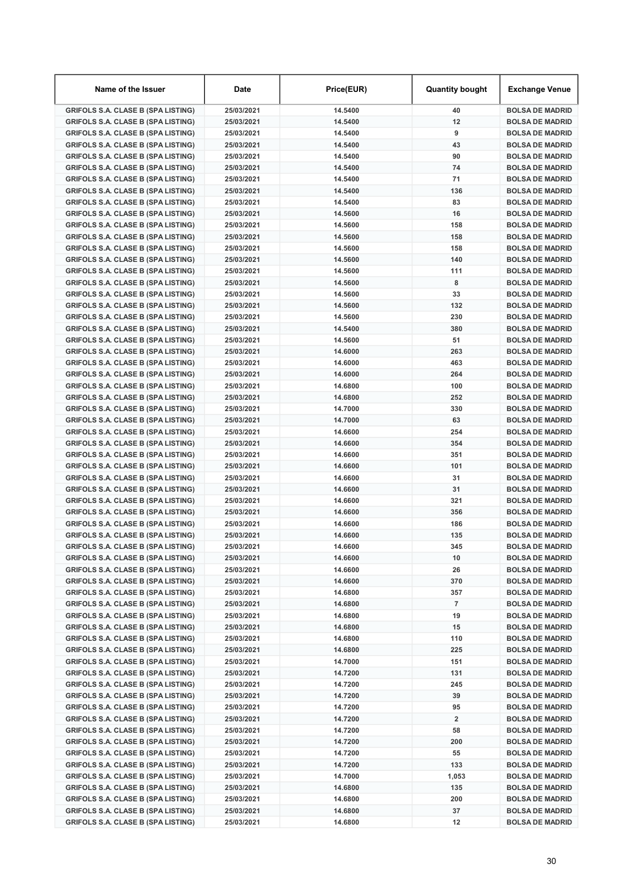| Name of the Issuer | Date | Price(EUR) | Quantity bought | Exchange Venue |
|---|---|---|---|---|
| GRIFOLS S.A. CLASE B (SPA LISTING) | 25/03/2021 | 14.5400 | 40 | BOLSA DE MADRID |
| GRIFOLS S.A. CLASE B (SPA LISTING) | 25/03/2021 | 14.5400 | 12 | BOLSA DE MADRID |
| GRIFOLS S.A. CLASE B (SPA LISTING) | 25/03/2021 | 14.5400 | 9 | BOLSA DE MADRID |
| GRIFOLS S.A. CLASE B (SPA LISTING) | 25/03/2021 | 14.5400 | 43 | BOLSA DE MADRID |
| GRIFOLS S.A. CLASE B (SPA LISTING) | 25/03/2021 | 14.5400 | 90 | BOLSA DE MADRID |
| GRIFOLS S.A. CLASE B (SPA LISTING) | 25/03/2021 | 14.5400 | 74 | BOLSA DE MADRID |
| GRIFOLS S.A. CLASE B (SPA LISTING) | 25/03/2021 | 14.5400 | 71 | BOLSA DE MADRID |
| GRIFOLS S.A. CLASE B (SPA LISTING) | 25/03/2021 | 14.5400 | 136 | BOLSA DE MADRID |
| GRIFOLS S.A. CLASE B (SPA LISTING) | 25/03/2021 | 14.5400 | 83 | BOLSA DE MADRID |
| GRIFOLS S.A. CLASE B (SPA LISTING) | 25/03/2021 | 14.5600 | 16 | BOLSA DE MADRID |
| GRIFOLS S.A. CLASE B (SPA LISTING) | 25/03/2021 | 14.5600 | 158 | BOLSA DE MADRID |
| GRIFOLS S.A. CLASE B (SPA LISTING) | 25/03/2021 | 14.5600 | 158 | BOLSA DE MADRID |
| GRIFOLS S.A. CLASE B (SPA LISTING) | 25/03/2021 | 14.5600 | 158 | BOLSA DE MADRID |
| GRIFOLS S.A. CLASE B (SPA LISTING) | 25/03/2021 | 14.5600 | 140 | BOLSA DE MADRID |
| GRIFOLS S.A. CLASE B (SPA LISTING) | 25/03/2021 | 14.5600 | 111 | BOLSA DE MADRID |
| GRIFOLS S.A. CLASE B (SPA LISTING) | 25/03/2021 | 14.5600 | 8 | BOLSA DE MADRID |
| GRIFOLS S.A. CLASE B (SPA LISTING) | 25/03/2021 | 14.5600 | 33 | BOLSA DE MADRID |
| GRIFOLS S.A. CLASE B (SPA LISTING) | 25/03/2021 | 14.5600 | 132 | BOLSA DE MADRID |
| GRIFOLS S.A. CLASE B (SPA LISTING) | 25/03/2021 | 14.5600 | 230 | BOLSA DE MADRID |
| GRIFOLS S.A. CLASE B (SPA LISTING) | 25/03/2021 | 14.5400 | 380 | BOLSA DE MADRID |
| GRIFOLS S.A. CLASE B (SPA LISTING) | 25/03/2021 | 14.5600 | 51 | BOLSA DE MADRID |
| GRIFOLS S.A. CLASE B (SPA LISTING) | 25/03/2021 | 14.6000 | 263 | BOLSA DE MADRID |
| GRIFOLS S.A. CLASE B (SPA LISTING) | 25/03/2021 | 14.6000 | 463 | BOLSA DE MADRID |
| GRIFOLS S.A. CLASE B (SPA LISTING) | 25/03/2021 | 14.6000 | 264 | BOLSA DE MADRID |
| GRIFOLS S.A. CLASE B (SPA LISTING) | 25/03/2021 | 14.6800 | 100 | BOLSA DE MADRID |
| GRIFOLS S.A. CLASE B (SPA LISTING) | 25/03/2021 | 14.6800 | 252 | BOLSA DE MADRID |
| GRIFOLS S.A. CLASE B (SPA LISTING) | 25/03/2021 | 14.7000 | 330 | BOLSA DE MADRID |
| GRIFOLS S.A. CLASE B (SPA LISTING) | 25/03/2021 | 14.7000 | 63 | BOLSA DE MADRID |
| GRIFOLS S.A. CLASE B (SPA LISTING) | 25/03/2021 | 14.6600 | 254 | BOLSA DE MADRID |
| GRIFOLS S.A. CLASE B (SPA LISTING) | 25/03/2021 | 14.6600 | 354 | BOLSA DE MADRID |
| GRIFOLS S.A. CLASE B (SPA LISTING) | 25/03/2021 | 14.6600 | 351 | BOLSA DE MADRID |
| GRIFOLS S.A. CLASE B (SPA LISTING) | 25/03/2021 | 14.6600 | 101 | BOLSA DE MADRID |
| GRIFOLS S.A. CLASE B (SPA LISTING) | 25/03/2021 | 14.6600 | 31 | BOLSA DE MADRID |
| GRIFOLS S.A. CLASE B (SPA LISTING) | 25/03/2021 | 14.6600 | 31 | BOLSA DE MADRID |
| GRIFOLS S.A. CLASE B (SPA LISTING) | 25/03/2021 | 14.6600 | 321 | BOLSA DE MADRID |
| GRIFOLS S.A. CLASE B (SPA LISTING) | 25/03/2021 | 14.6600 | 356 | BOLSA DE MADRID |
| GRIFOLS S.A. CLASE B (SPA LISTING) | 25/03/2021 | 14.6600 | 186 | BOLSA DE MADRID |
| GRIFOLS S.A. CLASE B (SPA LISTING) | 25/03/2021 | 14.6600 | 135 | BOLSA DE MADRID |
| GRIFOLS S.A. CLASE B (SPA LISTING) | 25/03/2021 | 14.6600 | 345 | BOLSA DE MADRID |
| GRIFOLS S.A. CLASE B (SPA LISTING) | 25/03/2021 | 14.6600 | 10 | BOLSA DE MADRID |
| GRIFOLS S.A. CLASE B (SPA LISTING) | 25/03/2021 | 14.6600 | 26 | BOLSA DE MADRID |
| GRIFOLS S.A. CLASE B (SPA LISTING) | 25/03/2021 | 14.6600 | 370 | BOLSA DE MADRID |
| GRIFOLS S.A. CLASE B (SPA LISTING) | 25/03/2021 | 14.6800 | 357 | BOLSA DE MADRID |
| GRIFOLS S.A. CLASE B (SPA LISTING) | 25/03/2021 | 14.6800 | 7 | BOLSA DE MADRID |
| GRIFOLS S.A. CLASE B (SPA LISTING) | 25/03/2021 | 14.6800 | 19 | BOLSA DE MADRID |
| GRIFOLS S.A. CLASE B (SPA LISTING) | 25/03/2021 | 14.6800 | 15 | BOLSA DE MADRID |
| GRIFOLS S.A. CLASE B (SPA LISTING) | 25/03/2021 | 14.6800 | 110 | BOLSA DE MADRID |
| GRIFOLS S.A. CLASE B (SPA LISTING) | 25/03/2021 | 14.6800 | 225 | BOLSA DE MADRID |
| GRIFOLS S.A. CLASE B (SPA LISTING) | 25/03/2021 | 14.7000 | 151 | BOLSA DE MADRID |
| GRIFOLS S.A. CLASE B (SPA LISTING) | 25/03/2021 | 14.7200 | 131 | BOLSA DE MADRID |
| GRIFOLS S.A. CLASE B (SPA LISTING) | 25/03/2021 | 14.7200 | 245 | BOLSA DE MADRID |
| GRIFOLS S.A. CLASE B (SPA LISTING) | 25/03/2021 | 14.7200 | 39 | BOLSA DE MADRID |
| GRIFOLS S.A. CLASE B (SPA LISTING) | 25/03/2021 | 14.7200 | 95 | BOLSA DE MADRID |
| GRIFOLS S.A. CLASE B (SPA LISTING) | 25/03/2021 | 14.7200 | 2 | BOLSA DE MADRID |
| GRIFOLS S.A. CLASE B (SPA LISTING) | 25/03/2021 | 14.7200 | 58 | BOLSA DE MADRID |
| GRIFOLS S.A. CLASE B (SPA LISTING) | 25/03/2021 | 14.7200 | 200 | BOLSA DE MADRID |
| GRIFOLS S.A. CLASE B (SPA LISTING) | 25/03/2021 | 14.7200 | 55 | BOLSA DE MADRID |
| GRIFOLS S.A. CLASE B (SPA LISTING) | 25/03/2021 | 14.7200 | 133 | BOLSA DE MADRID |
| GRIFOLS S.A. CLASE B (SPA LISTING) | 25/03/2021 | 14.7000 | 1,053 | BOLSA DE MADRID |
| GRIFOLS S.A. CLASE B (SPA LISTING) | 25/03/2021 | 14.6800 | 135 | BOLSA DE MADRID |
| GRIFOLS S.A. CLASE B (SPA LISTING) | 25/03/2021 | 14.6800 | 200 | BOLSA DE MADRID |
| GRIFOLS S.A. CLASE B (SPA LISTING) | 25/03/2021 | 14.6800 | 37 | BOLSA DE MADRID |
| GRIFOLS S.A. CLASE B (SPA LISTING) | 25/03/2021 | 14.6800 | 12 | BOLSA DE MADRID |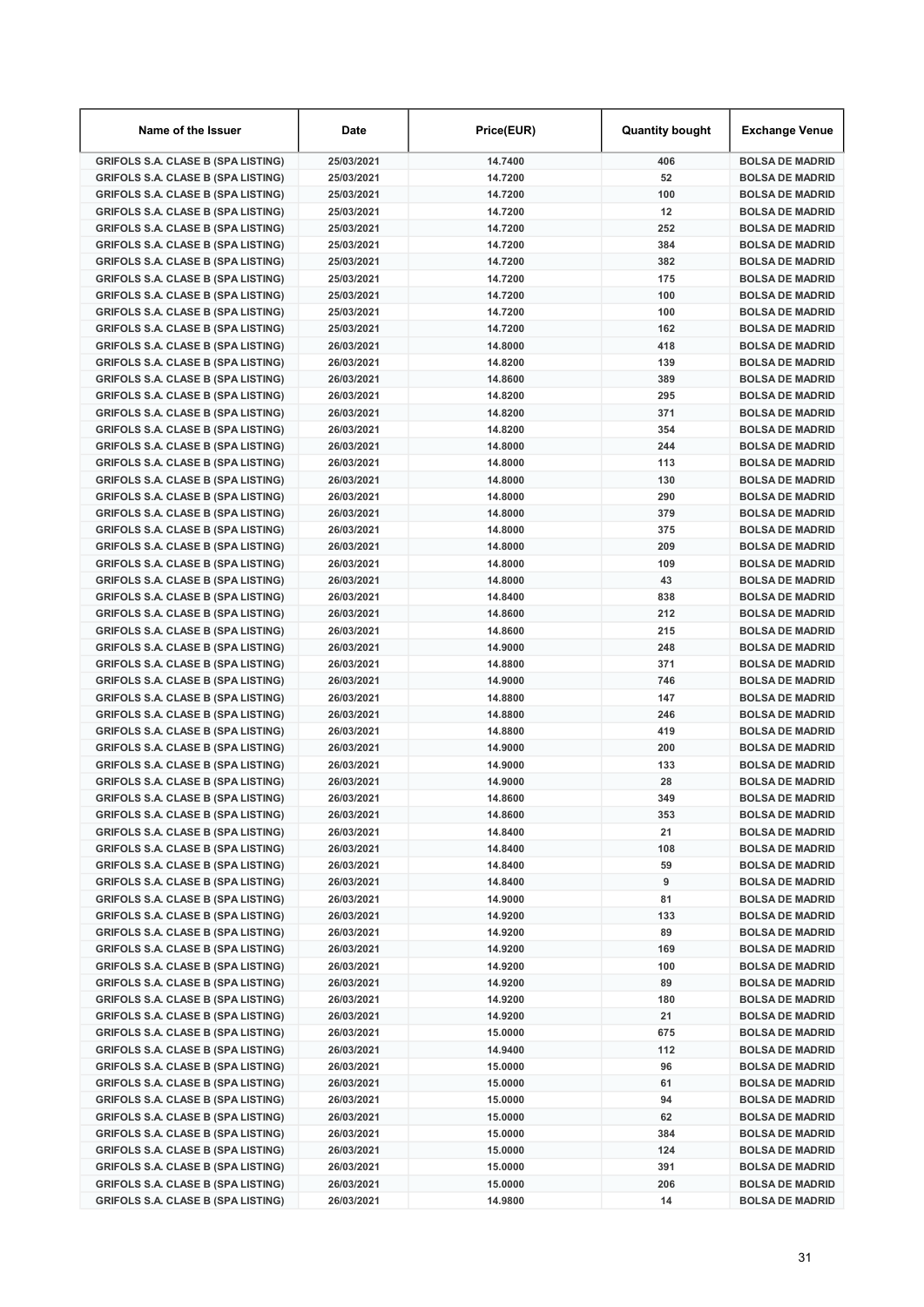| Name of the Issuer | Date | Price(EUR) | Quantity bought | Exchange Venue |
|---|---|---|---|---|
| GRIFOLS S.A. CLASE B (SPA LISTING) | 25/03/2021 | 14.7400 | 406 | BOLSA DE MADRID |
| GRIFOLS S.A. CLASE B (SPA LISTING) | 25/03/2021 | 14.7200 | 52 | BOLSA DE MADRID |
| GRIFOLS S.A. CLASE B (SPA LISTING) | 25/03/2021 | 14.7200 | 100 | BOLSA DE MADRID |
| GRIFOLS S.A. CLASE B (SPA LISTING) | 25/03/2021 | 14.7200 | 12 | BOLSA DE MADRID |
| GRIFOLS S.A. CLASE B (SPA LISTING) | 25/03/2021 | 14.7200 | 252 | BOLSA DE MADRID |
| GRIFOLS S.A. CLASE B (SPA LISTING) | 25/03/2021 | 14.7200 | 384 | BOLSA DE MADRID |
| GRIFOLS S.A. CLASE B (SPA LISTING) | 25/03/2021 | 14.7200 | 382 | BOLSA DE MADRID |
| GRIFOLS S.A. CLASE B (SPA LISTING) | 25/03/2021 | 14.7200 | 175 | BOLSA DE MADRID |
| GRIFOLS S.A. CLASE B (SPA LISTING) | 25/03/2021 | 14.7200 | 100 | BOLSA DE MADRID |
| GRIFOLS S.A. CLASE B (SPA LISTING) | 25/03/2021 | 14.7200 | 100 | BOLSA DE MADRID |
| GRIFOLS S.A. CLASE B (SPA LISTING) | 25/03/2021 | 14.7200 | 162 | BOLSA DE MADRID |
| GRIFOLS S.A. CLASE B (SPA LISTING) | 26/03/2021 | 14.8000 | 418 | BOLSA DE MADRID |
| GRIFOLS S.A. CLASE B (SPA LISTING) | 26/03/2021 | 14.8200 | 139 | BOLSA DE MADRID |
| GRIFOLS S.A. CLASE B (SPA LISTING) | 26/03/2021 | 14.8600 | 389 | BOLSA DE MADRID |
| GRIFOLS S.A. CLASE B (SPA LISTING) | 26/03/2021 | 14.8200 | 295 | BOLSA DE MADRID |
| GRIFOLS S.A. CLASE B (SPA LISTING) | 26/03/2021 | 14.8200 | 371 | BOLSA DE MADRID |
| GRIFOLS S.A. CLASE B (SPA LISTING) | 26/03/2021 | 14.8200 | 354 | BOLSA DE MADRID |
| GRIFOLS S.A. CLASE B (SPA LISTING) | 26/03/2021 | 14.8000 | 244 | BOLSA DE MADRID |
| GRIFOLS S.A. CLASE B (SPA LISTING) | 26/03/2021 | 14.8000 | 113 | BOLSA DE MADRID |
| GRIFOLS S.A. CLASE B (SPA LISTING) | 26/03/2021 | 14.8000 | 130 | BOLSA DE MADRID |
| GRIFOLS S.A. CLASE B (SPA LISTING) | 26/03/2021 | 14.8000 | 290 | BOLSA DE MADRID |
| GRIFOLS S.A. CLASE B (SPA LISTING) | 26/03/2021 | 14.8000 | 379 | BOLSA DE MADRID |
| GRIFOLS S.A. CLASE B (SPA LISTING) | 26/03/2021 | 14.8000 | 375 | BOLSA DE MADRID |
| GRIFOLS S.A. CLASE B (SPA LISTING) | 26/03/2021 | 14.8000 | 209 | BOLSA DE MADRID |
| GRIFOLS S.A. CLASE B (SPA LISTING) | 26/03/2021 | 14.8000 | 109 | BOLSA DE MADRID |
| GRIFOLS S.A. CLASE B (SPA LISTING) | 26/03/2021 | 14.8000 | 43 | BOLSA DE MADRID |
| GRIFOLS S.A. CLASE B (SPA LISTING) | 26/03/2021 | 14.8400 | 838 | BOLSA DE MADRID |
| GRIFOLS S.A. CLASE B (SPA LISTING) | 26/03/2021 | 14.8600 | 212 | BOLSA DE MADRID |
| GRIFOLS S.A. CLASE B (SPA LISTING) | 26/03/2021 | 14.8600 | 215 | BOLSA DE MADRID |
| GRIFOLS S.A. CLASE B (SPA LISTING) | 26/03/2021 | 14.9000 | 248 | BOLSA DE MADRID |
| GRIFOLS S.A. CLASE B (SPA LISTING) | 26/03/2021 | 14.8800 | 371 | BOLSA DE MADRID |
| GRIFOLS S.A. CLASE B (SPA LISTING) | 26/03/2021 | 14.9000 | 746 | BOLSA DE MADRID |
| GRIFOLS S.A. CLASE B (SPA LISTING) | 26/03/2021 | 14.8800 | 147 | BOLSA DE MADRID |
| GRIFOLS S.A. CLASE B (SPA LISTING) | 26/03/2021 | 14.8800 | 246 | BOLSA DE MADRID |
| GRIFOLS S.A. CLASE B (SPA LISTING) | 26/03/2021 | 14.8800 | 419 | BOLSA DE MADRID |
| GRIFOLS S.A. CLASE B (SPA LISTING) | 26/03/2021 | 14.9000 | 200 | BOLSA DE MADRID |
| GRIFOLS S.A. CLASE B (SPA LISTING) | 26/03/2021 | 14.9000 | 133 | BOLSA DE MADRID |
| GRIFOLS S.A. CLASE B (SPA LISTING) | 26/03/2021 | 14.9000 | 28 | BOLSA DE MADRID |
| GRIFOLS S.A. CLASE B (SPA LISTING) | 26/03/2021 | 14.8600 | 349 | BOLSA DE MADRID |
| GRIFOLS S.A. CLASE B (SPA LISTING) | 26/03/2021 | 14.8600 | 353 | BOLSA DE MADRID |
| GRIFOLS S.A. CLASE B (SPA LISTING) | 26/03/2021 | 14.8400 | 21 | BOLSA DE MADRID |
| GRIFOLS S.A. CLASE B (SPA LISTING) | 26/03/2021 | 14.8400 | 108 | BOLSA DE MADRID |
| GRIFOLS S.A. CLASE B (SPA LISTING) | 26/03/2021 | 14.8400 | 59 | BOLSA DE MADRID |
| GRIFOLS S.A. CLASE B (SPA LISTING) | 26/03/2021 | 14.8400 | 9 | BOLSA DE MADRID |
| GRIFOLS S.A. CLASE B (SPA LISTING) | 26/03/2021 | 14.9000 | 81 | BOLSA DE MADRID |
| GRIFOLS S.A. CLASE B (SPA LISTING) | 26/03/2021 | 14.9200 | 133 | BOLSA DE MADRID |
| GRIFOLS S.A. CLASE B (SPA LISTING) | 26/03/2021 | 14.9200 | 89 | BOLSA DE MADRID |
| GRIFOLS S.A. CLASE B (SPA LISTING) | 26/03/2021 | 14.9200 | 169 | BOLSA DE MADRID |
| GRIFOLS S.A. CLASE B (SPA LISTING) | 26/03/2021 | 14.9200 | 100 | BOLSA DE MADRID |
| GRIFOLS S.A. CLASE B (SPA LISTING) | 26/03/2021 | 14.9200 | 89 | BOLSA DE MADRID |
| GRIFOLS S.A. CLASE B (SPA LISTING) | 26/03/2021 | 14.9200 | 180 | BOLSA DE MADRID |
| GRIFOLS S.A. CLASE B (SPA LISTING) | 26/03/2021 | 14.9200 | 21 | BOLSA DE MADRID |
| GRIFOLS S.A. CLASE B (SPA LISTING) | 26/03/2021 | 15.0000 | 675 | BOLSA DE MADRID |
| GRIFOLS S.A. CLASE B (SPA LISTING) | 26/03/2021 | 14.9400 | 112 | BOLSA DE MADRID |
| GRIFOLS S.A. CLASE B (SPA LISTING) | 26/03/2021 | 15.0000 | 96 | BOLSA DE MADRID |
| GRIFOLS S.A. CLASE B (SPA LISTING) | 26/03/2021 | 15.0000 | 61 | BOLSA DE MADRID |
| GRIFOLS S.A. CLASE B (SPA LISTING) | 26/03/2021 | 15.0000 | 94 | BOLSA DE MADRID |
| GRIFOLS S.A. CLASE B (SPA LISTING) | 26/03/2021 | 15.0000 | 62 | BOLSA DE MADRID |
| GRIFOLS S.A. CLASE B (SPA LISTING) | 26/03/2021 | 15.0000 | 384 | BOLSA DE MADRID |
| GRIFOLS S.A. CLASE B (SPA LISTING) | 26/03/2021 | 15.0000 | 124 | BOLSA DE MADRID |
| GRIFOLS S.A. CLASE B (SPA LISTING) | 26/03/2021 | 15.0000 | 391 | BOLSA DE MADRID |
| GRIFOLS S.A. CLASE B (SPA LISTING) | 26/03/2021 | 15.0000 | 206 | BOLSA DE MADRID |
| GRIFOLS S.A. CLASE B (SPA LISTING) | 26/03/2021 | 14.9800 | 14 | BOLSA DE MADRID |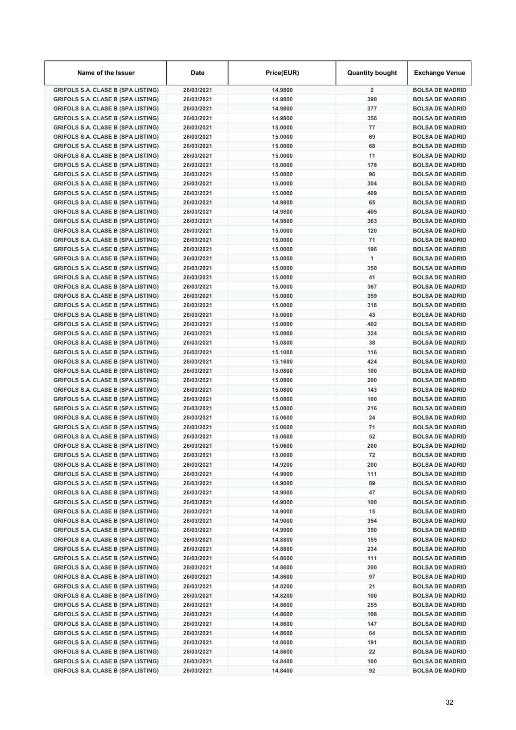| Name of the Issuer | Date | Price(EUR) | Quantity bought | Exchange Venue |
| --- | --- | --- | --- | --- |
| GRIFOLS S.A. CLASE B (SPA LISTING) | 26/03/2021 | 14.9800 | 2 | BOLSA DE MADRID |
| GRIFOLS S.A. CLASE B (SPA LISTING) | 26/03/2021 | 14.9800 | 390 | BOLSA DE MADRID |
| GRIFOLS S.A. CLASE B (SPA LISTING) | 26/03/2021 | 14.9800 | 377 | BOLSA DE MADRID |
| GRIFOLS S.A. CLASE B (SPA LISTING) | 26/03/2021 | 14.9800 | 356 | BOLSA DE MADRID |
| GRIFOLS S.A. CLASE B (SPA LISTING) | 26/03/2021 | 15.0000 | 77 | BOLSA DE MADRID |
| GRIFOLS S.A. CLASE B (SPA LISTING) | 26/03/2021 | 15.0000 | 69 | BOLSA DE MADRID |
| GRIFOLS S.A. CLASE B (SPA LISTING) | 26/03/2021 | 15.0000 | 68 | BOLSA DE MADRID |
| GRIFOLS S.A. CLASE B (SPA LISTING) | 26/03/2021 | 15.0000 | 11 | BOLSA DE MADRID |
| GRIFOLS S.A. CLASE B (SPA LISTING) | 26/03/2021 | 15.0000 | 178 | BOLSA DE MADRID |
| GRIFOLS S.A. CLASE B (SPA LISTING) | 26/03/2021 | 15.0000 | 96 | BOLSA DE MADRID |
| GRIFOLS S.A. CLASE B (SPA LISTING) | 26/03/2021 | 15.0000 | 304 | BOLSA DE MADRID |
| GRIFOLS S.A. CLASE B (SPA LISTING) | 26/03/2021 | 15.0000 | 409 | BOLSA DE MADRID |
| GRIFOLS S.A. CLASE B (SPA LISTING) | 26/03/2021 | 14.9800 | 65 | BOLSA DE MADRID |
| GRIFOLS S.A. CLASE B (SPA LISTING) | 26/03/2021 | 14.9800 | 405 | BOLSA DE MADRID |
| GRIFOLS S.A. CLASE B (SPA LISTING) | 26/03/2021 | 14.9800 | 363 | BOLSA DE MADRID |
| GRIFOLS S.A. CLASE B (SPA LISTING) | 26/03/2021 | 15.0000 | 120 | BOLSA DE MADRID |
| GRIFOLS S.A. CLASE B (SPA LISTING) | 26/03/2021 | 15.0000 | 71 | BOLSA DE MADRID |
| GRIFOLS S.A. CLASE B (SPA LISTING) | 26/03/2021 | 15.0000 | 196 | BOLSA DE MADRID |
| GRIFOLS S.A. CLASE B (SPA LISTING) | 26/03/2021 | 15.0000 | 1 | BOLSA DE MADRID |
| GRIFOLS S.A. CLASE B (SPA LISTING) | 26/03/2021 | 15.0000 | 350 | BOLSA DE MADRID |
| GRIFOLS S.A. CLASE B (SPA LISTING) | 26/03/2021 | 15.0000 | 41 | BOLSA DE MADRID |
| GRIFOLS S.A. CLASE B (SPA LISTING) | 26/03/2021 | 15.0000 | 367 | BOLSA DE MADRID |
| GRIFOLS S.A. CLASE B (SPA LISTING) | 26/03/2021 | 15.0000 | 359 | BOLSA DE MADRID |
| GRIFOLS S.A. CLASE B (SPA LISTING) | 26/03/2021 | 15.0000 | 318 | BOLSA DE MADRID |
| GRIFOLS S.A. CLASE B (SPA LISTING) | 26/03/2021 | 15.0000 | 43 | BOLSA DE MADRID |
| GRIFOLS S.A. CLASE B (SPA LISTING) | 26/03/2021 | 15.0000 | 402 | BOLSA DE MADRID |
| GRIFOLS S.A. CLASE B (SPA LISTING) | 26/03/2021 | 15.0800 | 324 | BOLSA DE MADRID |
| GRIFOLS S.A. CLASE B (SPA LISTING) | 26/03/2021 | 15.0800 | 38 | BOLSA DE MADRID |
| GRIFOLS S.A. CLASE B (SPA LISTING) | 26/03/2021 | 15.1000 | 116 | BOLSA DE MADRID |
| GRIFOLS S.A. CLASE B (SPA LISTING) | 26/03/2021 | 15.1600 | 424 | BOLSA DE MADRID |
| GRIFOLS S.A. CLASE B (SPA LISTING) | 26/03/2021 | 15.0800 | 100 | BOLSA DE MADRID |
| GRIFOLS S.A. CLASE B (SPA LISTING) | 26/03/2021 | 15.0800 | 200 | BOLSA DE MADRID |
| GRIFOLS S.A. CLASE B (SPA LISTING) | 26/03/2021 | 15.0800 | 143 | BOLSA DE MADRID |
| GRIFOLS S.A. CLASE B (SPA LISTING) | 26/03/2021 | 15.0800 | 100 | BOLSA DE MADRID |
| GRIFOLS S.A. CLASE B (SPA LISTING) | 26/03/2021 | 15.0800 | 216 | BOLSA DE MADRID |
| GRIFOLS S.A. CLASE B (SPA LISTING) | 26/03/2021 | 15.0600 | 24 | BOLSA DE MADRID |
| GRIFOLS S.A. CLASE B (SPA LISTING) | 26/03/2021 | 15.0600 | 71 | BOLSA DE MADRID |
| GRIFOLS S.A. CLASE B (SPA LISTING) | 26/03/2021 | 15.0600 | 52 | BOLSA DE MADRID |
| GRIFOLS S.A. CLASE B (SPA LISTING) | 26/03/2021 | 15.0600 | 200 | BOLSA DE MADRID |
| GRIFOLS S.A. CLASE B (SPA LISTING) | 26/03/2021 | 15.0600 | 72 | BOLSA DE MADRID |
| GRIFOLS S.A. CLASE B (SPA LISTING) | 26/03/2021 | 14.9200 | 200 | BOLSA DE MADRID |
| GRIFOLS S.A. CLASE B (SPA LISTING) | 26/03/2021 | 14.9000 | 111 | BOLSA DE MADRID |
| GRIFOLS S.A. CLASE B (SPA LISTING) | 26/03/2021 | 14.9000 | 89 | BOLSA DE MADRID |
| GRIFOLS S.A. CLASE B (SPA LISTING) | 26/03/2021 | 14.9000 | 47 | BOLSA DE MADRID |
| GRIFOLS S.A. CLASE B (SPA LISTING) | 26/03/2021 | 14.9000 | 100 | BOLSA DE MADRID |
| GRIFOLS S.A. CLASE B (SPA LISTING) | 26/03/2021 | 14.9000 | 15 | BOLSA DE MADRID |
| GRIFOLS S.A. CLASE B (SPA LISTING) | 26/03/2021 | 14.9000 | 354 | BOLSA DE MADRID |
| GRIFOLS S.A. CLASE B (SPA LISTING) | 26/03/2021 | 14.9000 | 350 | BOLSA DE MADRID |
| GRIFOLS S.A. CLASE B (SPA LISTING) | 26/03/2021 | 14.8800 | 155 | BOLSA DE MADRID |
| GRIFOLS S.A. CLASE B (SPA LISTING) | 26/03/2021 | 14.8800 | 234 | BOLSA DE MADRID |
| GRIFOLS S.A. CLASE B (SPA LISTING) | 26/03/2021 | 14.8600 | 111 | BOLSA DE MADRID |
| GRIFOLS S.A. CLASE B (SPA LISTING) | 26/03/2021 | 14.8600 | 200 | BOLSA DE MADRID |
| GRIFOLS S.A. CLASE B (SPA LISTING) | 26/03/2021 | 14.8600 | 97 | BOLSA DE MADRID |
| GRIFOLS S.A. CLASE B (SPA LISTING) | 26/03/2021 | 14.8200 | 21 | BOLSA DE MADRID |
| GRIFOLS S.A. CLASE B (SPA LISTING) | 26/03/2021 | 14.8200 | 100 | BOLSA DE MADRID |
| GRIFOLS S.A. CLASE B (SPA LISTING) | 26/03/2021 | 14.8600 | 255 | BOLSA DE MADRID |
| GRIFOLS S.A. CLASE B (SPA LISTING) | 26/03/2021 | 14.8600 | 108 | BOLSA DE MADRID |
| GRIFOLS S.A. CLASE B (SPA LISTING) | 26/03/2021 | 14.8600 | 147 | BOLSA DE MADRID |
| GRIFOLS S.A. CLASE B (SPA LISTING) | 26/03/2021 | 14.8600 | 64 | BOLSA DE MADRID |
| GRIFOLS S.A. CLASE B (SPA LISTING) | 26/03/2021 | 14.8600 | 191 | BOLSA DE MADRID |
| GRIFOLS S.A. CLASE B (SPA LISTING) | 26/03/2021 | 14.8600 | 22 | BOLSA DE MADRID |
| GRIFOLS S.A. CLASE B (SPA LISTING) | 26/03/2021 | 14.8400 | 100 | BOLSA DE MADRID |
| GRIFOLS S.A. CLASE B (SPA LISTING) | 26/03/2021 | 14.8400 | 92 | BOLSA DE MADRID |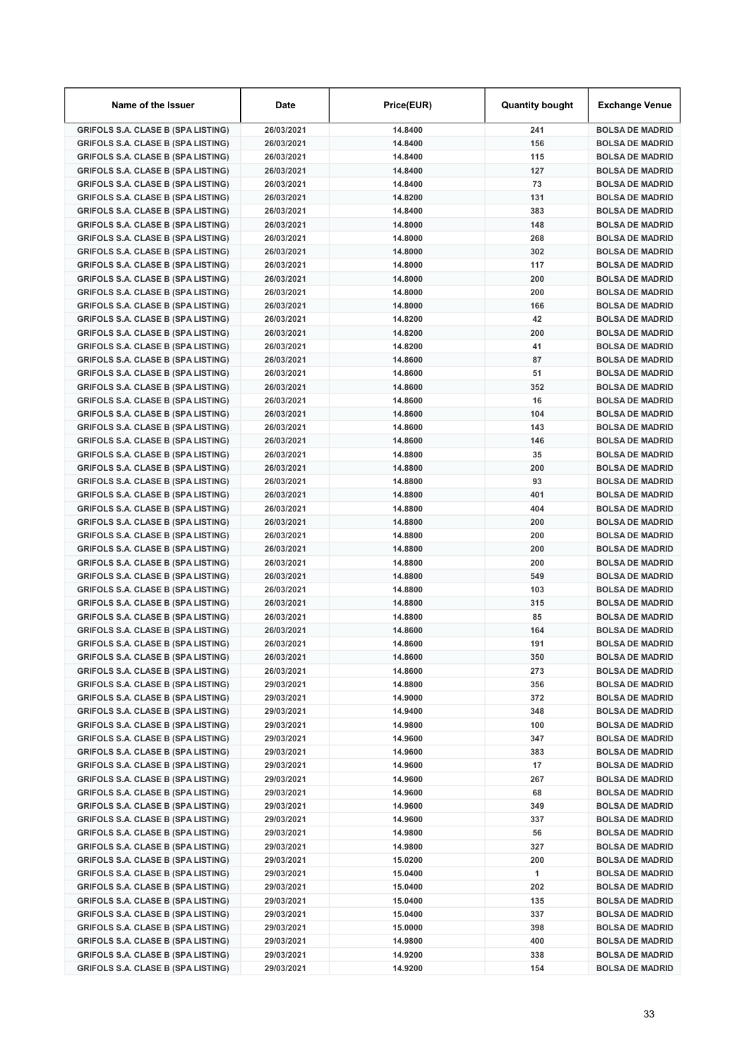| Name of the Issuer | Date | Price(EUR) | Quantity bought | Exchange Venue |
| --- | --- | --- | --- | --- |
| GRIFOLS S.A. CLASE B (SPA LISTING) | 26/03/2021 | 14.8400 | 241 | BOLSA DE MADRID |
| GRIFOLS S.A. CLASE B (SPA LISTING) | 26/03/2021 | 14.8400 | 156 | BOLSA DE MADRID |
| GRIFOLS S.A. CLASE B (SPA LISTING) | 26/03/2021 | 14.8400 | 115 | BOLSA DE MADRID |
| GRIFOLS S.A. CLASE B (SPA LISTING) | 26/03/2021 | 14.8400 | 127 | BOLSA DE MADRID |
| GRIFOLS S.A. CLASE B (SPA LISTING) | 26/03/2021 | 14.8400 | 73 | BOLSA DE MADRID |
| GRIFOLS S.A. CLASE B (SPA LISTING) | 26/03/2021 | 14.8200 | 131 | BOLSA DE MADRID |
| GRIFOLS S.A. CLASE B (SPA LISTING) | 26/03/2021 | 14.8400 | 383 | BOLSA DE MADRID |
| GRIFOLS S.A. CLASE B (SPA LISTING) | 26/03/2021 | 14.8000 | 148 | BOLSA DE MADRID |
| GRIFOLS S.A. CLASE B (SPA LISTING) | 26/03/2021 | 14.8000 | 268 | BOLSA DE MADRID |
| GRIFOLS S.A. CLASE B (SPA LISTING) | 26/03/2021 | 14.8000 | 302 | BOLSA DE MADRID |
| GRIFOLS S.A. CLASE B (SPA LISTING) | 26/03/2021 | 14.8000 | 117 | BOLSA DE MADRID |
| GRIFOLS S.A. CLASE B (SPA LISTING) | 26/03/2021 | 14.8000 | 200 | BOLSA DE MADRID |
| GRIFOLS S.A. CLASE B (SPA LISTING) | 26/03/2021 | 14.8000 | 200 | BOLSA DE MADRID |
| GRIFOLS S.A. CLASE B (SPA LISTING) | 26/03/2021 | 14.8000 | 166 | BOLSA DE MADRID |
| GRIFOLS S.A. CLASE B (SPA LISTING) | 26/03/2021 | 14.8200 | 42 | BOLSA DE MADRID |
| GRIFOLS S.A. CLASE B (SPA LISTING) | 26/03/2021 | 14.8200 | 200 | BOLSA DE MADRID |
| GRIFOLS S.A. CLASE B (SPA LISTING) | 26/03/2021 | 14.8200 | 41 | BOLSA DE MADRID |
| GRIFOLS S.A. CLASE B (SPA LISTING) | 26/03/2021 | 14.8600 | 87 | BOLSA DE MADRID |
| GRIFOLS S.A. CLASE B (SPA LISTING) | 26/03/2021 | 14.8600 | 51 | BOLSA DE MADRID |
| GRIFOLS S.A. CLASE B (SPA LISTING) | 26/03/2021 | 14.8600 | 352 | BOLSA DE MADRID |
| GRIFOLS S.A. CLASE B (SPA LISTING) | 26/03/2021 | 14.8600 | 16 | BOLSA DE MADRID |
| GRIFOLS S.A. CLASE B (SPA LISTING) | 26/03/2021 | 14.8600 | 104 | BOLSA DE MADRID |
| GRIFOLS S.A. CLASE B (SPA LISTING) | 26/03/2021 | 14.8600 | 143 | BOLSA DE MADRID |
| GRIFOLS S.A. CLASE B (SPA LISTING) | 26/03/2021 | 14.8600 | 146 | BOLSA DE MADRID |
| GRIFOLS S.A. CLASE B (SPA LISTING) | 26/03/2021 | 14.8800 | 35 | BOLSA DE MADRID |
| GRIFOLS S.A. CLASE B (SPA LISTING) | 26/03/2021 | 14.8800 | 200 | BOLSA DE MADRID |
| GRIFOLS S.A. CLASE B (SPA LISTING) | 26/03/2021 | 14.8800 | 93 | BOLSA DE MADRID |
| GRIFOLS S.A. CLASE B (SPA LISTING) | 26/03/2021 | 14.8800 | 401 | BOLSA DE MADRID |
| GRIFOLS S.A. CLASE B (SPA LISTING) | 26/03/2021 | 14.8800 | 404 | BOLSA DE MADRID |
| GRIFOLS S.A. CLASE B (SPA LISTING) | 26/03/2021 | 14.8800 | 200 | BOLSA DE MADRID |
| GRIFOLS S.A. CLASE B (SPA LISTING) | 26/03/2021 | 14.8800 | 200 | BOLSA DE MADRID |
| GRIFOLS S.A. CLASE B (SPA LISTING) | 26/03/2021 | 14.8800 | 200 | BOLSA DE MADRID |
| GRIFOLS S.A. CLASE B (SPA LISTING) | 26/03/2021 | 14.8800 | 200 | BOLSA DE MADRID |
| GRIFOLS S.A. CLASE B (SPA LISTING) | 26/03/2021 | 14.8800 | 549 | BOLSA DE MADRID |
| GRIFOLS S.A. CLASE B (SPA LISTING) | 26/03/2021 | 14.8800 | 103 | BOLSA DE MADRID |
| GRIFOLS S.A. CLASE B (SPA LISTING) | 26/03/2021 | 14.8800 | 315 | BOLSA DE MADRID |
| GRIFOLS S.A. CLASE B (SPA LISTING) | 26/03/2021 | 14.8800 | 85 | BOLSA DE MADRID |
| GRIFOLS S.A. CLASE B (SPA LISTING) | 26/03/2021 | 14.8600 | 164 | BOLSA DE MADRID |
| GRIFOLS S.A. CLASE B (SPA LISTING) | 26/03/2021 | 14.8600 | 191 | BOLSA DE MADRID |
| GRIFOLS S.A. CLASE B (SPA LISTING) | 26/03/2021 | 14.8600 | 350 | BOLSA DE MADRID |
| GRIFOLS S.A. CLASE B (SPA LISTING) | 26/03/2021 | 14.8600 | 273 | BOLSA DE MADRID |
| GRIFOLS S.A. CLASE B (SPA LISTING) | 29/03/2021 | 14.8800 | 356 | BOLSA DE MADRID |
| GRIFOLS S.A. CLASE B (SPA LISTING) | 29/03/2021 | 14.9000 | 372 | BOLSA DE MADRID |
| GRIFOLS S.A. CLASE B (SPA LISTING) | 29/03/2021 | 14.9400 | 348 | BOLSA DE MADRID |
| GRIFOLS S.A. CLASE B (SPA LISTING) | 29/03/2021 | 14.9800 | 100 | BOLSA DE MADRID |
| GRIFOLS S.A. CLASE B (SPA LISTING) | 29/03/2021 | 14.9600 | 347 | BOLSA DE MADRID |
| GRIFOLS S.A. CLASE B (SPA LISTING) | 29/03/2021 | 14.9600 | 383 | BOLSA DE MADRID |
| GRIFOLS S.A. CLASE B (SPA LISTING) | 29/03/2021 | 14.9600 | 17 | BOLSA DE MADRID |
| GRIFOLS S.A. CLASE B (SPA LISTING) | 29/03/2021 | 14.9600 | 267 | BOLSA DE MADRID |
| GRIFOLS S.A. CLASE B (SPA LISTING) | 29/03/2021 | 14.9600 | 68 | BOLSA DE MADRID |
| GRIFOLS S.A. CLASE B (SPA LISTING) | 29/03/2021 | 14.9600 | 349 | BOLSA DE MADRID |
| GRIFOLS S.A. CLASE B (SPA LISTING) | 29/03/2021 | 14.9600 | 337 | BOLSA DE MADRID |
| GRIFOLS S.A. CLASE B (SPA LISTING) | 29/03/2021 | 14.9800 | 56 | BOLSA DE MADRID |
| GRIFOLS S.A. CLASE B (SPA LISTING) | 29/03/2021 | 14.9800 | 327 | BOLSA DE MADRID |
| GRIFOLS S.A. CLASE B (SPA LISTING) | 29/03/2021 | 15.0200 | 200 | BOLSA DE MADRID |
| GRIFOLS S.A. CLASE B (SPA LISTING) | 29/03/2021 | 15.0400 | 1 | BOLSA DE MADRID |
| GRIFOLS S.A. CLASE B (SPA LISTING) | 29/03/2021 | 15.0400 | 202 | BOLSA DE MADRID |
| GRIFOLS S.A. CLASE B (SPA LISTING) | 29/03/2021 | 15.0400 | 135 | BOLSA DE MADRID |
| GRIFOLS S.A. CLASE B (SPA LISTING) | 29/03/2021 | 15.0400 | 337 | BOLSA DE MADRID |
| GRIFOLS S.A. CLASE B (SPA LISTING) | 29/03/2021 | 15.0000 | 398 | BOLSA DE MADRID |
| GRIFOLS S.A. CLASE B (SPA LISTING) | 29/03/2021 | 14.9800 | 400 | BOLSA DE MADRID |
| GRIFOLS S.A. CLASE B (SPA LISTING) | 29/03/2021 | 14.9200 | 338 | BOLSA DE MADRID |
| GRIFOLS S.A. CLASE B (SPA LISTING) | 29/03/2021 | 14.9200 | 154 | BOLSA DE MADRID |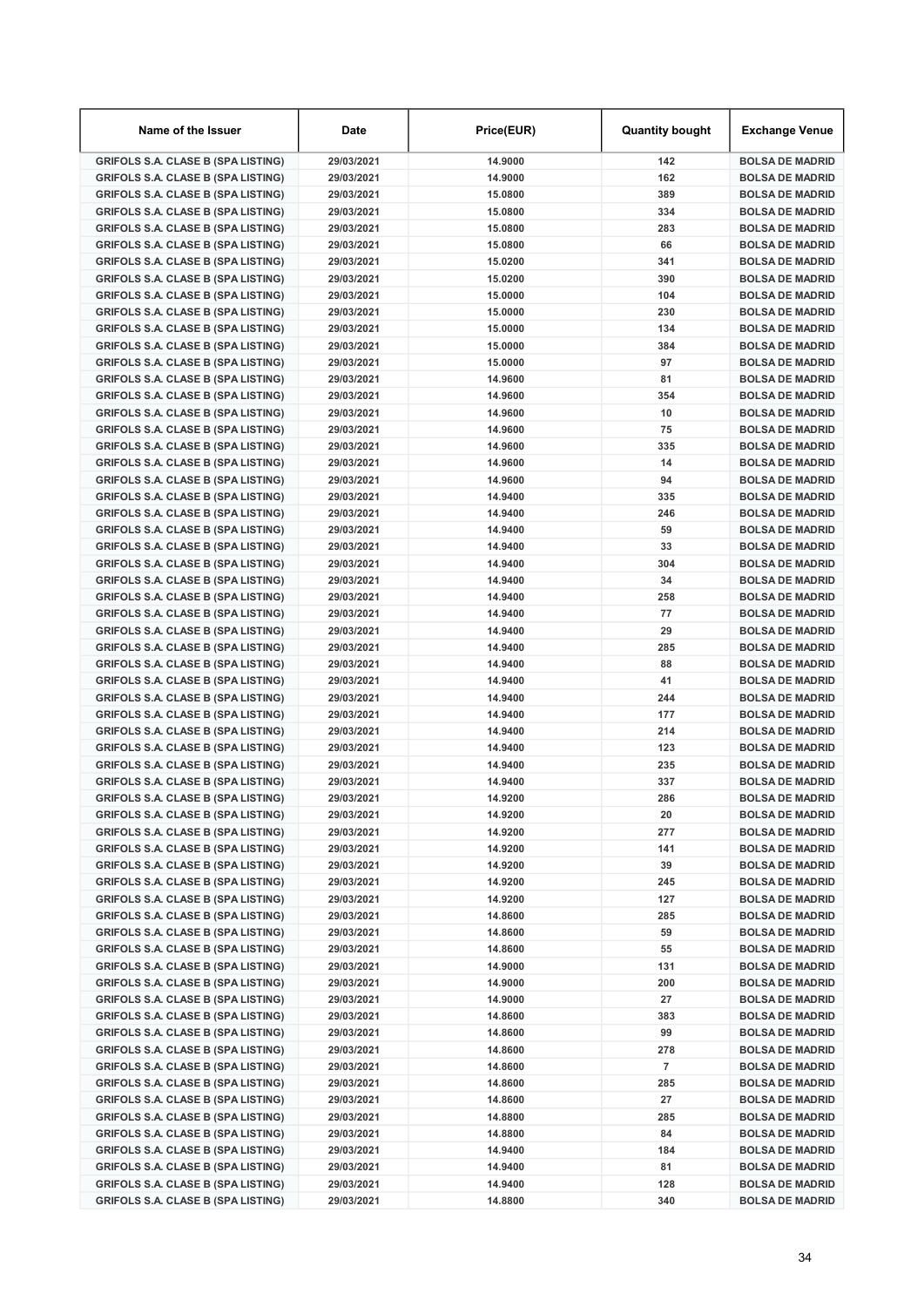| Name of the Issuer | Date | Price(EUR) | Quantity bought | Exchange Venue |
|---|---|---|---|---|
| GRIFOLS S.A. CLASE B (SPA LISTING) | 29/03/2021 | 14.9000 | 142 | BOLSA DE MADRID |
| GRIFOLS S.A. CLASE B (SPA LISTING) | 29/03/2021 | 14.9000 | 162 | BOLSA DE MADRID |
| GRIFOLS S.A. CLASE B (SPA LISTING) | 29/03/2021 | 15.0800 | 389 | BOLSA DE MADRID |
| GRIFOLS S.A. CLASE B (SPA LISTING) | 29/03/2021 | 15.0800 | 334 | BOLSA DE MADRID |
| GRIFOLS S.A. CLASE B (SPA LISTING) | 29/03/2021 | 15.0800 | 283 | BOLSA DE MADRID |
| GRIFOLS S.A. CLASE B (SPA LISTING) | 29/03/2021 | 15.0800 | 66 | BOLSA DE MADRID |
| GRIFOLS S.A. CLASE B (SPA LISTING) | 29/03/2021 | 15.0200 | 341 | BOLSA DE MADRID |
| GRIFOLS S.A. CLASE B (SPA LISTING) | 29/03/2021 | 15.0200 | 390 | BOLSA DE MADRID |
| GRIFOLS S.A. CLASE B (SPA LISTING) | 29/03/2021 | 15.0000 | 104 | BOLSA DE MADRID |
| GRIFOLS S.A. CLASE B (SPA LISTING) | 29/03/2021 | 15.0000 | 230 | BOLSA DE MADRID |
| GRIFOLS S.A. CLASE B (SPA LISTING) | 29/03/2021 | 15.0000 | 134 | BOLSA DE MADRID |
| GRIFOLS S.A. CLASE B (SPA LISTING) | 29/03/2021 | 15.0000 | 384 | BOLSA DE MADRID |
| GRIFOLS S.A. CLASE B (SPA LISTING) | 29/03/2021 | 15.0000 | 97 | BOLSA DE MADRID |
| GRIFOLS S.A. CLASE B (SPA LISTING) | 29/03/2021 | 14.9600 | 81 | BOLSA DE MADRID |
| GRIFOLS S.A. CLASE B (SPA LISTING) | 29/03/2021 | 14.9600 | 354 | BOLSA DE MADRID |
| GRIFOLS S.A. CLASE B (SPA LISTING) | 29/03/2021 | 14.9600 | 10 | BOLSA DE MADRID |
| GRIFOLS S.A. CLASE B (SPA LISTING) | 29/03/2021 | 14.9600 | 75 | BOLSA DE MADRID |
| GRIFOLS S.A. CLASE B (SPA LISTING) | 29/03/2021 | 14.9600 | 335 | BOLSA DE MADRID |
| GRIFOLS S.A. CLASE B (SPA LISTING) | 29/03/2021 | 14.9600 | 14 | BOLSA DE MADRID |
| GRIFOLS S.A. CLASE B (SPA LISTING) | 29/03/2021 | 14.9600 | 94 | BOLSA DE MADRID |
| GRIFOLS S.A. CLASE B (SPA LISTING) | 29/03/2021 | 14.9400 | 335 | BOLSA DE MADRID |
| GRIFOLS S.A. CLASE B (SPA LISTING) | 29/03/2021 | 14.9400 | 246 | BOLSA DE MADRID |
| GRIFOLS S.A. CLASE B (SPA LISTING) | 29/03/2021 | 14.9400 | 59 | BOLSA DE MADRID |
| GRIFOLS S.A. CLASE B (SPA LISTING) | 29/03/2021 | 14.9400 | 33 | BOLSA DE MADRID |
| GRIFOLS S.A. CLASE B (SPA LISTING) | 29/03/2021 | 14.9400 | 304 | BOLSA DE MADRID |
| GRIFOLS S.A. CLASE B (SPA LISTING) | 29/03/2021 | 14.9400 | 34 | BOLSA DE MADRID |
| GRIFOLS S.A. CLASE B (SPA LISTING) | 29/03/2021 | 14.9400 | 258 | BOLSA DE MADRID |
| GRIFOLS S.A. CLASE B (SPA LISTING) | 29/03/2021 | 14.9400 | 77 | BOLSA DE MADRID |
| GRIFOLS S.A. CLASE B (SPA LISTING) | 29/03/2021 | 14.9400 | 29 | BOLSA DE MADRID |
| GRIFOLS S.A. CLASE B (SPA LISTING) | 29/03/2021 | 14.9400 | 285 | BOLSA DE MADRID |
| GRIFOLS S.A. CLASE B (SPA LISTING) | 29/03/2021 | 14.9400 | 88 | BOLSA DE MADRID |
| GRIFOLS S.A. CLASE B (SPA LISTING) | 29/03/2021 | 14.9400 | 41 | BOLSA DE MADRID |
| GRIFOLS S.A. CLASE B (SPA LISTING) | 29/03/2021 | 14.9400 | 244 | BOLSA DE MADRID |
| GRIFOLS S.A. CLASE B (SPA LISTING) | 29/03/2021 | 14.9400 | 177 | BOLSA DE MADRID |
| GRIFOLS S.A. CLASE B (SPA LISTING) | 29/03/2021 | 14.9400 | 214 | BOLSA DE MADRID |
| GRIFOLS S.A. CLASE B (SPA LISTING) | 29/03/2021 | 14.9400 | 123 | BOLSA DE MADRID |
| GRIFOLS S.A. CLASE B (SPA LISTING) | 29/03/2021 | 14.9400 | 235 | BOLSA DE MADRID |
| GRIFOLS S.A. CLASE B (SPA LISTING) | 29/03/2021 | 14.9400 | 337 | BOLSA DE MADRID |
| GRIFOLS S.A. CLASE B (SPA LISTING) | 29/03/2021 | 14.9200 | 286 | BOLSA DE MADRID |
| GRIFOLS S.A. CLASE B (SPA LISTING) | 29/03/2021 | 14.9200 | 20 | BOLSA DE MADRID |
| GRIFOLS S.A. CLASE B (SPA LISTING) | 29/03/2021 | 14.9200 | 277 | BOLSA DE MADRID |
| GRIFOLS S.A. CLASE B (SPA LISTING) | 29/03/2021 | 14.9200 | 141 | BOLSA DE MADRID |
| GRIFOLS S.A. CLASE B (SPA LISTING) | 29/03/2021 | 14.9200 | 39 | BOLSA DE MADRID |
| GRIFOLS S.A. CLASE B (SPA LISTING) | 29/03/2021 | 14.9200 | 245 | BOLSA DE MADRID |
| GRIFOLS S.A. CLASE B (SPA LISTING) | 29/03/2021 | 14.9200 | 127 | BOLSA DE MADRID |
| GRIFOLS S.A. CLASE B (SPA LISTING) | 29/03/2021 | 14.8600 | 285 | BOLSA DE MADRID |
| GRIFOLS S.A. CLASE B (SPA LISTING) | 29/03/2021 | 14.8600 | 59 | BOLSA DE MADRID |
| GRIFOLS S.A. CLASE B (SPA LISTING) | 29/03/2021 | 14.8600 | 55 | BOLSA DE MADRID |
| GRIFOLS S.A. CLASE B (SPA LISTING) | 29/03/2021 | 14.9000 | 131 | BOLSA DE MADRID |
| GRIFOLS S.A. CLASE B (SPA LISTING) | 29/03/2021 | 14.9000 | 200 | BOLSA DE MADRID |
| GRIFOLS S.A. CLASE B (SPA LISTING) | 29/03/2021 | 14.9000 | 27 | BOLSA DE MADRID |
| GRIFOLS S.A. CLASE B (SPA LISTING) | 29/03/2021 | 14.8600 | 383 | BOLSA DE MADRID |
| GRIFOLS S.A. CLASE B (SPA LISTING) | 29/03/2021 | 14.8600 | 99 | BOLSA DE MADRID |
| GRIFOLS S.A. CLASE B (SPA LISTING) | 29/03/2021 | 14.8600 | 278 | BOLSA DE MADRID |
| GRIFOLS S.A. CLASE B (SPA LISTING) | 29/03/2021 | 14.8600 | 7 | BOLSA DE MADRID |
| GRIFOLS S.A. CLASE B (SPA LISTING) | 29/03/2021 | 14.8600 | 285 | BOLSA DE MADRID |
| GRIFOLS S.A. CLASE B (SPA LISTING) | 29/03/2021 | 14.8600 | 27 | BOLSA DE MADRID |
| GRIFOLS S.A. CLASE B (SPA LISTING) | 29/03/2021 | 14.8800 | 285 | BOLSA DE MADRID |
| GRIFOLS S.A. CLASE B (SPA LISTING) | 29/03/2021 | 14.8800 | 84 | BOLSA DE MADRID |
| GRIFOLS S.A. CLASE B (SPA LISTING) | 29/03/2021 | 14.9400 | 184 | BOLSA DE MADRID |
| GRIFOLS S.A. CLASE B (SPA LISTING) | 29/03/2021 | 14.9400 | 81 | BOLSA DE MADRID |
| GRIFOLS S.A. CLASE B (SPA LISTING) | 29/03/2021 | 14.9400 | 128 | BOLSA DE MADRID |
| GRIFOLS S.A. CLASE B (SPA LISTING) | 29/03/2021 | 14.8800 | 340 | BOLSA DE MADRID |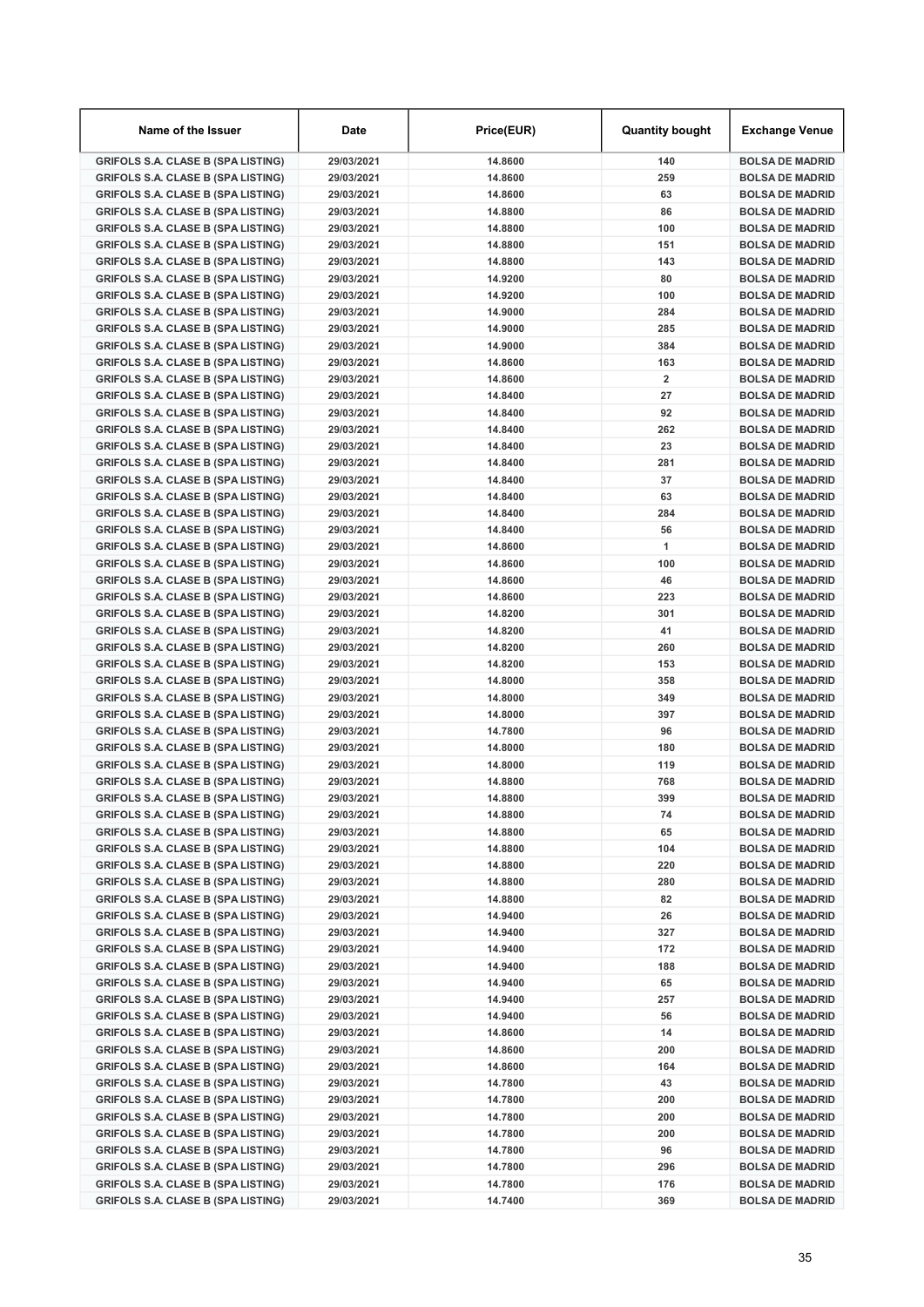| Name of the Issuer | Date | Price(EUR) | Quantity bought | Exchange Venue |
|---|---|---|---|---|
| GRIFOLS S.A. CLASE B (SPA LISTING) | 29/03/2021 | 14.8600 | 140 | BOLSA DE MADRID |
| GRIFOLS S.A. CLASE B (SPA LISTING) | 29/03/2021 | 14.8600 | 259 | BOLSA DE MADRID |
| GRIFOLS S.A. CLASE B (SPA LISTING) | 29/03/2021 | 14.8600 | 63 | BOLSA DE MADRID |
| GRIFOLS S.A. CLASE B (SPA LISTING) | 29/03/2021 | 14.8800 | 86 | BOLSA DE MADRID |
| GRIFOLS S.A. CLASE B (SPA LISTING) | 29/03/2021 | 14.8800 | 100 | BOLSA DE MADRID |
| GRIFOLS S.A. CLASE B (SPA LISTING) | 29/03/2021 | 14.8800 | 151 | BOLSA DE MADRID |
| GRIFOLS S.A. CLASE B (SPA LISTING) | 29/03/2021 | 14.8800 | 143 | BOLSA DE MADRID |
| GRIFOLS S.A. CLASE B (SPA LISTING) | 29/03/2021 | 14.9200 | 80 | BOLSA DE MADRID |
| GRIFOLS S.A. CLASE B (SPA LISTING) | 29/03/2021 | 14.9200 | 100 | BOLSA DE MADRID |
| GRIFOLS S.A. CLASE B (SPA LISTING) | 29/03/2021 | 14.9000 | 284 | BOLSA DE MADRID |
| GRIFOLS S.A. CLASE B (SPA LISTING) | 29/03/2021 | 14.9000 | 285 | BOLSA DE MADRID |
| GRIFOLS S.A. CLASE B (SPA LISTING) | 29/03/2021 | 14.9000 | 384 | BOLSA DE MADRID |
| GRIFOLS S.A. CLASE B (SPA LISTING) | 29/03/2021 | 14.8600 | 163 | BOLSA DE MADRID |
| GRIFOLS S.A. CLASE B (SPA LISTING) | 29/03/2021 | 14.8600 | 2 | BOLSA DE MADRID |
| GRIFOLS S.A. CLASE B (SPA LISTING) | 29/03/2021 | 14.8400 | 27 | BOLSA DE MADRID |
| GRIFOLS S.A. CLASE B (SPA LISTING) | 29/03/2021 | 14.8400 | 92 | BOLSA DE MADRID |
| GRIFOLS S.A. CLASE B (SPA LISTING) | 29/03/2021 | 14.8400 | 262 | BOLSA DE MADRID |
| GRIFOLS S.A. CLASE B (SPA LISTING) | 29/03/2021 | 14.8400 | 23 | BOLSA DE MADRID |
| GRIFOLS S.A. CLASE B (SPA LISTING) | 29/03/2021 | 14.8400 | 281 | BOLSA DE MADRID |
| GRIFOLS S.A. CLASE B (SPA LISTING) | 29/03/2021 | 14.8400 | 37 | BOLSA DE MADRID |
| GRIFOLS S.A. CLASE B (SPA LISTING) | 29/03/2021 | 14.8400 | 63 | BOLSA DE MADRID |
| GRIFOLS S.A. CLASE B (SPA LISTING) | 29/03/2021 | 14.8400 | 284 | BOLSA DE MADRID |
| GRIFOLS S.A. CLASE B (SPA LISTING) | 29/03/2021 | 14.8400 | 56 | BOLSA DE MADRID |
| GRIFOLS S.A. CLASE B (SPA LISTING) | 29/03/2021 | 14.8600 | 1 | BOLSA DE MADRID |
| GRIFOLS S.A. CLASE B (SPA LISTING) | 29/03/2021 | 14.8600 | 100 | BOLSA DE MADRID |
| GRIFOLS S.A. CLASE B (SPA LISTING) | 29/03/2021 | 14.8600 | 46 | BOLSA DE MADRID |
| GRIFOLS S.A. CLASE B (SPA LISTING) | 29/03/2021 | 14.8600 | 223 | BOLSA DE MADRID |
| GRIFOLS S.A. CLASE B (SPA LISTING) | 29/03/2021 | 14.8200 | 301 | BOLSA DE MADRID |
| GRIFOLS S.A. CLASE B (SPA LISTING) | 29/03/2021 | 14.8200 | 41 | BOLSA DE MADRID |
| GRIFOLS S.A. CLASE B (SPA LISTING) | 29/03/2021 | 14.8200 | 260 | BOLSA DE MADRID |
| GRIFOLS S.A. CLASE B (SPA LISTING) | 29/03/2021 | 14.8200 | 153 | BOLSA DE MADRID |
| GRIFOLS S.A. CLASE B (SPA LISTING) | 29/03/2021 | 14.8000 | 358 | BOLSA DE MADRID |
| GRIFOLS S.A. CLASE B (SPA LISTING) | 29/03/2021 | 14.8000 | 349 | BOLSA DE MADRID |
| GRIFOLS S.A. CLASE B (SPA LISTING) | 29/03/2021 | 14.8000 | 397 | BOLSA DE MADRID |
| GRIFOLS S.A. CLASE B (SPA LISTING) | 29/03/2021 | 14.7800 | 96 | BOLSA DE MADRID |
| GRIFOLS S.A. CLASE B (SPA LISTING) | 29/03/2021 | 14.8000 | 180 | BOLSA DE MADRID |
| GRIFOLS S.A. CLASE B (SPA LISTING) | 29/03/2021 | 14.8000 | 119 | BOLSA DE MADRID |
| GRIFOLS S.A. CLASE B (SPA LISTING) | 29/03/2021 | 14.8800 | 768 | BOLSA DE MADRID |
| GRIFOLS S.A. CLASE B (SPA LISTING) | 29/03/2021 | 14.8800 | 399 | BOLSA DE MADRID |
| GRIFOLS S.A. CLASE B (SPA LISTING) | 29/03/2021 | 14.8800 | 74 | BOLSA DE MADRID |
| GRIFOLS S.A. CLASE B (SPA LISTING) | 29/03/2021 | 14.8800 | 65 | BOLSA DE MADRID |
| GRIFOLS S.A. CLASE B (SPA LISTING) | 29/03/2021 | 14.8800 | 104 | BOLSA DE MADRID |
| GRIFOLS S.A. CLASE B (SPA LISTING) | 29/03/2021 | 14.8800 | 220 | BOLSA DE MADRID |
| GRIFOLS S.A. CLASE B (SPA LISTING) | 29/03/2021 | 14.8800 | 280 | BOLSA DE MADRID |
| GRIFOLS S.A. CLASE B (SPA LISTING) | 29/03/2021 | 14.8800 | 82 | BOLSA DE MADRID |
| GRIFOLS S.A. CLASE B (SPA LISTING) | 29/03/2021 | 14.9400 | 26 | BOLSA DE MADRID |
| GRIFOLS S.A. CLASE B (SPA LISTING) | 29/03/2021 | 14.9400 | 327 | BOLSA DE MADRID |
| GRIFOLS S.A. CLASE B (SPA LISTING) | 29/03/2021 | 14.9400 | 172 | BOLSA DE MADRID |
| GRIFOLS S.A. CLASE B (SPA LISTING) | 29/03/2021 | 14.9400 | 188 | BOLSA DE MADRID |
| GRIFOLS S.A. CLASE B (SPA LISTING) | 29/03/2021 | 14.9400 | 65 | BOLSA DE MADRID |
| GRIFOLS S.A. CLASE B (SPA LISTING) | 29/03/2021 | 14.9400 | 257 | BOLSA DE MADRID |
| GRIFOLS S.A. CLASE B (SPA LISTING) | 29/03/2021 | 14.9400 | 56 | BOLSA DE MADRID |
| GRIFOLS S.A. CLASE B (SPA LISTING) | 29/03/2021 | 14.8600 | 14 | BOLSA DE MADRID |
| GRIFOLS S.A. CLASE B (SPA LISTING) | 29/03/2021 | 14.8600 | 200 | BOLSA DE MADRID |
| GRIFOLS S.A. CLASE B (SPA LISTING) | 29/03/2021 | 14.8600 | 164 | BOLSA DE MADRID |
| GRIFOLS S.A. CLASE B (SPA LISTING) | 29/03/2021 | 14.7800 | 43 | BOLSA DE MADRID |
| GRIFOLS S.A. CLASE B (SPA LISTING) | 29/03/2021 | 14.7800 | 200 | BOLSA DE MADRID |
| GRIFOLS S.A. CLASE B (SPA LISTING) | 29/03/2021 | 14.7800 | 200 | BOLSA DE MADRID |
| GRIFOLS S.A. CLASE B (SPA LISTING) | 29/03/2021 | 14.7800 | 200 | BOLSA DE MADRID |
| GRIFOLS S.A. CLASE B (SPA LISTING) | 29/03/2021 | 14.7800 | 96 | BOLSA DE MADRID |
| GRIFOLS S.A. CLASE B (SPA LISTING) | 29/03/2021 | 14.7800 | 296 | BOLSA DE MADRID |
| GRIFOLS S.A. CLASE B (SPA LISTING) | 29/03/2021 | 14.7800 | 176 | BOLSA DE MADRID |
| GRIFOLS S.A. CLASE B (SPA LISTING) | 29/03/2021 | 14.7400 | 369 | BOLSA DE MADRID |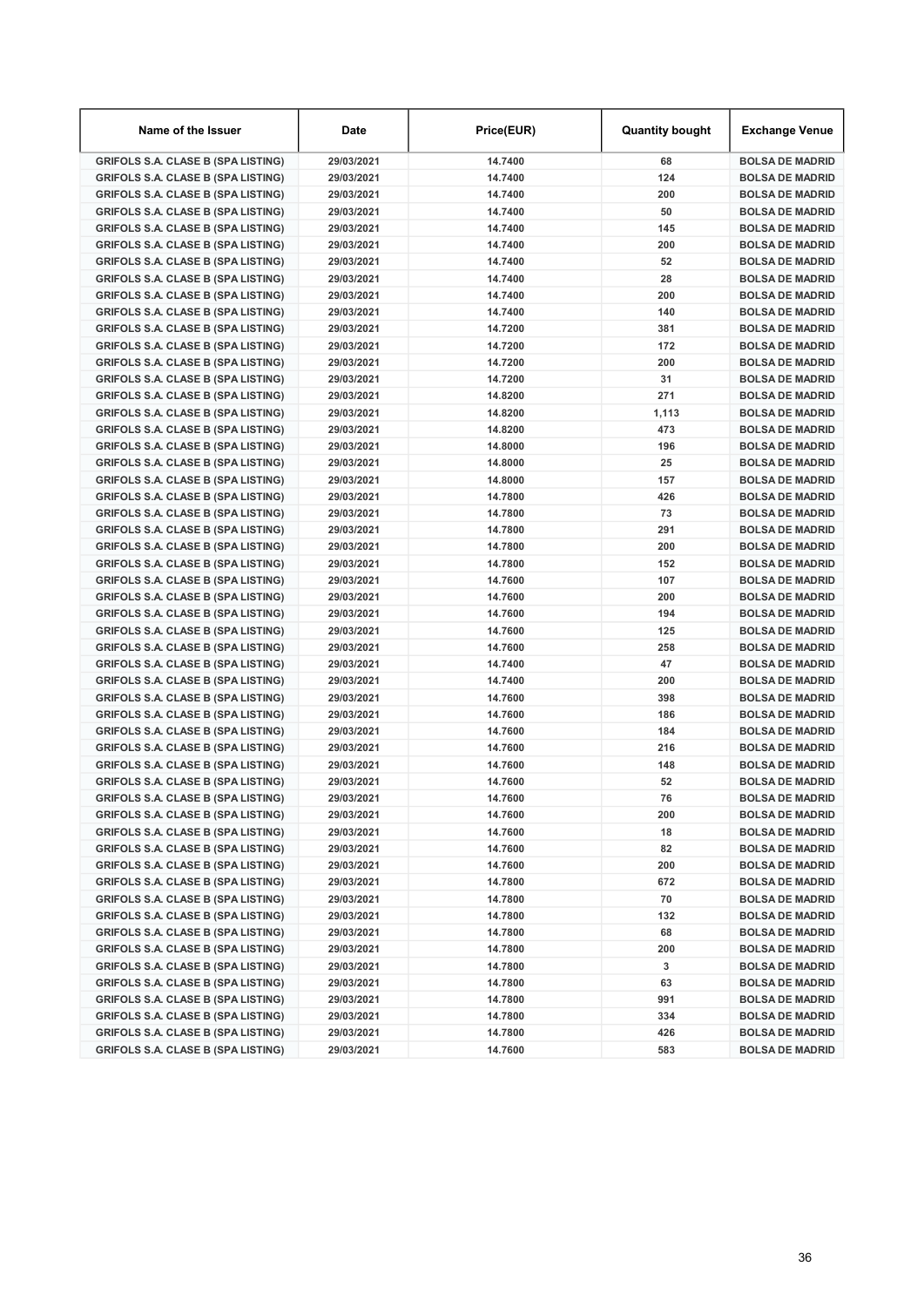| Name of the Issuer | Date | Price(EUR) | Quantity bought | Exchange Venue |
|---|---|---|---|---|
| GRIFOLS S.A. CLASE B (SPA LISTING) | 29/03/2021 | 14.7400 | 68 | BOLSA DE MADRID |
| GRIFOLS S.A. CLASE B (SPA LISTING) | 29/03/2021 | 14.7400 | 124 | BOLSA DE MADRID |
| GRIFOLS S.A. CLASE B (SPA LISTING) | 29/03/2021 | 14.7400 | 200 | BOLSA DE MADRID |
| GRIFOLS S.A. CLASE B (SPA LISTING) | 29/03/2021 | 14.7400 | 50 | BOLSA DE MADRID |
| GRIFOLS S.A. CLASE B (SPA LISTING) | 29/03/2021 | 14.7400 | 145 | BOLSA DE MADRID |
| GRIFOLS S.A. CLASE B (SPA LISTING) | 29/03/2021 | 14.7400 | 200 | BOLSA DE MADRID |
| GRIFOLS S.A. CLASE B (SPA LISTING) | 29/03/2021 | 14.7400 | 52 | BOLSA DE MADRID |
| GRIFOLS S.A. CLASE B (SPA LISTING) | 29/03/2021 | 14.7400 | 28 | BOLSA DE MADRID |
| GRIFOLS S.A. CLASE B (SPA LISTING) | 29/03/2021 | 14.7400 | 200 | BOLSA DE MADRID |
| GRIFOLS S.A. CLASE B (SPA LISTING) | 29/03/2021 | 14.7400 | 140 | BOLSA DE MADRID |
| GRIFOLS S.A. CLASE B (SPA LISTING) | 29/03/2021 | 14.7200 | 381 | BOLSA DE MADRID |
| GRIFOLS S.A. CLASE B (SPA LISTING) | 29/03/2021 | 14.7200 | 172 | BOLSA DE MADRID |
| GRIFOLS S.A. CLASE B (SPA LISTING) | 29/03/2021 | 14.7200 | 200 | BOLSA DE MADRID |
| GRIFOLS S.A. CLASE B (SPA LISTING) | 29/03/2021 | 14.7200 | 31 | BOLSA DE MADRID |
| GRIFOLS S.A. CLASE B (SPA LISTING) | 29/03/2021 | 14.8200 | 271 | BOLSA DE MADRID |
| GRIFOLS S.A. CLASE B (SPA LISTING) | 29/03/2021 | 14.8200 | 1,113 | BOLSA DE MADRID |
| GRIFOLS S.A. CLASE B (SPA LISTING) | 29/03/2021 | 14.8200 | 473 | BOLSA DE MADRID |
| GRIFOLS S.A. CLASE B (SPA LISTING) | 29/03/2021 | 14.8000 | 196 | BOLSA DE MADRID |
| GRIFOLS S.A. CLASE B (SPA LISTING) | 29/03/2021 | 14.8000 | 25 | BOLSA DE MADRID |
| GRIFOLS S.A. CLASE B (SPA LISTING) | 29/03/2021 | 14.8000 | 157 | BOLSA DE MADRID |
| GRIFOLS S.A. CLASE B (SPA LISTING) | 29/03/2021 | 14.7800 | 426 | BOLSA DE MADRID |
| GRIFOLS S.A. CLASE B (SPA LISTING) | 29/03/2021 | 14.7800 | 73 | BOLSA DE MADRID |
| GRIFOLS S.A. CLASE B (SPA LISTING) | 29/03/2021 | 14.7800 | 291 | BOLSA DE MADRID |
| GRIFOLS S.A. CLASE B (SPA LISTING) | 29/03/2021 | 14.7800 | 200 | BOLSA DE MADRID |
| GRIFOLS S.A. CLASE B (SPA LISTING) | 29/03/2021 | 14.7800 | 152 | BOLSA DE MADRID |
| GRIFOLS S.A. CLASE B (SPA LISTING) | 29/03/2021 | 14.7600 | 107 | BOLSA DE MADRID |
| GRIFOLS S.A. CLASE B (SPA LISTING) | 29/03/2021 | 14.7600 | 200 | BOLSA DE MADRID |
| GRIFOLS S.A. CLASE B (SPA LISTING) | 29/03/2021 | 14.7600 | 194 | BOLSA DE MADRID |
| GRIFOLS S.A. CLASE B (SPA LISTING) | 29/03/2021 | 14.7600 | 125 | BOLSA DE MADRID |
| GRIFOLS S.A. CLASE B (SPA LISTING) | 29/03/2021 | 14.7600 | 258 | BOLSA DE MADRID |
| GRIFOLS S.A. CLASE B (SPA LISTING) | 29/03/2021 | 14.7400 | 47 | BOLSA DE MADRID |
| GRIFOLS S.A. CLASE B (SPA LISTING) | 29/03/2021 | 14.7400 | 200 | BOLSA DE MADRID |
| GRIFOLS S.A. CLASE B (SPA LISTING) | 29/03/2021 | 14.7600 | 398 | BOLSA DE MADRID |
| GRIFOLS S.A. CLASE B (SPA LISTING) | 29/03/2021 | 14.7600 | 186 | BOLSA DE MADRID |
| GRIFOLS S.A. CLASE B (SPA LISTING) | 29/03/2021 | 14.7600 | 184 | BOLSA DE MADRID |
| GRIFOLS S.A. CLASE B (SPA LISTING) | 29/03/2021 | 14.7600 | 216 | BOLSA DE MADRID |
| GRIFOLS S.A. CLASE B (SPA LISTING) | 29/03/2021 | 14.7600 | 148 | BOLSA DE MADRID |
| GRIFOLS S.A. CLASE B (SPA LISTING) | 29/03/2021 | 14.7600 | 52 | BOLSA DE MADRID |
| GRIFOLS S.A. CLASE B (SPA LISTING) | 29/03/2021 | 14.7600 | 76 | BOLSA DE MADRID |
| GRIFOLS S.A. CLASE B (SPA LISTING) | 29/03/2021 | 14.7600 | 200 | BOLSA DE MADRID |
| GRIFOLS S.A. CLASE B (SPA LISTING) | 29/03/2021 | 14.7600 | 18 | BOLSA DE MADRID |
| GRIFOLS S.A. CLASE B (SPA LISTING) | 29/03/2021 | 14.7600 | 82 | BOLSA DE MADRID |
| GRIFOLS S.A. CLASE B (SPA LISTING) | 29/03/2021 | 14.7600 | 200 | BOLSA DE MADRID |
| GRIFOLS S.A. CLASE B (SPA LISTING) | 29/03/2021 | 14.7800 | 672 | BOLSA DE MADRID |
| GRIFOLS S.A. CLASE B (SPA LISTING) | 29/03/2021 | 14.7800 | 70 | BOLSA DE MADRID |
| GRIFOLS S.A. CLASE B (SPA LISTING) | 29/03/2021 | 14.7800 | 132 | BOLSA DE MADRID |
| GRIFOLS S.A. CLASE B (SPA LISTING) | 29/03/2021 | 14.7800 | 68 | BOLSA DE MADRID |
| GRIFOLS S.A. CLASE B (SPA LISTING) | 29/03/2021 | 14.7800 | 200 | BOLSA DE MADRID |
| GRIFOLS S.A. CLASE B (SPA LISTING) | 29/03/2021 | 14.7800 | 3 | BOLSA DE MADRID |
| GRIFOLS S.A. CLASE B (SPA LISTING) | 29/03/2021 | 14.7800 | 63 | BOLSA DE MADRID |
| GRIFOLS S.A. CLASE B (SPA LISTING) | 29/03/2021 | 14.7800 | 991 | BOLSA DE MADRID |
| GRIFOLS S.A. CLASE B (SPA LISTING) | 29/03/2021 | 14.7800 | 334 | BOLSA DE MADRID |
| GRIFOLS S.A. CLASE B (SPA LISTING) | 29/03/2021 | 14.7800 | 426 | BOLSA DE MADRID |
| GRIFOLS S.A. CLASE B (SPA LISTING) | 29/03/2021 | 14.7600 | 583 | BOLSA DE MADRID |